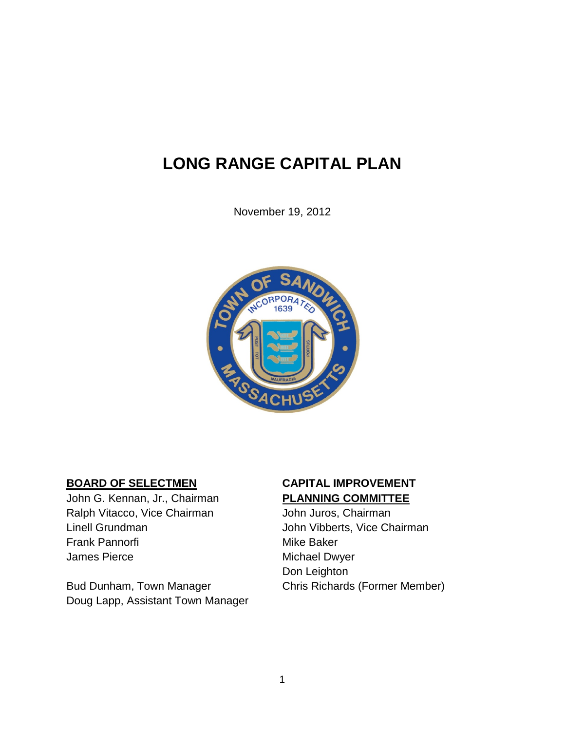# LONG RANGE CAPITAL PLAN

November 19, 2012

**BOARD OF SELECTMEN**

John G. Kennan, Jr., Chairman
Ralph Vitacco, Vice Chairman
Linell Grundman
Frank Pannorfi
James Pierce

Bud Dunham, Town Manager
Doug Lapp, Assistant Town Manager

**CAPITAL IMPROVEMENT PLANNING COMMITTEE**

John Juros, Chairman
John Vibberts, Vice Chairman
Mike Baker
Michael Dwyer
Don Leighton
Chris Richards (Former Member)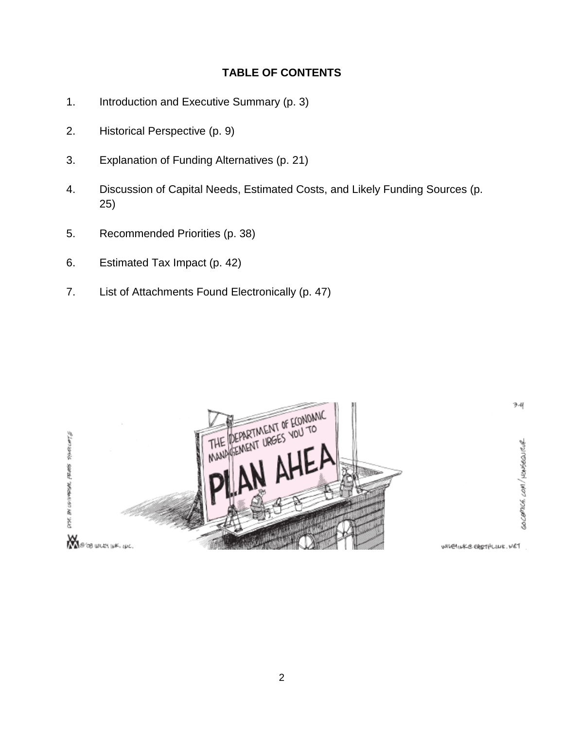# TABLE OF CONTENTS

1. Introduction and Executive Summary (p. 3)
2. Historical Perspective (p. 9)
3. Explanation of Funding Alternatives (p. 21)
4. Discussion of Capital Needs, Estimated Costs, and Likely Funding Sources (p. 25)
5. Recommended Priorities (p. 38)
6. Estimated Tax Impact (p. 42)
7. List of Attachments Found Electronically (p. 47)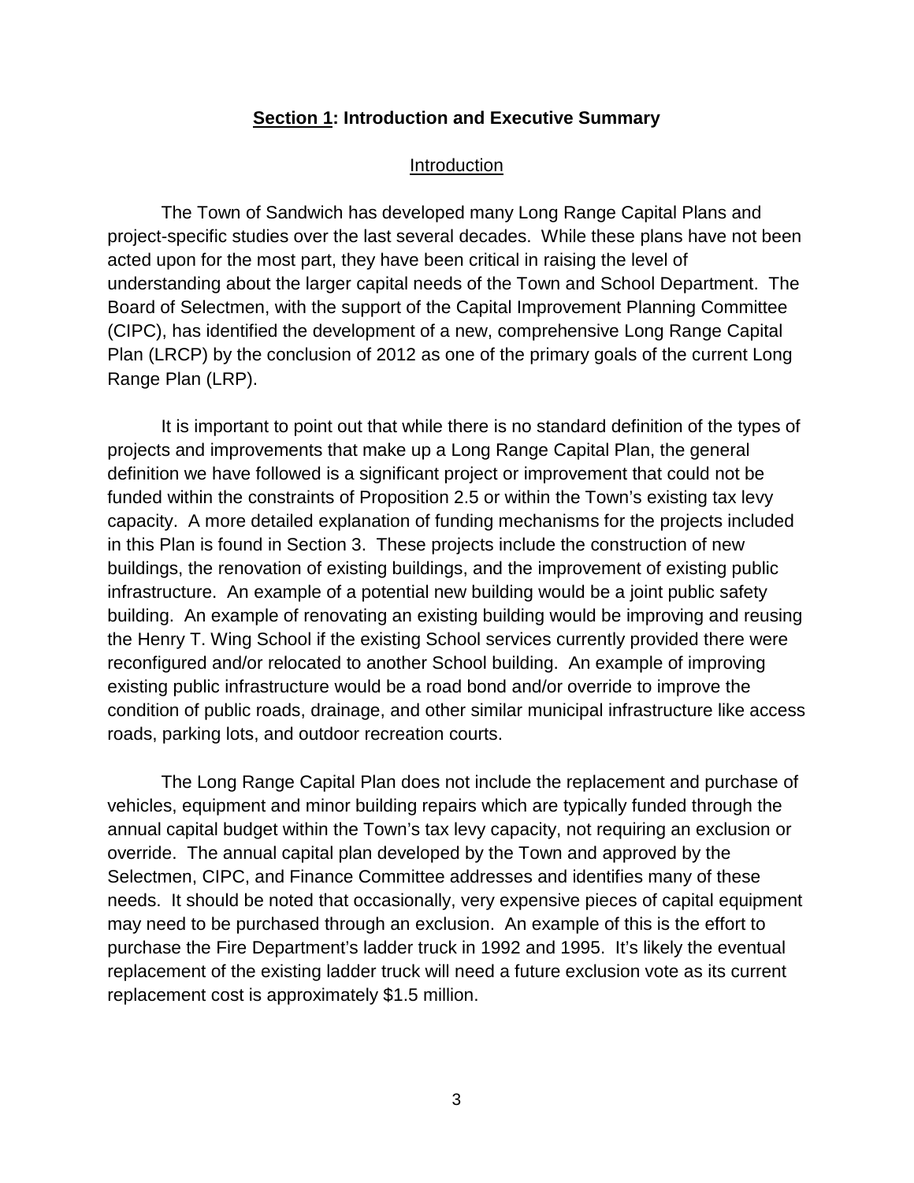## Section 1: Introduction and Executive Summary

### Introduction

The Town of Sandwich has developed many Long Range Capital Plans and project-specific studies over the last several decades. While these plans have not been acted upon for the most part, they have been critical in raising the level of understanding about the larger capital needs of the Town and School Department. The Board of Selectmen, with the support of the Capital Improvement Planning Committee (CIPC), has identified the development of a new, comprehensive Long Range Capital Plan (LRCP) by the conclusion of 2012 as one of the primary goals of the current Long Range Plan (LRP).

It is important to point out that while there is no standard definition of the types of projects and improvements that make up a Long Range Capital Plan, the general definition we have followed is a significant project or improvement that could not be funded within the constraints of Proposition 2.5 or within the Town's existing tax levy capacity. A more detailed explanation of funding mechanisms for the projects included in this Plan is found in Section 3. These projects include the construction of new buildings, the renovation of existing buildings, and the improvement of existing public infrastructure. An example of a potential new building would be a joint public safety building. An example of renovating an existing building would be improving and reusing the Henry T. Wing School if the existing School services currently provided there were reconfigured and/or relocated to another School building. An example of improving existing public infrastructure would be a road bond and/or override to improve the condition of public roads, drainage, and other similar municipal infrastructure like access roads, parking lots, and outdoor recreation courts.

The Long Range Capital Plan does not include the replacement and purchase of vehicles, equipment and minor building repairs which are typically funded through the annual capital budget within the Town's tax levy capacity, not requiring an exclusion or override. The annual capital plan developed by the Town and approved by the Selectmen, CIPC, and Finance Committee addresses and identifies many of these needs. It should be noted that occasionally, very expensive pieces of capital equipment may need to be purchased through an exclusion. An example of this is the effort to purchase the Fire Department's ladder truck in 1992 and 1995. It's likely the eventual replacement of the existing ladder truck will need a future exclusion vote as its current replacement cost is approximately $1.5 million.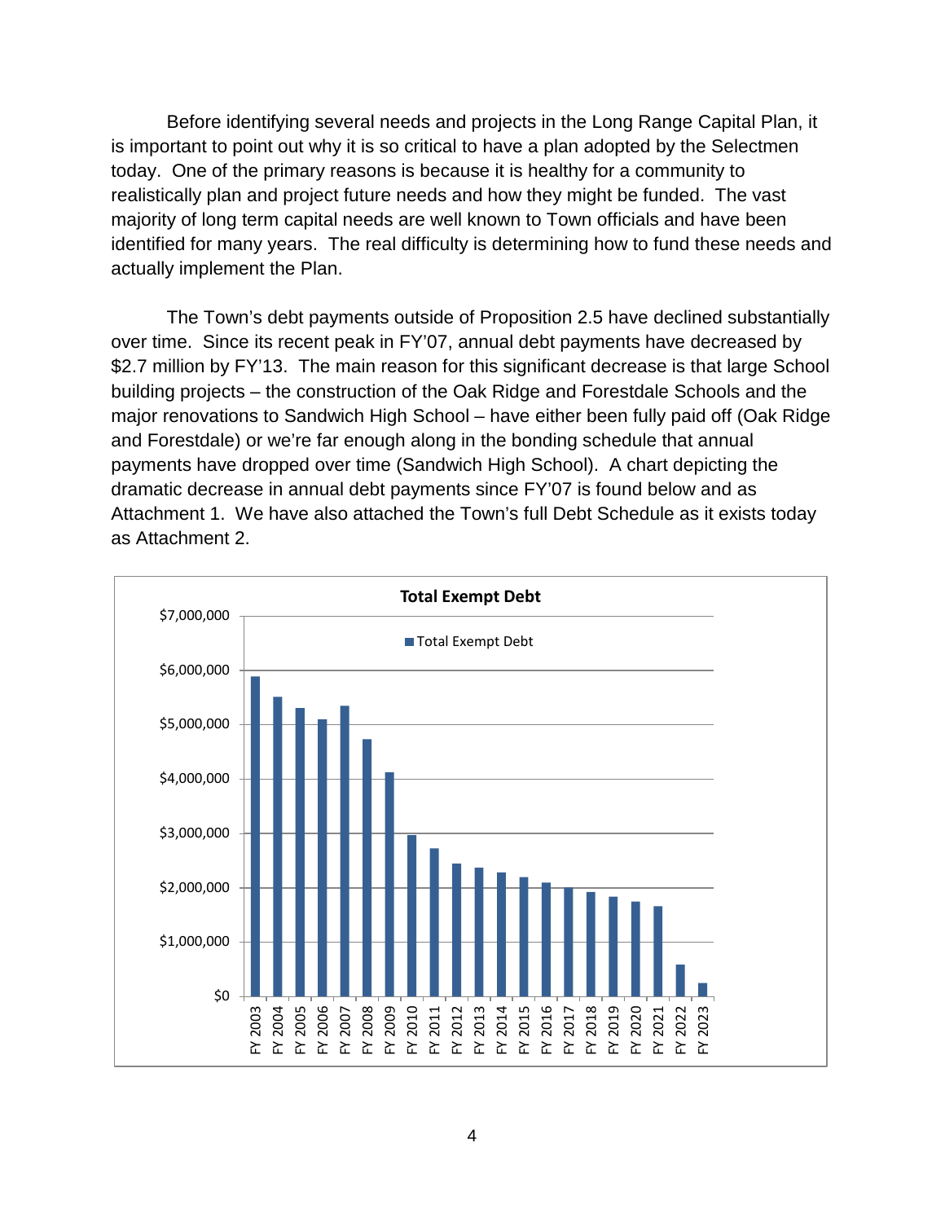Before identifying several needs and projects in the Long Range Capital Plan, it is important to point out why it is so critical to have a plan adopted by the Selectmen today. One of the primary reasons is because it is healthy for a community to realistically plan and project future needs and how they might be funded. The vast majority of long term capital needs are well known to Town officials and have been identified for many years. The real difficulty is determining how to fund these needs and actually implement the Plan.

The Town's debt payments outside of Proposition 2.5 have declined substantially over time. Since its recent peak in FY'07, annual debt payments have decreased by $2.7 million by FY'13. The main reason for this significant decrease is that large School building projects – the construction of the Oak Ridge and Forestdale Schools and the major renovations to Sandwich High School – have either been fully paid off (Oak Ridge and Forestdale) or we're far enough along in the bonding schedule that annual payments have dropped over time (Sandwich High School). A chart depicting the dramatic decrease in annual debt payments since FY'07 is found below and as Attachment 1. We have also attached the Town's full Debt Schedule as it exists today as Attachment 2.

**Total Exempt Debt**

■ Total Exempt Debt

$7,000,000
$6,000,000
$5,000,000
$4,000,000
$3,000,000
$2,000,000
$1,000,000
$0

FY 2003, FY 2004, FY 2005, FY 2006, FY 2007, FY 2008, FY 2009, FY 2010, FY 2011, FY 2012, FY 2013, FY 2014, FY 2015, FY 2016, FY 2017, FY 2018, FY 2019, FY 2020, FY 2021, FY 2022, FY 2023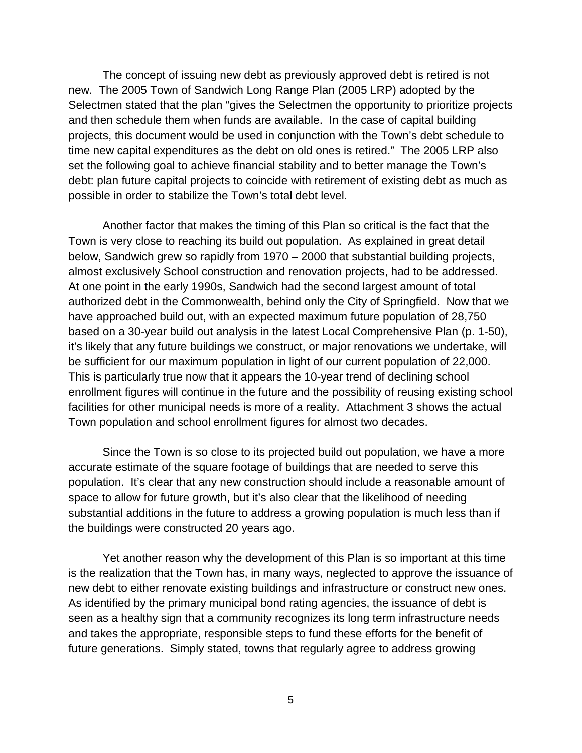The concept of issuing new debt as previously approved debt is retired is not new. The 2005 Town of Sandwich Long Range Plan (2005 LRP) adopted by the Selectmen stated that the plan "gives the Selectmen the opportunity to prioritize projects and then schedule them when funds are available. In the case of capital building projects, this document would be used in conjunction with the Town's debt schedule to time new capital expenditures as the debt on old ones is retired." The 2005 LRP also set the following goal to achieve financial stability and to better manage the Town's debt: plan future capital projects to coincide with retirement of existing debt as much as possible in order to stabilize the Town's total debt level.

Another factor that makes the timing of this Plan so critical is the fact that the Town is very close to reaching its build out population. As explained in great detail below, Sandwich grew so rapidly from 1970 – 2000 that substantial building projects, almost exclusively School construction and renovation projects, had to be addressed. At one point in the early 1990s, Sandwich had the second largest amount of total authorized debt in the Commonwealth, behind only the City of Springfield. Now that we have approached build out, with an expected maximum future population of 28,750 based on a 30-year build out analysis in the latest Local Comprehensive Plan (p. 1-50), it's likely that any future buildings we construct, or major renovations we undertake, will be sufficient for our maximum population in light of our current population of 22,000. This is particularly true now that it appears the 10-year trend of declining school enrollment figures will continue in the future and the possibility of reusing existing school facilities for other municipal needs is more of a reality. Attachment 3 shows the actual Town population and school enrollment figures for almost two decades.

Since the Town is so close to its projected build out population, we have a more accurate estimate of the square footage of buildings that are needed to serve this population. It's clear that any new construction should include a reasonable amount of space to allow for future growth, but it's also clear that the likelihood of needing substantial additions in the future to address a growing population is much less than if the buildings were constructed 20 years ago.

Yet another reason why the development of this Plan is so important at this time is the realization that the Town has, in many ways, neglected to approve the issuance of new debt to either renovate existing buildings and infrastructure or construct new ones. As identified by the primary municipal bond rating agencies, the issuance of debt is seen as a healthy sign that a community recognizes its long term infrastructure needs and takes the appropriate, responsible steps to fund these efforts for the benefit of future generations. Simply stated, towns that regularly agree to address growing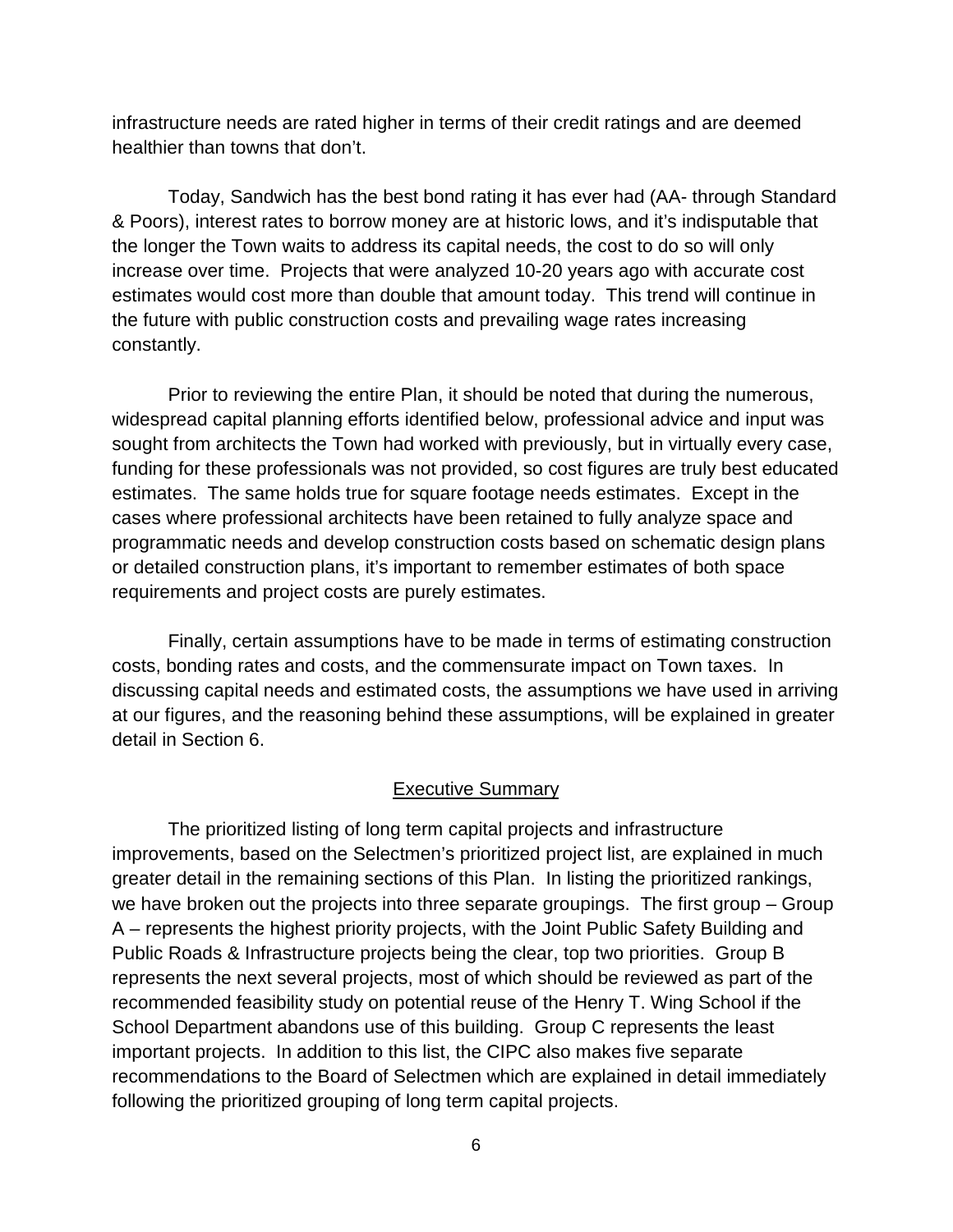infrastructure needs are rated higher in terms of their credit ratings and are deemed healthier than towns that don't.

Today, Sandwich has the best bond rating it has ever had (AA- through Standard & Poors), interest rates to borrow money are at historic lows, and it's indisputable that the longer the Town waits to address its capital needs, the cost to do so will only increase over time. Projects that were analyzed 10-20 years ago with accurate cost estimates would cost more than double that amount today. This trend will continue in the future with public construction costs and prevailing wage rates increasing constantly.

Prior to reviewing the entire Plan, it should be noted that during the numerous, widespread capital planning efforts identified below, professional advice and input was sought from architects the Town had worked with previously, but in virtually every case, funding for these professionals was not provided, so cost figures are truly best educated estimates. The same holds true for square footage needs estimates. Except in the cases where professional architects have been retained to fully analyze space and programmatic needs and develop construction costs based on schematic design plans or detailed construction plans, it's important to remember estimates of both space requirements and project costs are purely estimates.

Finally, certain assumptions have to be made in terms of estimating construction costs, bonding rates and costs, and the commensurate impact on Town taxes. In discussing capital needs and estimated costs, the assumptions we have used in arriving at our figures, and the reasoning behind these assumptions, will be explained in greater detail in Section 6.

## Executive Summary

The prioritized listing of long term capital projects and infrastructure improvements, based on the Selectmen's prioritized project list, are explained in much greater detail in the remaining sections of this Plan. In listing the prioritized rankings, we have broken out the projects into three separate groupings. The first group – Group A – represents the highest priority projects, with the Joint Public Safety Building and Public Roads & Infrastructure projects being the clear, top two priorities. Group B represents the next several projects, most of which should be reviewed as part of the recommended feasibility study on potential reuse of the Henry T. Wing School if the School Department abandons use of this building. Group C represents the least important projects. In addition to this list, the CIPC also makes five separate recommendations to the Board of Selectmen which are explained in detail immediately following the prioritized grouping of long term capital projects.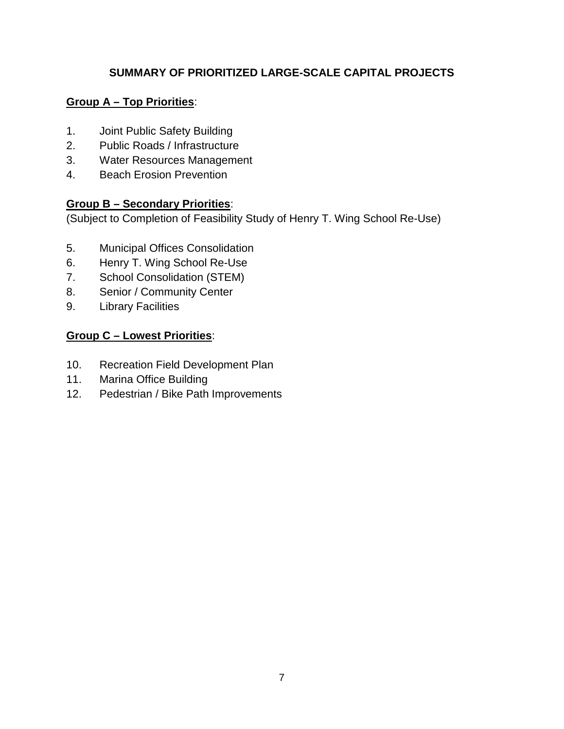## SUMMARY OF PRIORITIZED LARGE-SCALE CAPITAL PROJECTS

**Group A – Top Priorities**:

1. Joint Public Safety Building
2. Public Roads / Infrastructure
3. Water Resources Management
4. Beach Erosion Prevention

**Group B – Secondary Priorities**:
(Subject to Completion of Feasibility Study of Henry T. Wing School Re-Use)

5. Municipal Offices Consolidation
6. Henry T. Wing School Re-Use
7. School Consolidation (STEM)
8. Senior / Community Center
9. Library Facilities

**Group C – Lowest Priorities**:

10. Recreation Field Development Plan
11. Marina Office Building
12. Pedestrian / Bike Path Improvements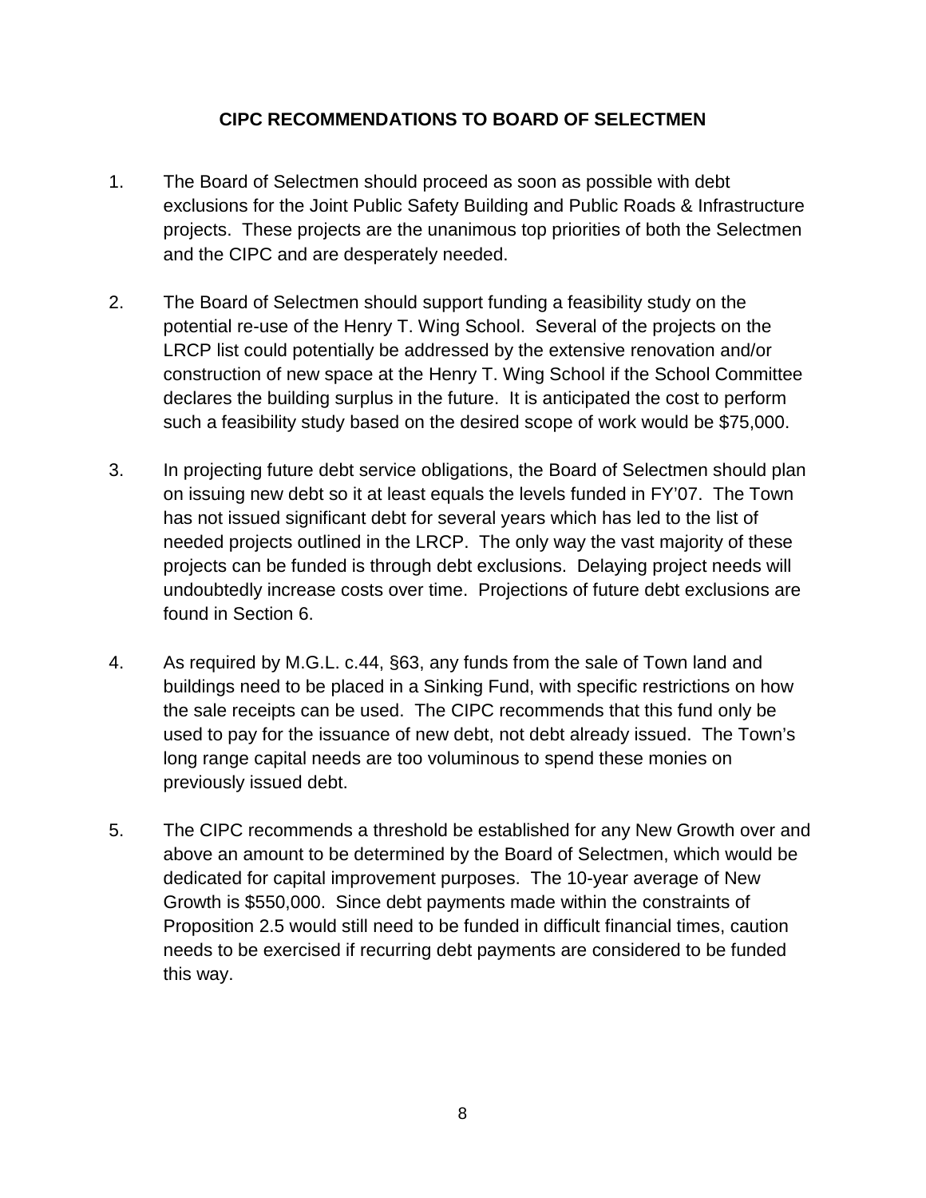## CIPC RECOMMENDATIONS TO BOARD OF SELECTMEN

1. The Board of Selectmen should proceed as soon as possible with debt exclusions for the Joint Public Safety Building and Public Roads & Infrastructure projects. These projects are the unanimous top priorities of both the Selectmen and the CIPC and are desperately needed.

2. The Board of Selectmen should support funding a feasibility study on the potential re-use of the Henry T. Wing School. Several of the projects on the LRCP list could potentially be addressed by the extensive renovation and/or construction of new space at the Henry T. Wing School if the School Committee declares the building surplus in the future. It is anticipated the cost to perform such a feasibility study based on the desired scope of work would be $75,000.

3. In projecting future debt service obligations, the Board of Selectmen should plan on issuing new debt so it at least equals the levels funded in FY'07. The Town has not issued significant debt for several years which has led to the list of needed projects outlined in the LRCP. The only way the vast majority of these projects can be funded is through debt exclusions. Delaying project needs will undoubtedly increase costs over time. Projections of future debt exclusions are found in Section 6.

4. As required by M.G.L. c.44, §63, any funds from the sale of Town land and buildings need to be placed in a Sinking Fund, with specific restrictions on how the sale receipts can be used. The CIPC recommends that this fund only be used to pay for the issuance of new debt, not debt already issued. The Town's long range capital needs are too voluminous to spend these monies on previously issued debt.

5. The CIPC recommends a threshold be established for any New Growth over and above an amount to be determined by the Board of Selectmen, which would be dedicated for capital improvement purposes. The 10-year average of New Growth is $550,000. Since debt payments made within the constraints of Proposition 2.5 would still need to be funded in difficult financial times, caution needs to be exercised if recurring debt payments are considered to be funded this way.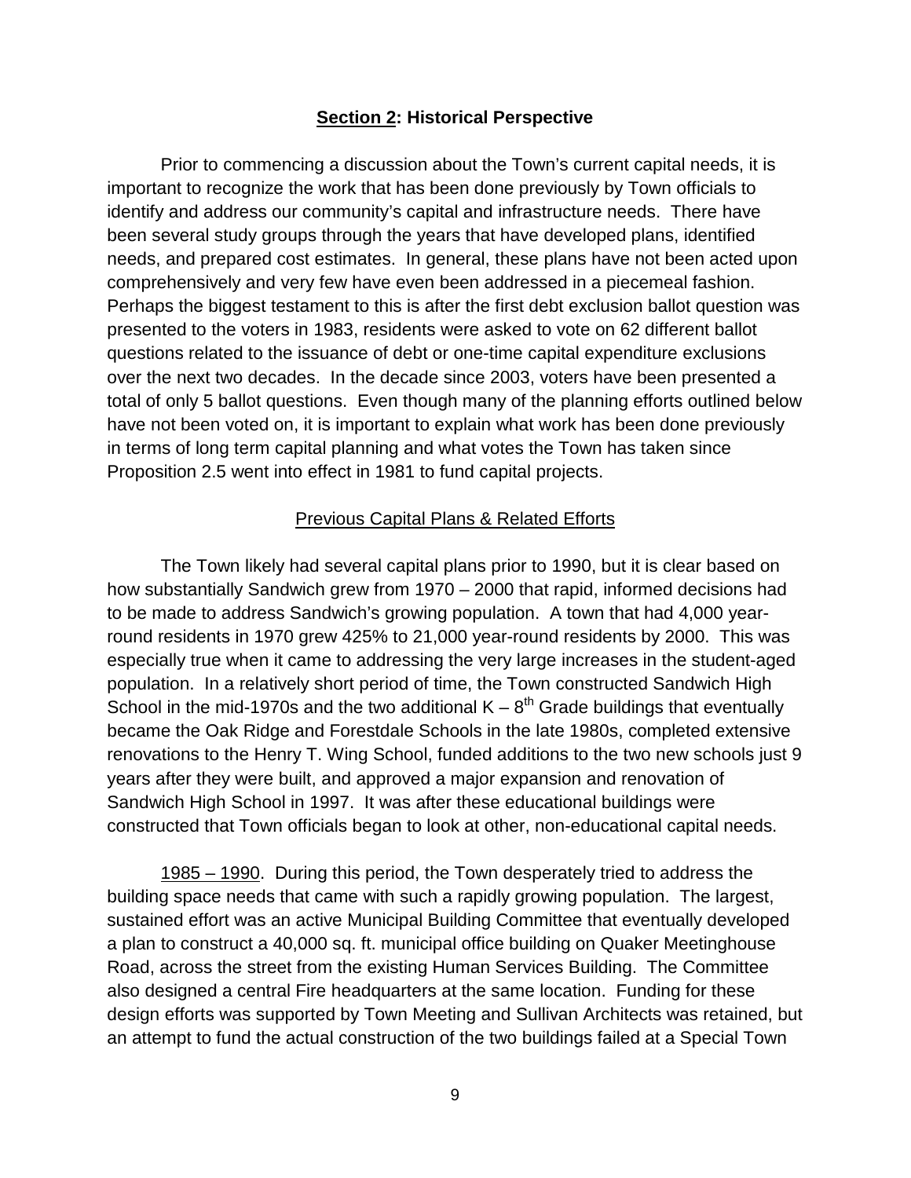## **Section 2: Historical Perspective**

Prior to commencing a discussion about the Town's current capital needs, it is important to recognize the work that has been done previously by Town officials to identify and address our community's capital and infrastructure needs. There have been several study groups through the years that have developed plans, identified needs, and prepared cost estimates. In general, these plans have not been acted upon comprehensively and very few have even been addressed in a piecemeal fashion. Perhaps the biggest testament to this is after the first debt exclusion ballot question was presented to the voters in 1983, residents were asked to vote on 62 different ballot questions related to the issuance of debt or one-time capital expenditure exclusions over the next two decades. In the decade since 2003, voters have been presented a total of only 5 ballot questions. Even though many of the planning efforts outlined below have not been voted on, it is important to explain what work has been done previously in terms of long term capital planning and what votes the Town has taken since Proposition 2.5 went into effect in 1981 to fund capital projects.

### Previous Capital Plans & Related Efforts

The Town likely had several capital plans prior to 1990, but it is clear based on how substantially Sandwich grew from 1970 – 2000 that rapid, informed decisions had to be made to address Sandwich's growing population. A town that had 4,000 year-round residents in 1970 grew 425% to 21,000 year-round residents by 2000. This was especially true when it came to addressing the very large increases in the student-aged population. In a relatively short period of time, the Town constructed Sandwich High School in the mid-1970s and the two additional K – 8th Grade buildings that eventually became the Oak Ridge and Forestdale Schools in the late 1980s, completed extensive renovations to the Henry T. Wing School, funded additions to the two new schools just 9 years after they were built, and approved a major expansion and renovation of Sandwich High School in 1997. It was after these educational buildings were constructed that Town officials began to look at other, non-educational capital needs.

1985 – 1990. During this period, the Town desperately tried to address the building space needs that came with such a rapidly growing population. The largest, sustained effort was an active Municipal Building Committee that eventually developed a plan to construct a 40,000 sq. ft. municipal office building on Quaker Meetinghouse Road, across the street from the existing Human Services Building. The Committee also designed a central Fire headquarters at the same location. Funding for these design efforts was supported by Town Meeting and Sullivan Architects was retained, but an attempt to fund the actual construction of the two buildings failed at a Special Town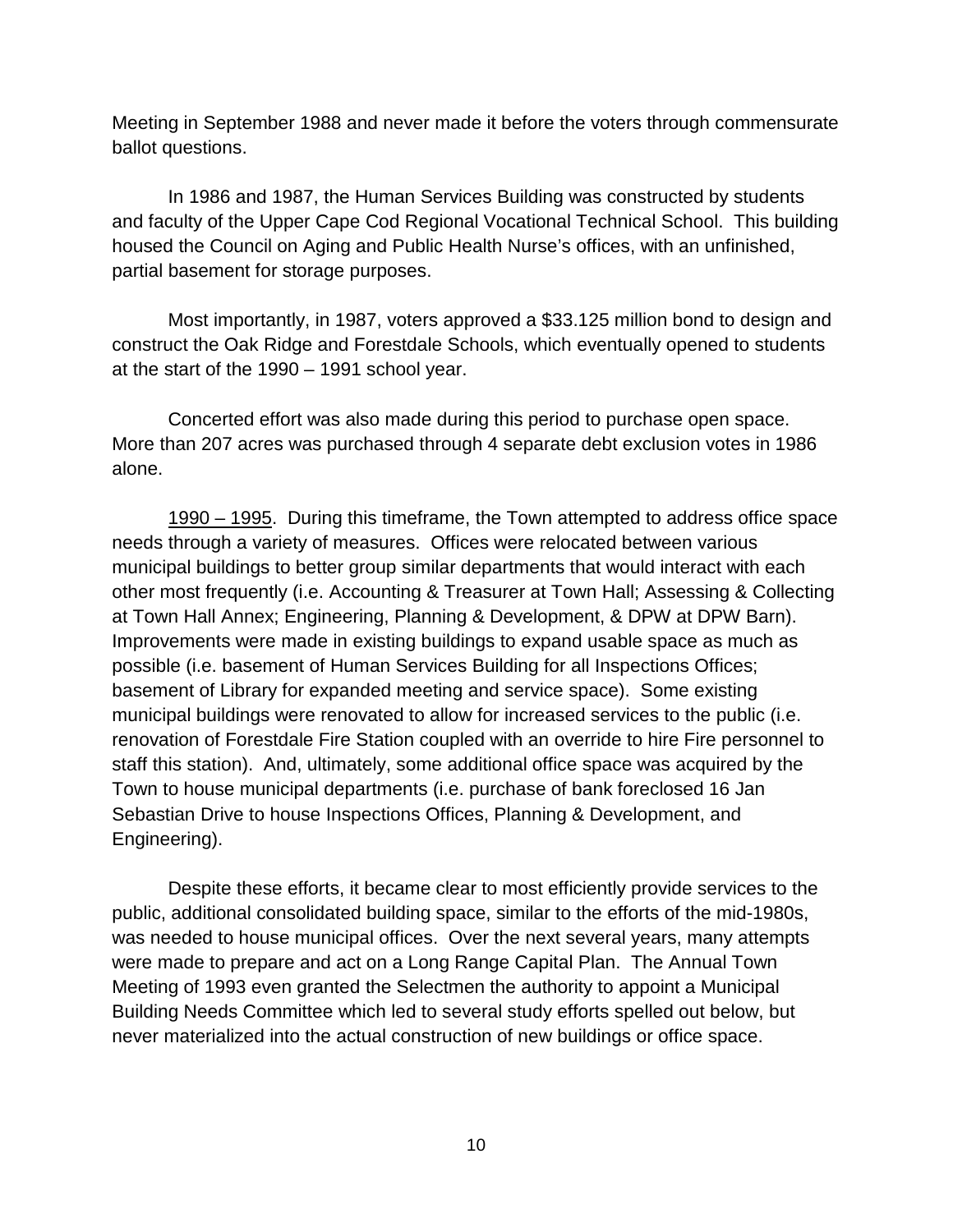Meeting in September 1988 and never made it before the voters through commensurate ballot questions.

In 1986 and 1987, the Human Services Building was constructed by students and faculty of the Upper Cape Cod Regional Vocational Technical School. This building housed the Council on Aging and Public Health Nurse's offices, with an unfinished, partial basement for storage purposes.

Most importantly, in 1987, voters approved a $33.125 million bond to design and construct the Oak Ridge and Forestdale Schools, which eventually opened to students at the start of the 1990 – 1991 school year.

Concerted effort was also made during this period to purchase open space. More than 207 acres was purchased through 4 separate debt exclusion votes in 1986 alone.

<u>1990 – 1995</u>. During this timeframe, the Town attempted to address office space needs through a variety of measures. Offices were relocated between various municipal buildings to better group similar departments that would interact with each other most frequently (i.e. Accounting & Treasurer at Town Hall; Assessing & Collecting at Town Hall Annex; Engineering, Planning & Development, & DPW at DPW Barn). Improvements were made in existing buildings to expand usable space as much as possible (i.e. basement of Human Services Building for all Inspections Offices; basement of Library for expanded meeting and service space). Some existing municipal buildings were renovated to allow for increased services to the public (i.e. renovation of Forestdale Fire Station coupled with an override to hire Fire personnel to staff this station). And, ultimately, some additional office space was acquired by the Town to house municipal departments (i.e. purchase of bank foreclosed 16 Jan Sebastian Drive to house Inspections Offices, Planning & Development, and Engineering).

Despite these efforts, it became clear to most efficiently provide services to the public, additional consolidated building space, similar to the efforts of the mid-1980s, was needed to house municipal offices. Over the next several years, many attempts were made to prepare and act on a Long Range Capital Plan. The Annual Town Meeting of 1993 even granted the Selectmen the authority to appoint a Municipal Building Needs Committee which led to several study efforts spelled out below, but never materialized into the actual construction of new buildings or office space.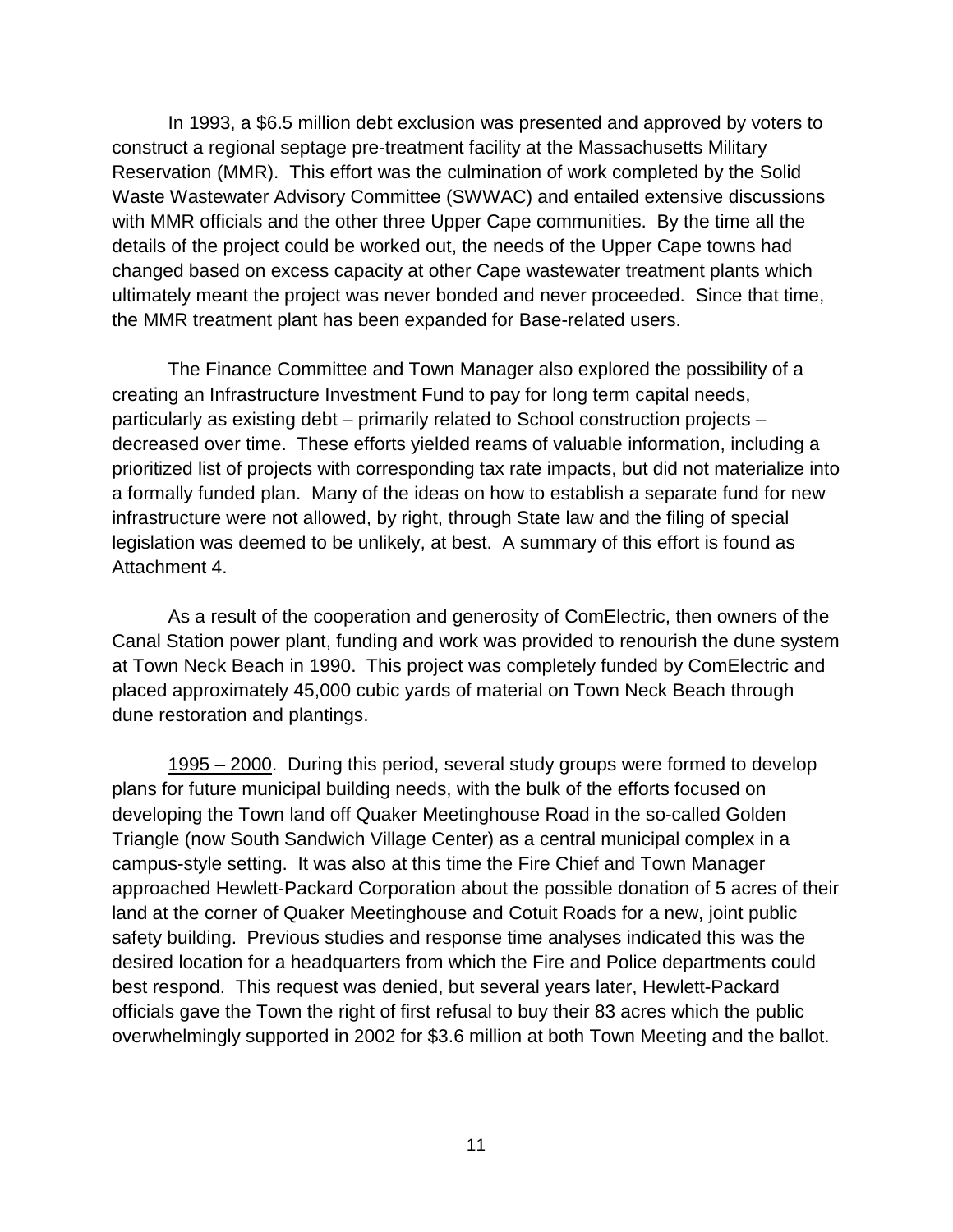In 1993, a $6.5 million debt exclusion was presented and approved by voters to construct a regional septage pre-treatment facility at the Massachusetts Military Reservation (MMR). This effort was the culmination of work completed by the Solid Waste Wastewater Advisory Committee (SWWAC) and entailed extensive discussions with MMR officials and the other three Upper Cape communities. By the time all the details of the project could be worked out, the needs of the Upper Cape towns had changed based on excess capacity at other Cape wastewater treatment plants which ultimately meant the project was never bonded and never proceeded. Since that time, the MMR treatment plant has been expanded for Base-related users.

The Finance Committee and Town Manager also explored the possibility of a creating an Infrastructure Investment Fund to pay for long term capital needs, particularly as existing debt – primarily related to School construction projects – decreased over time. These efforts yielded reams of valuable information, including a prioritized list of projects with corresponding tax rate impacts, but did not materialize into a formally funded plan. Many of the ideas on how to establish a separate fund for new infrastructure were not allowed, by right, through State law and the filing of special legislation was deemed to be unlikely, at best. A summary of this effort is found as Attachment 4.

As a result of the cooperation and generosity of ComElectric, then owners of the Canal Station power plant, funding and work was provided to renourish the dune system at Town Neck Beach in 1990. This project was completely funded by ComElectric and placed approximately 45,000 cubic yards of material on Town Neck Beach through dune restoration and plantings.

<u>1995 – 2000</u>. During this period, several study groups were formed to develop plans for future municipal building needs, with the bulk of the efforts focused on developing the Town land off Quaker Meetinghouse Road in the so-called Golden Triangle (now South Sandwich Village Center) as a central municipal complex in a campus-style setting. It was also at this time the Fire Chief and Town Manager approached Hewlett-Packard Corporation about the possible donation of 5 acres of their land at the corner of Quaker Meetinghouse and Cotuit Roads for a new, joint public safety building. Previous studies and response time analyses indicated this was the desired location for a headquarters from which the Fire and Police departments could best respond. This request was denied, but several years later, Hewlett-Packard officials gave the Town the right of first refusal to buy their 83 acres which the public overwhelmingly supported in 2002 for $3.6 million at both Town Meeting and the ballot.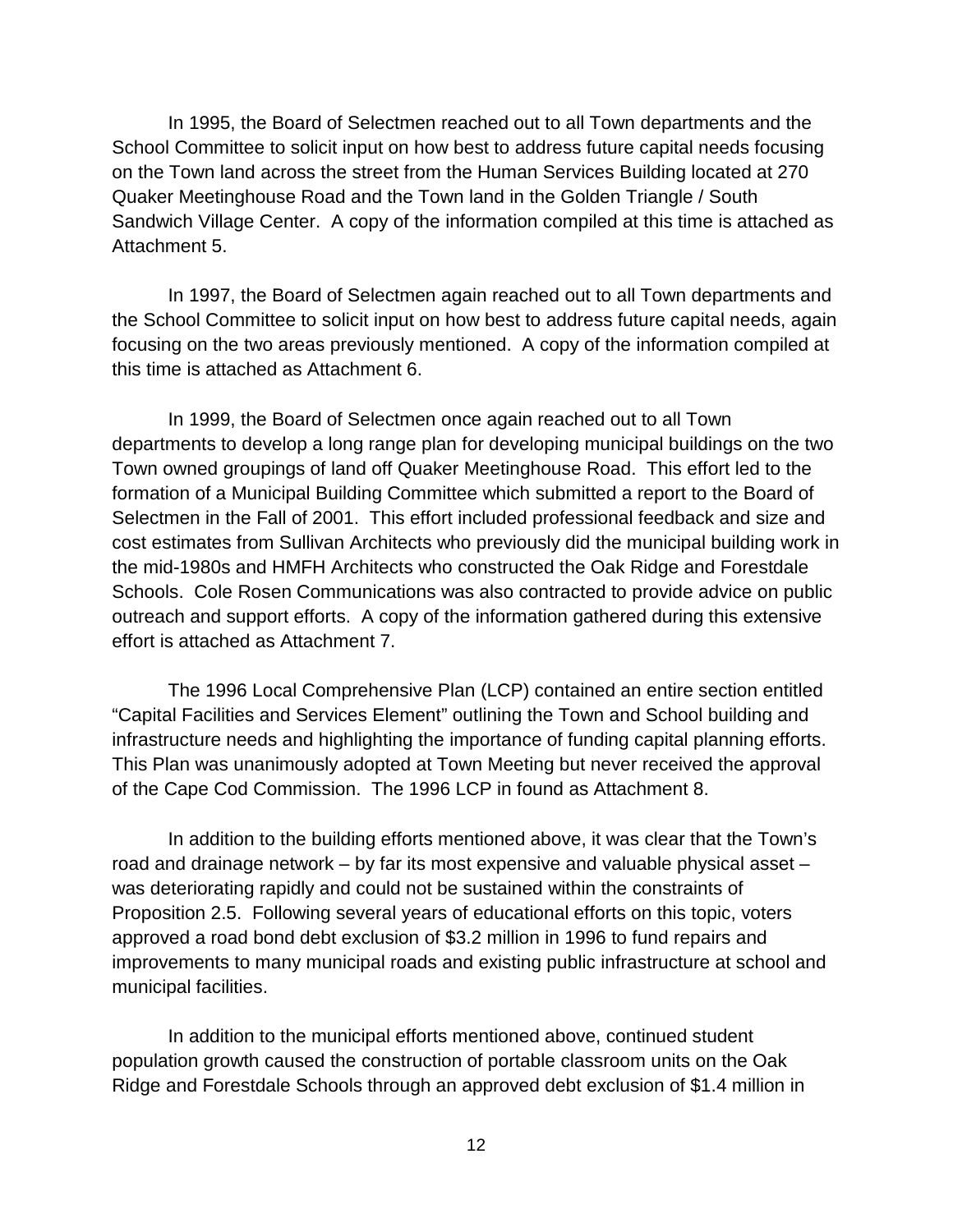In 1995, the Board of Selectmen reached out to all Town departments and the School Committee to solicit input on how best to address future capital needs focusing on the Town land across the street from the Human Services Building located at 270 Quaker Meetinghouse Road and the Town land in the Golden Triangle / South Sandwich Village Center. A copy of the information compiled at this time is attached as Attachment 5.

In 1997, the Board of Selectmen again reached out to all Town departments and the School Committee to solicit input on how best to address future capital needs, again focusing on the two areas previously mentioned. A copy of the information compiled at this time is attached as Attachment 6.

In 1999, the Board of Selectmen once again reached out to all Town departments to develop a long range plan for developing municipal buildings on the two Town owned groupings of land off Quaker Meetinghouse Road. This effort led to the formation of a Municipal Building Committee which submitted a report to the Board of Selectmen in the Fall of 2001. This effort included professional feedback and size and cost estimates from Sullivan Architects who previously did the municipal building work in the mid-1980s and HMFH Architects who constructed the Oak Ridge and Forestdale Schools. Cole Rosen Communications was also contracted to provide advice on public outreach and support efforts. A copy of the information gathered during this extensive effort is attached as Attachment 7.

The 1996 Local Comprehensive Plan (LCP) contained an entire section entitled "Capital Facilities and Services Element" outlining the Town and School building and infrastructure needs and highlighting the importance of funding capital planning efforts. This Plan was unanimously adopted at Town Meeting but never received the approval of the Cape Cod Commission. The 1996 LCP in found as Attachment 8.

In addition to the building efforts mentioned above, it was clear that the Town's road and drainage network – by far its most expensive and valuable physical asset – was deteriorating rapidly and could not be sustained within the constraints of Proposition 2.5. Following several years of educational efforts on this topic, voters approved a road bond debt exclusion of $3.2 million in 1996 to fund repairs and improvements to many municipal roads and existing public infrastructure at school and municipal facilities.

In addition to the municipal efforts mentioned above, continued student population growth caused the construction of portable classroom units on the Oak Ridge and Forestdale Schools through an approved debt exclusion of $1.4 million in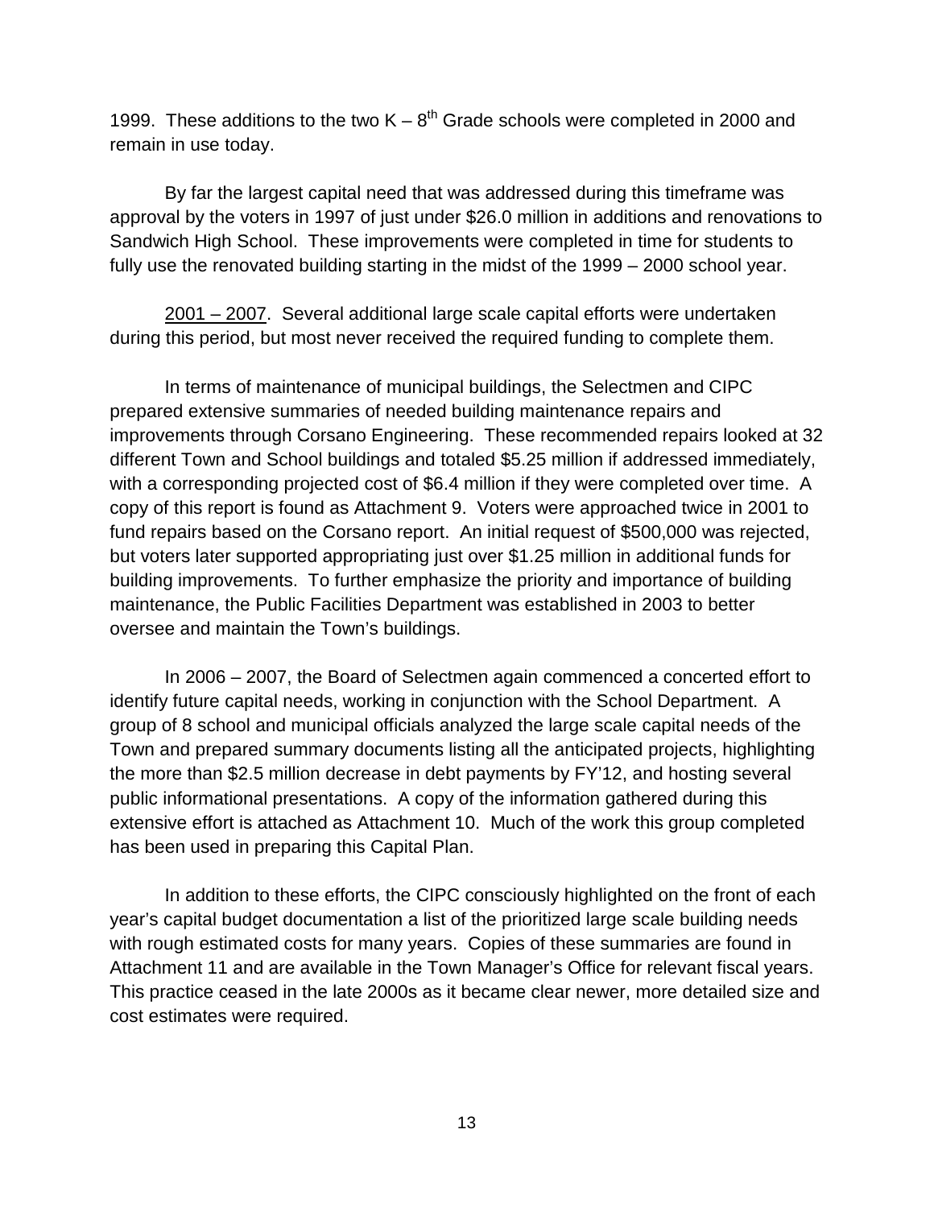1999. These additions to the two K – 8th Grade schools were completed in 2000 and remain in use today.

By far the largest capital need that was addressed during this timeframe was approval by the voters in 1997 of just under $26.0 million in additions and renovations to Sandwich High School. These improvements were completed in time for students to fully use the renovated building starting in the midst of the 1999 – 2000 school year.

2001 – 2007. Several additional large scale capital efforts were undertaken during this period, but most never received the required funding to complete them.

In terms of maintenance of municipal buildings, the Selectmen and CIPC prepared extensive summaries of needed building maintenance repairs and improvements through Corsano Engineering. These recommended repairs looked at 32 different Town and School buildings and totaled $5.25 million if addressed immediately, with a corresponding projected cost of $6.4 million if they were completed over time. A copy of this report is found as Attachment 9. Voters were approached twice in 2001 to fund repairs based on the Corsano report. An initial request of $500,000 was rejected, but voters later supported appropriating just over $1.25 million in additional funds for building improvements. To further emphasize the priority and importance of building maintenance, the Public Facilities Department was established in 2003 to better oversee and maintain the Town's buildings.

In 2006 – 2007, the Board of Selectmen again commenced a concerted effort to identify future capital needs, working in conjunction with the School Department. A group of 8 school and municipal officials analyzed the large scale capital needs of the Town and prepared summary documents listing all the anticipated projects, highlighting the more than $2.5 million decrease in debt payments by FY'12, and hosting several public informational presentations. A copy of the information gathered during this extensive effort is attached as Attachment 10. Much of the work this group completed has been used in preparing this Capital Plan.

In addition to these efforts, the CIPC consciously highlighted on the front of each year's capital budget documentation a list of the prioritized large scale building needs with rough estimated costs for many years. Copies of these summaries are found in Attachment 11 and are available in the Town Manager's Office for relevant fiscal years. This practice ceased in the late 2000s as it became clear newer, more detailed size and cost estimates were required.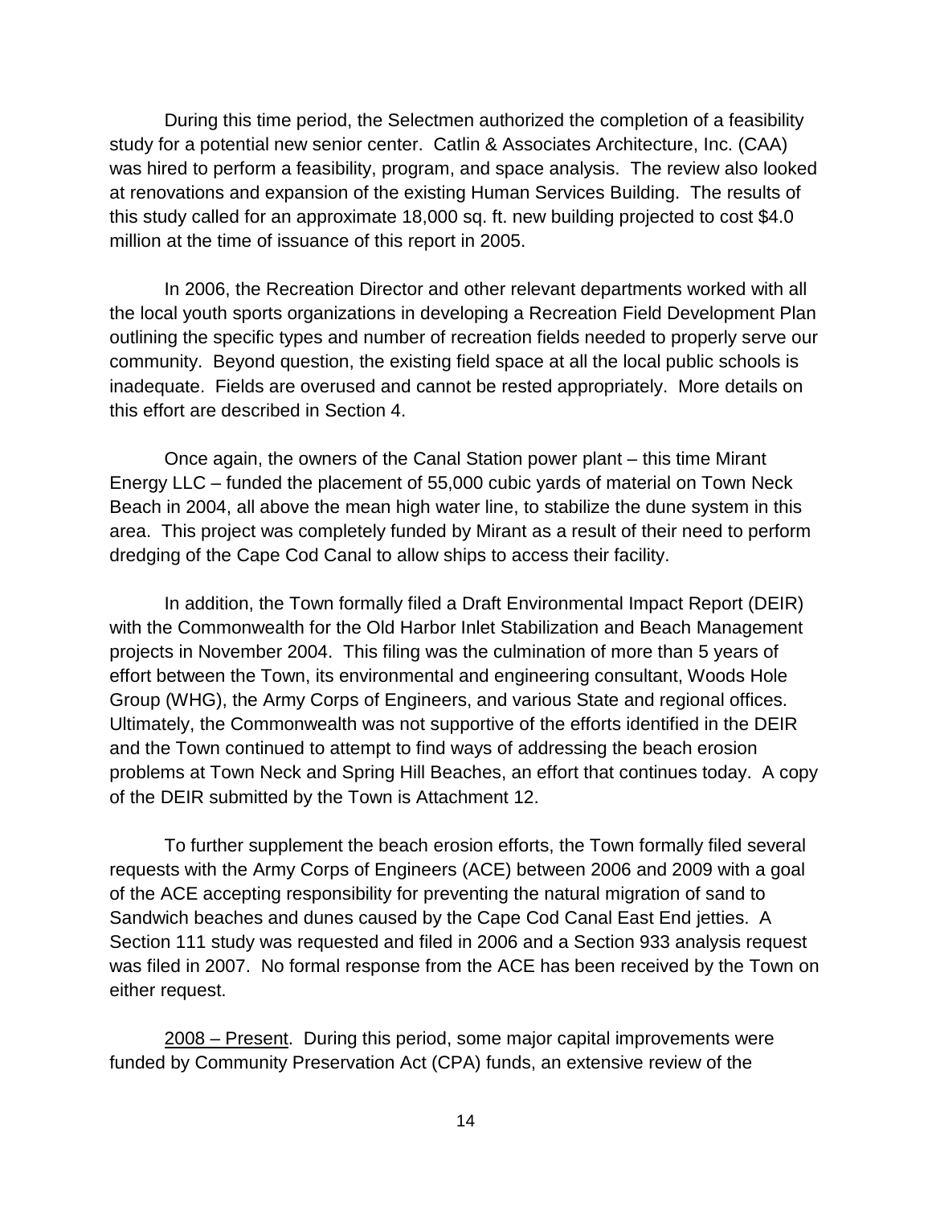During this time period, the Selectmen authorized the completion of a feasibility study for a potential new senior center. Catlin & Associates Architecture, Inc. (CAA) was hired to perform a feasibility, program, and space analysis. The review also looked at renovations and expansion of the existing Human Services Building. The results of this study called for an approximate 18,000 sq. ft. new building projected to cost $4.0 million at the time of issuance of this report in 2005.

In 2006, the Recreation Director and other relevant departments worked with all the local youth sports organizations in developing a Recreation Field Development Plan outlining the specific types and number of recreation fields needed to properly serve our community. Beyond question, the existing field space at all the local public schools is inadequate. Fields are overused and cannot be rested appropriately. More details on this effort are described in Section 4.

Once again, the owners of the Canal Station power plant – this time Mirant Energy LLC – funded the placement of 55,000 cubic yards of material on Town Neck Beach in 2004, all above the mean high water line, to stabilize the dune system in this area. This project was completely funded by Mirant as a result of their need to perform dredging of the Cape Cod Canal to allow ships to access their facility.

In addition, the Town formally filed a Draft Environmental Impact Report (DEIR) with the Commonwealth for the Old Harbor Inlet Stabilization and Beach Management projects in November 2004. This filing was the culmination of more than 5 years of effort between the Town, its environmental and engineering consultant, Woods Hole Group (WHG), the Army Corps of Engineers, and various State and regional offices. Ultimately, the Commonwealth was not supportive of the efforts identified in the DEIR and the Town continued to attempt to find ways of addressing the beach erosion problems at Town Neck and Spring Hill Beaches, an effort that continues today. A copy of the DEIR submitted by the Town is Attachment 12.

To further supplement the beach erosion efforts, the Town formally filed several requests with the Army Corps of Engineers (ACE) between 2006 and 2009 with a goal of the ACE accepting responsibility for preventing the natural migration of sand to Sandwich beaches and dunes caused by the Cape Cod Canal East End jetties. A Section 111 study was requested and filed in 2006 and a Section 933 analysis request was filed in 2007. No formal response from the ACE has been received by the Town on either request.

<u>2008 – Present</u>. During this period, some major capital improvements were funded by Community Preservation Act (CPA) funds, an extensive review of the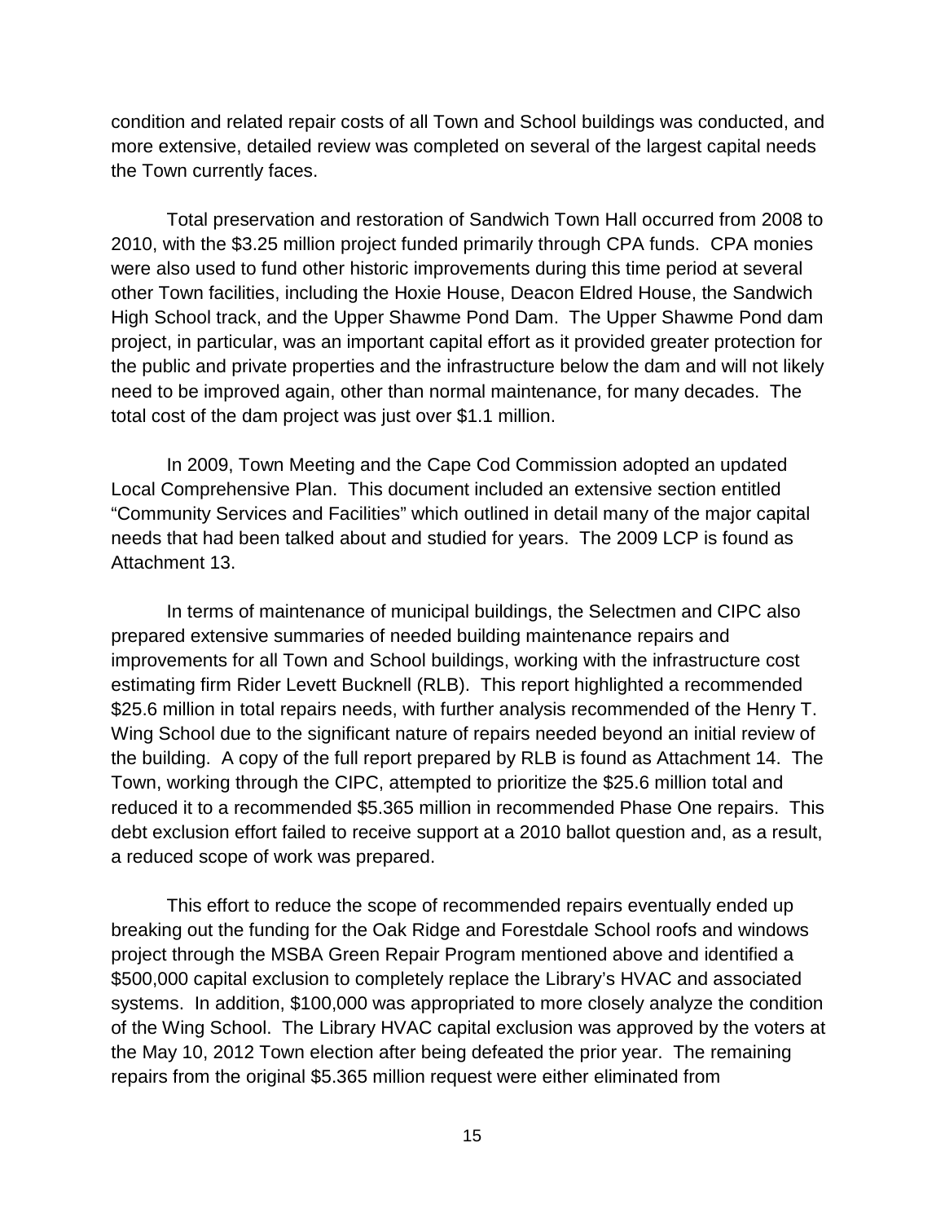condition and related repair costs of all Town and School buildings was conducted, and more extensive, detailed review was completed on several of the largest capital needs the Town currently faces.

Total preservation and restoration of Sandwich Town Hall occurred from 2008 to 2010, with the $3.25 million project funded primarily through CPA funds. CPA monies were also used to fund other historic improvements during this time period at several other Town facilities, including the Hoxie House, Deacon Eldred House, the Sandwich High School track, and the Upper Shawme Pond Dam. The Upper Shawme Pond dam project, in particular, was an important capital effort as it provided greater protection for the public and private properties and the infrastructure below the dam and will not likely need to be improved again, other than normal maintenance, for many decades. The total cost of the dam project was just over $1.1 million.

In 2009, Town Meeting and the Cape Cod Commission adopted an updated Local Comprehensive Plan. This document included an extensive section entitled "Community Services and Facilities" which outlined in detail many of the major capital needs that had been talked about and studied for years. The 2009 LCP is found as Attachment 13.

In terms of maintenance of municipal buildings, the Selectmen and CIPC also prepared extensive summaries of needed building maintenance repairs and improvements for all Town and School buildings, working with the infrastructure cost estimating firm Rider Levett Bucknell (RLB). This report highlighted a recommended $25.6 million in total repairs needs, with further analysis recommended of the Henry T. Wing School due to the significant nature of repairs needed beyond an initial review of the building. A copy of the full report prepared by RLB is found as Attachment 14. The Town, working through the CIPC, attempted to prioritize the $25.6 million total and reduced it to a recommended $5.365 million in recommended Phase One repairs. This debt exclusion effort failed to receive support at a 2010 ballot question and, as a result, a reduced scope of work was prepared.

This effort to reduce the scope of recommended repairs eventually ended up breaking out the funding for the Oak Ridge and Forestdale School roofs and windows project through the MSBA Green Repair Program mentioned above and identified a $500,000 capital exclusion to completely replace the Library's HVAC and associated systems. In addition, $100,000 was appropriated to more closely analyze the condition of the Wing School. The Library HVAC capital exclusion was approved by the voters at the May 10, 2012 Town election after being defeated the prior year. The remaining repairs from the original $5.365 million request were either eliminated from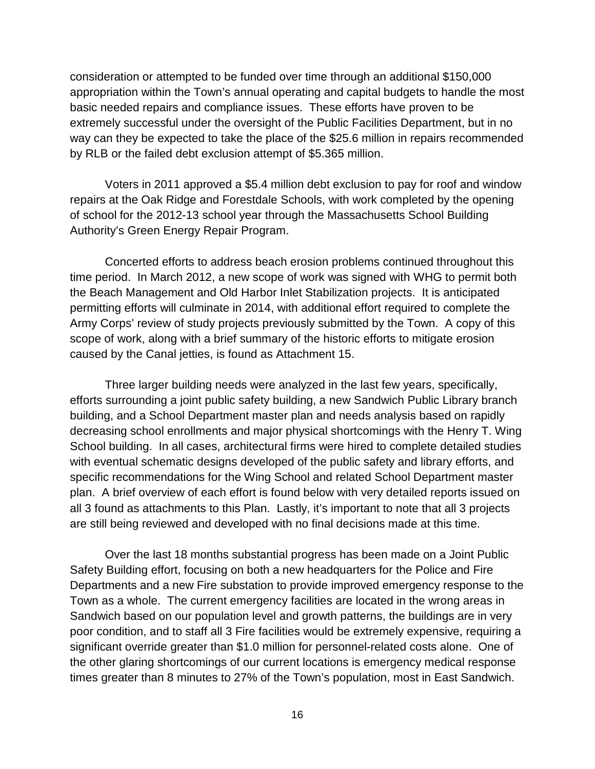consideration or attempted to be funded over time through an additional $150,000 appropriation within the Town's annual operating and capital budgets to handle the most basic needed repairs and compliance issues. These efforts have proven to be extremely successful under the oversight of the Public Facilities Department, but in no way can they be expected to take the place of the $25.6 million in repairs recommended by RLB or the failed debt exclusion attempt of $5.365 million.

Voters in 2011 approved a $5.4 million debt exclusion to pay for roof and window repairs at the Oak Ridge and Forestdale Schools, with work completed by the opening of school for the 2012-13 school year through the Massachusetts School Building Authority's Green Energy Repair Program.

Concerted efforts to address beach erosion problems continued throughout this time period. In March 2012, a new scope of work was signed with WHG to permit both the Beach Management and Old Harbor Inlet Stabilization projects. It is anticipated permitting efforts will culminate in 2014, with additional effort required to complete the Army Corps' review of study projects previously submitted by the Town. A copy of this scope of work, along with a brief summary of the historic efforts to mitigate erosion caused by the Canal jetties, is found as Attachment 15.

Three larger building needs were analyzed in the last few years, specifically, efforts surrounding a joint public safety building, a new Sandwich Public Library branch building, and a School Department master plan and needs analysis based on rapidly decreasing school enrollments and major physical shortcomings with the Henry T. Wing School building. In all cases, architectural firms were hired to complete detailed studies with eventual schematic designs developed of the public safety and library efforts, and specific recommendations for the Wing School and related School Department master plan. A brief overview of each effort is found below with very detailed reports issued on all 3 found as attachments to this Plan. Lastly, it's important to note that all 3 projects are still being reviewed and developed with no final decisions made at this time.

Over the last 18 months substantial progress has been made on a Joint Public Safety Building effort, focusing on both a new headquarters for the Police and Fire Departments and a new Fire substation to provide improved emergency response to the Town as a whole. The current emergency facilities are located in the wrong areas in Sandwich based on our population level and growth patterns, the buildings are in very poor condition, and to staff all 3 Fire facilities would be extremely expensive, requiring a significant override greater than $1.0 million for personnel-related costs alone. One of the other glaring shortcomings of our current locations is emergency medical response times greater than 8 minutes to 27% of the Town's population, most in East Sandwich.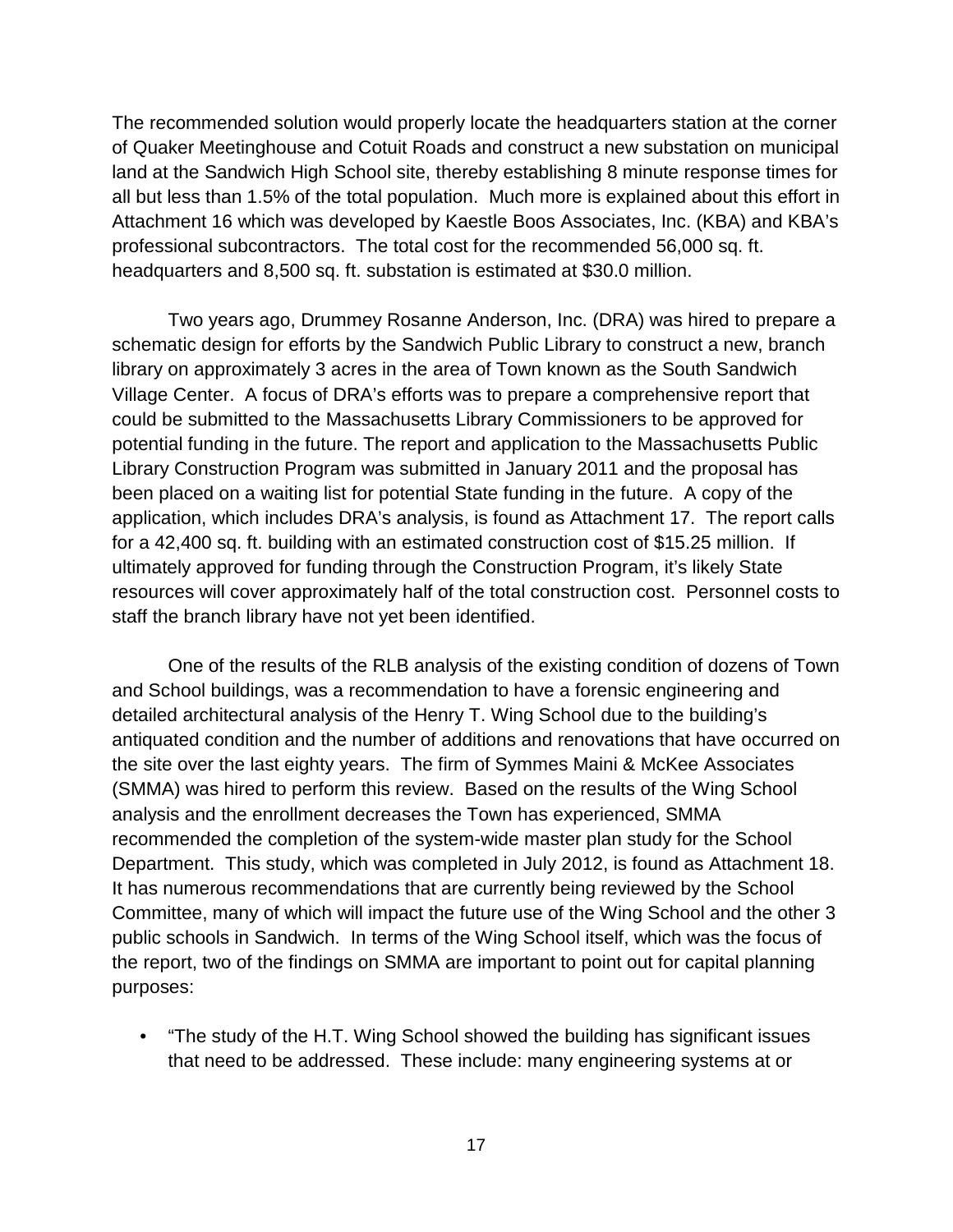The recommended solution would properly locate the headquarters station at the corner of Quaker Meetinghouse and Cotuit Roads and construct a new substation on municipal land at the Sandwich High School site, thereby establishing 8 minute response times for all but less than 1.5% of the total population. Much more is explained about this effort in Attachment 16 which was developed by Kaestle Boos Associates, Inc. (KBA) and KBA's professional subcontractors. The total cost for the recommended 56,000 sq. ft. headquarters and 8,500 sq. ft. substation is estimated at $30.0 million.

Two years ago, Drummey Rosanne Anderson, Inc. (DRA) was hired to prepare a schematic design for efforts by the Sandwich Public Library to construct a new, branch library on approximately 3 acres in the area of Town known as the South Sandwich Village Center. A focus of DRA's efforts was to prepare a comprehensive report that could be submitted to the Massachusetts Library Commissioners to be approved for potential funding in the future. The report and application to the Massachusetts Public Library Construction Program was submitted in January 2011 and the proposal has been placed on a waiting list for potential State funding in the future. A copy of the application, which includes DRA's analysis, is found as Attachment 17. The report calls for a 42,400 sq. ft. building with an estimated construction cost of $15.25 million. If ultimately approved for funding through the Construction Program, it's likely State resources will cover approximately half of the total construction cost. Personnel costs to staff the branch library have not yet been identified.

One of the results of the RLB analysis of the existing condition of dozens of Town and School buildings, was a recommendation to have a forensic engineering and detailed architectural analysis of the Henry T. Wing School due to the building's antiquated condition and the number of additions and renovations that have occurred on the site over the last eighty years. The firm of Symmes Maini & McKee Associates (SMMA) was hired to perform this review. Based on the results of the Wing School analysis and the enrollment decreases the Town has experienced, SMMA recommended the completion of the system-wide master plan study for the School Department. This study, which was completed in July 2012, is found as Attachment 18. It has numerous recommendations that are currently being reviewed by the School Committee, many of which will impact the future use of the Wing School and the other 3 public schools in Sandwich. In terms of the Wing School itself, which was the focus of the report, two of the findings on SMMA are important to point out for capital planning purposes:

- "The study of the H.T. Wing School showed the building has significant issues that need to be addressed. These include: many engineering systems at or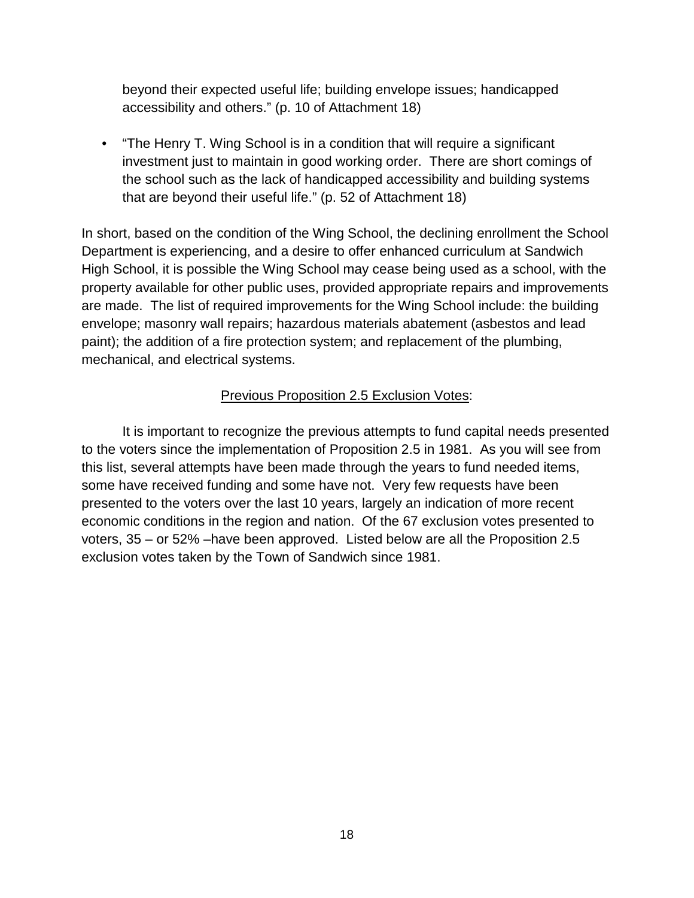beyond their expected useful life; building envelope issues; handicapped accessibility and others." (p. 10 of Attachment 18)

- "The Henry T. Wing School is in a condition that will require a significant investment just to maintain in good working order. There are short comings of the school such as the lack of handicapped accessibility and building systems that are beyond their useful life." (p. 52 of Attachment 18)

In short, based on the condition of the Wing School, the declining enrollment the School Department is experiencing, and a desire to offer enhanced curriculum at Sandwich High School, it is possible the Wing School may cease being used as a school, with the property available for other public uses, provided appropriate repairs and improvements are made. The list of required improvements for the Wing School include: the building envelope; masonry wall repairs; hazardous materials abatement (asbestos and lead paint); the addition of a fire protection system; and replacement of the plumbing, mechanical, and electrical systems.

## Previous Proposition 2.5 Exclusion Votes:

It is important to recognize the previous attempts to fund capital needs presented to the voters since the implementation of Proposition 2.5 in 1981. As you will see from this list, several attempts have been made through the years to fund needed items, some have received funding and some have not. Very few requests have been presented to the voters over the last 10 years, largely an indication of more recent economic conditions in the region and nation. Of the 67 exclusion votes presented to voters, 35 – or 52% –have been approved. Listed below are all the Proposition 2.5 exclusion votes taken by the Town of Sandwich since 1981.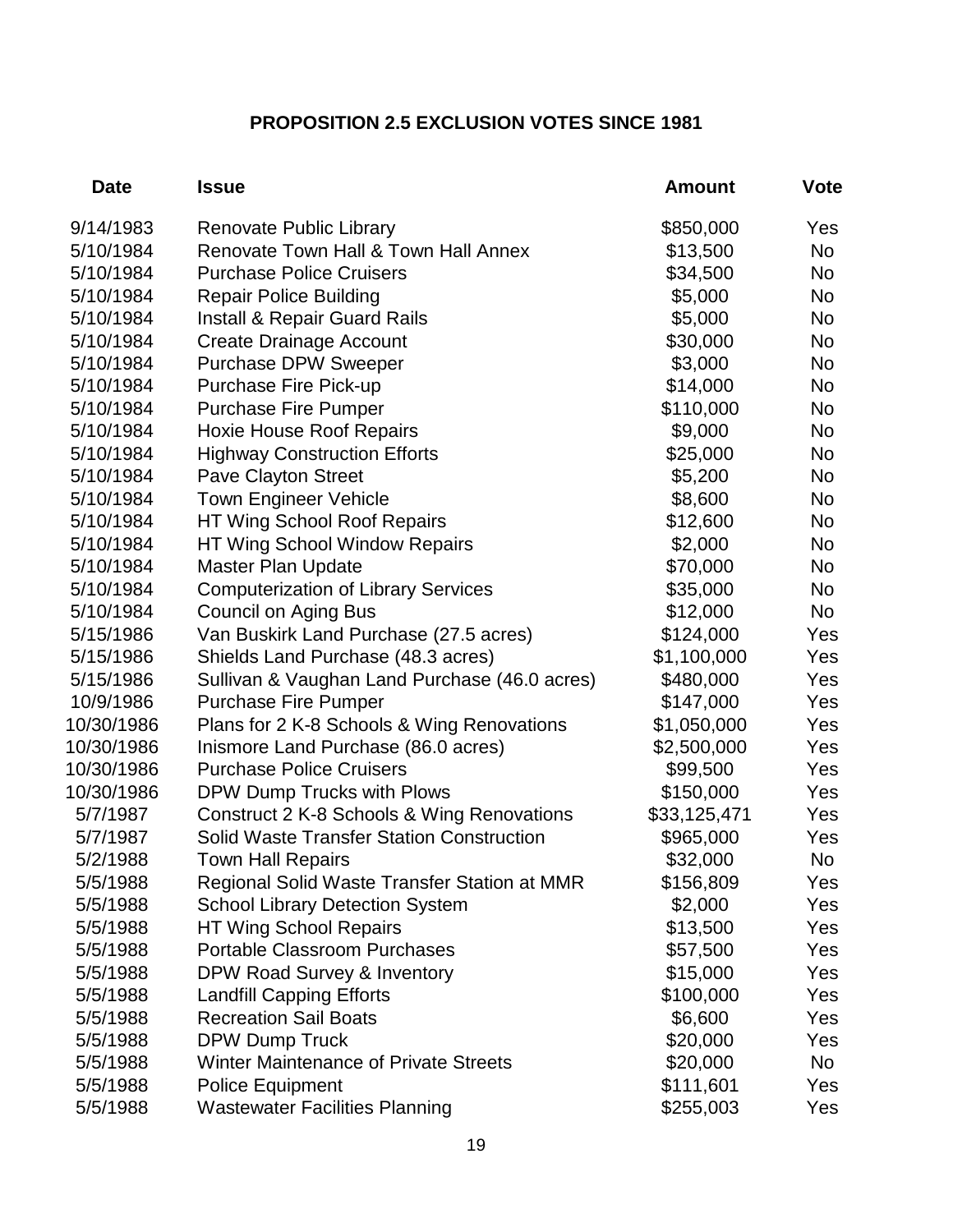## PROPOSITION 2.5 EXCLUSION VOTES SINCE 1981

| Date | Issue | Amount | Vote |
|---|---|---|---|
| 9/14/1983 | Renovate Public Library | $850,000 | Yes |
| 5/10/1984 | Renovate Town Hall & Town Hall Annex | $13,500 | No |
| 5/10/1984 | Purchase Police Cruisers | $34,500 | No |
| 5/10/1984 | Repair Police Building | $5,000 | No |
| 5/10/1984 | Install & Repair Guard Rails | $5,000 | No |
| 5/10/1984 | Create Drainage Account | $30,000 | No |
| 5/10/1984 | Purchase DPW Sweeper | $3,000 | No |
| 5/10/1984 | Purchase Fire Pick-up | $14,000 | No |
| 5/10/1984 | Purchase Fire Pumper | $110,000 | No |
| 5/10/1984 | Hoxie House Roof Repairs | $9,000 | No |
| 5/10/1984 | Highway Construction Efforts | $25,000 | No |
| 5/10/1984 | Pave Clayton Street | $5,200 | No |
| 5/10/1984 | Town Engineer Vehicle | $8,600 | No |
| 5/10/1984 | HT Wing School Roof Repairs | $12,600 | No |
| 5/10/1984 | HT Wing School Window Repairs | $2,000 | No |
| 5/10/1984 | Master Plan Update | $70,000 | No |
| 5/10/1984 | Computerization of Library Services | $35,000 | No |
| 5/10/1984 | Council on Aging Bus | $12,000 | No |
| 5/15/1986 | Van Buskirk Land Purchase (27.5 acres) | $124,000 | Yes |
| 5/15/1986 | Shields Land Purchase (48.3 acres) | $1,100,000 | Yes |
| 5/15/1986 | Sullivan & Vaughan Land Purchase (46.0 acres) | $480,000 | Yes |
| 10/9/1986 | Purchase Fire Pumper | $147,000 | Yes |
| 10/30/1986 | Plans for 2 K-8 Schools & Wing Renovations | $1,050,000 | Yes |
| 10/30/1986 | Inismore Land Purchase (86.0 acres) | $2,500,000 | Yes |
| 10/30/1986 | Purchase Police Cruisers | $99,500 | Yes |
| 10/30/1986 | DPW Dump Trucks with Plows | $150,000 | Yes |
| 5/7/1987 | Construct 2 K-8 Schools & Wing Renovations | $33,125,471 | Yes |
| 5/7/1987 | Solid Waste Transfer Station Construction | $965,000 | Yes |
| 5/2/1988 | Town Hall Repairs | $32,000 | No |
| 5/5/1988 | Regional Solid Waste Transfer Station at MMR | $156,809 | Yes |
| 5/5/1988 | School Library Detection System | $2,000 | Yes |
| 5/5/1988 | HT Wing School Repairs | $13,500 | Yes |
| 5/5/1988 | Portable Classroom Purchases | $57,500 | Yes |
| 5/5/1988 | DPW Road Survey & Inventory | $15,000 | Yes |
| 5/5/1988 | Landfill Capping Efforts | $100,000 | Yes |
| 5/5/1988 | Recreation Sail Boats | $6,600 | Yes |
| 5/5/1988 | DPW Dump Truck | $20,000 | Yes |
| 5/5/1988 | Winter Maintenance of Private Streets | $20,000 | No |
| 5/5/1988 | Police Equipment | $111,601 | Yes |
| 5/5/1988 | Wastewater Facilities Planning | $255,003 | Yes |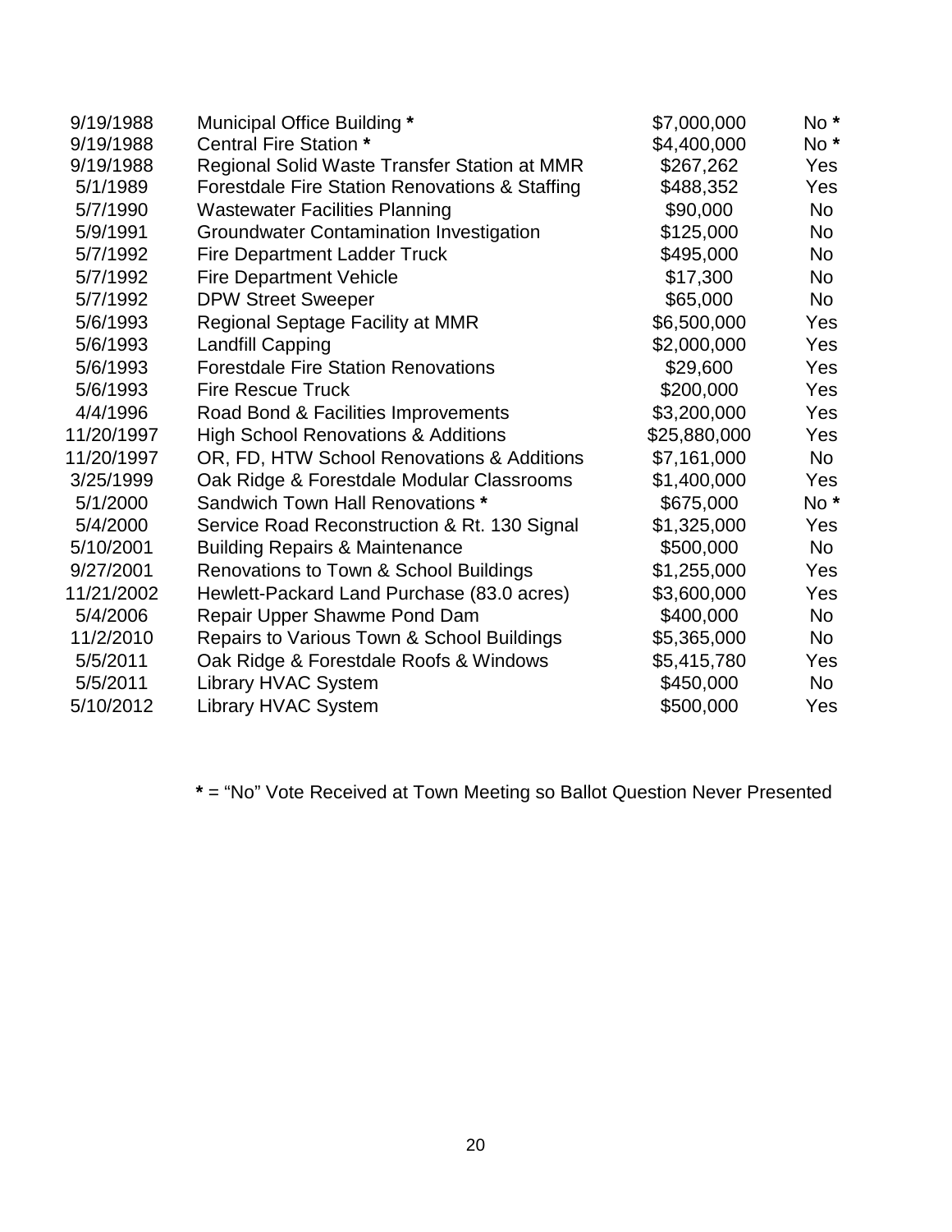| | | | |
|---|---|---|---|
| 9/19/1988 | Municipal Office Building **\*** | $7,000,000 | No **\*** |
| 9/19/1988 | Central Fire Station **\*** | $4,400,000 | No **\*** |
| 9/19/1988 | Regional Solid Waste Transfer Station at MMR | $267,262 | Yes |
| 5/1/1989 | Forestdale Fire Station Renovations & Staffing | $488,352 | Yes |
| 5/7/1990 | Wastewater Facilities Planning | $90,000 | No |
| 5/9/1991 | Groundwater Contamination Investigation | $125,000 | No |
| 5/7/1992 | Fire Department Ladder Truck | $495,000 | No |
| 5/7/1992 | Fire Department Vehicle | $17,300 | No |
| 5/7/1992 | DPW Street Sweeper | $65,000 | No |
| 5/6/1993 | Regional Septage Facility at MMR | $6,500,000 | Yes |
| 5/6/1993 | Landfill Capping | $2,000,000 | Yes |
| 5/6/1993 | Forestdale Fire Station Renovations | $29,600 | Yes |
| 5/6/1993 | Fire Rescue Truck | $200,000 | Yes |
| 4/4/1996 | Road Bond & Facilities Improvements | $3,200,000 | Yes |
| 11/20/1997 | High School Renovations & Additions | $25,880,000 | Yes |
| 11/20/1997 | OR, FD, HTW School Renovations & Additions | $7,161,000 | No |
| 3/25/1999 | Oak Ridge & Forestdale Modular Classrooms | $1,400,000 | Yes |
| 5/1/2000 | Sandwich Town Hall Renovations **\*** | $675,000 | No **\*** |
| 5/4/2000 | Service Road Reconstruction & Rt. 130 Signal | $1,325,000 | Yes |
| 5/10/2001 | Building Repairs & Maintenance | $500,000 | No |
| 9/27/2001 | Renovations to Town & School Buildings | $1,255,000 | Yes |
| 11/21/2002 | Hewlett-Packard Land Purchase (83.0 acres) | $3,600,000 | Yes |
| 5/4/2006 | Repair Upper Shawme Pond Dam | $400,000 | No |
| 11/2/2010 | Repairs to Various Town & School Buildings | $5,365,000 | No |
| 5/5/2011 | Oak Ridge & Forestdale Roofs & Windows | $5,415,780 | Yes |
| 5/5/2011 | Library HVAC System | $450,000 | No |
| 5/10/2012 | Library HVAC System | $500,000 | Yes |

**\*** = "No" Vote Received at Town Meeting so Ballot Question Never Presented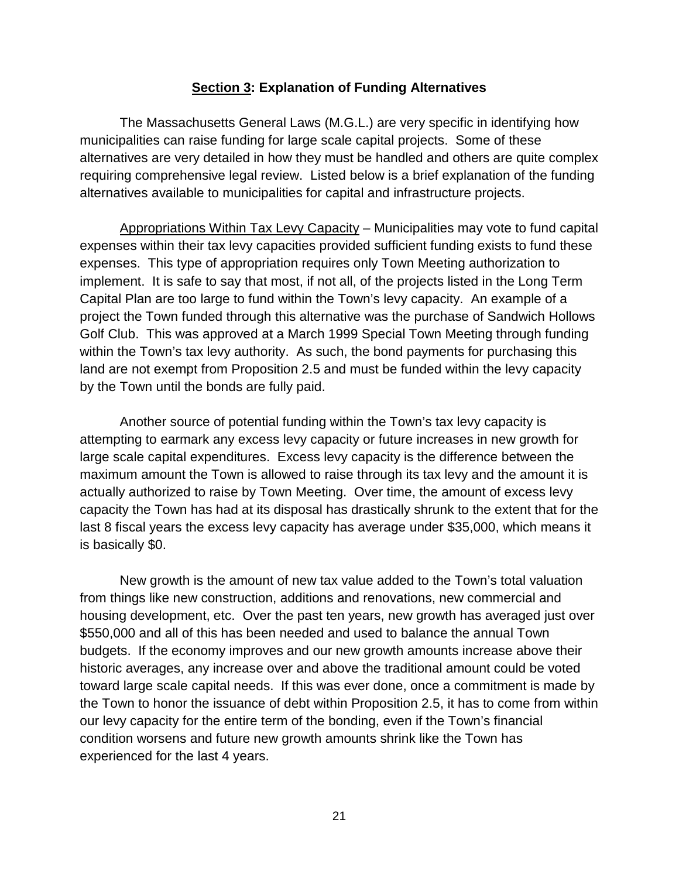## **<u>Section 3</u>: Explanation of Funding Alternatives**

The Massachusetts General Laws (M.G.L.) are very specific in identifying how municipalities can raise funding for large scale capital projects. Some of these alternatives are very detailed in how they must be handled and others are quite complex requiring comprehensive legal review. Listed below is a brief explanation of the funding alternatives available to municipalities for capital and infrastructure projects.

<u>Appropriations Within Tax Levy Capacity</u> – Municipalities may vote to fund capital expenses within their tax levy capacities provided sufficient funding exists to fund these expenses. This type of appropriation requires only Town Meeting authorization to implement. It is safe to say that most, if not all, of the projects listed in the Long Term Capital Plan are too large to fund within the Town's levy capacity. An example of a project the Town funded through this alternative was the purchase of Sandwich Hollows Golf Club. This was approved at a March 1999 Special Town Meeting through funding within the Town's tax levy authority. As such, the bond payments for purchasing this land are not exempt from Proposition 2.5 and must be funded within the levy capacity by the Town until the bonds are fully paid.

Another source of potential funding within the Town's tax levy capacity is attempting to earmark any excess levy capacity or future increases in new growth for large scale capital expenditures. Excess levy capacity is the difference between the maximum amount the Town is allowed to raise through its tax levy and the amount it is actually authorized to raise by Town Meeting. Over time, the amount of excess levy capacity the Town has had at its disposal has drastically shrunk to the extent that for the last 8 fiscal years the excess levy capacity has average under $35,000, which means it is basically $0.

New growth is the amount of new tax value added to the Town's total valuation from things like new construction, additions and renovations, new commercial and housing development, etc. Over the past ten years, new growth has averaged just over $550,000 and all of this has been needed and used to balance the annual Town budgets. If the economy improves and our new growth amounts increase above their historic averages, any increase over and above the traditional amount could be voted toward large scale capital needs. If this was ever done, once a commitment is made by the Town to honor the issuance of debt within Proposition 2.5, it has to come from within our levy capacity for the entire term of the bonding, even if the Town's financial condition worsens and future new growth amounts shrink like the Town has experienced for the last 4 years.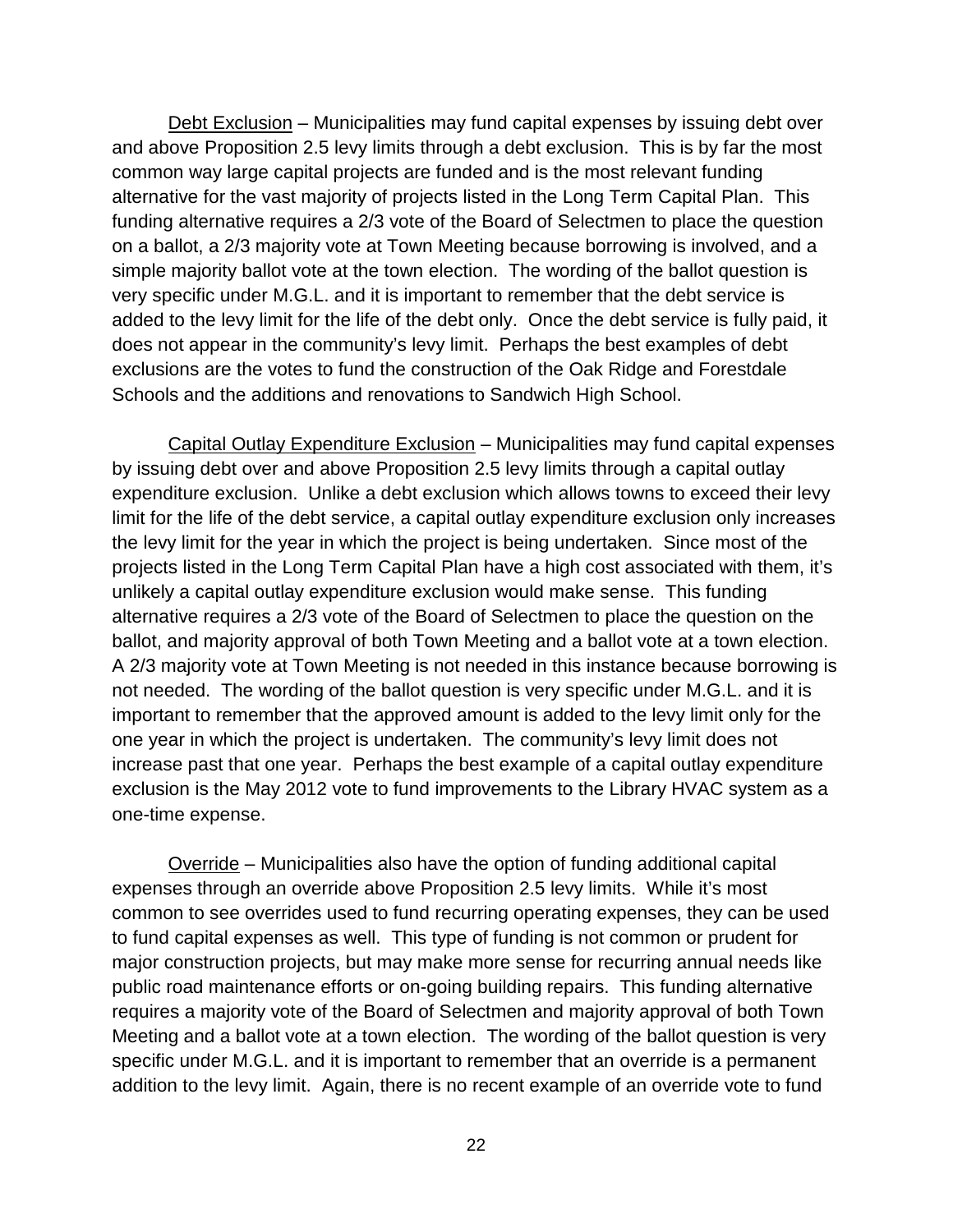Debt Exclusion – Municipalities may fund capital expenses by issuing debt over and above Proposition 2.5 levy limits through a debt exclusion. This is by far the most common way large capital projects are funded and is the most relevant funding alternative for the vast majority of projects listed in the Long Term Capital Plan. This funding alternative requires a 2/3 vote of the Board of Selectmen to place the question on a ballot, a 2/3 majority vote at Town Meeting because borrowing is involved, and a simple majority ballot vote at the town election. The wording of the ballot question is very specific under M.G.L. and it is important to remember that the debt service is added to the levy limit for the life of the debt only. Once the debt service is fully paid, it does not appear in the community's levy limit. Perhaps the best examples of debt exclusions are the votes to fund the construction of the Oak Ridge and Forestdale Schools and the additions and renovations to Sandwich High School.

Capital Outlay Expenditure Exclusion – Municipalities may fund capital expenses by issuing debt over and above Proposition 2.5 levy limits through a capital outlay expenditure exclusion. Unlike a debt exclusion which allows towns to exceed their levy limit for the life of the debt service, a capital outlay expenditure exclusion only increases the levy limit for the year in which the project is being undertaken. Since most of the projects listed in the Long Term Capital Plan have a high cost associated with them, it's unlikely a capital outlay expenditure exclusion would make sense. This funding alternative requires a 2/3 vote of the Board of Selectmen to place the question on the ballot, and majority approval of both Town Meeting and a ballot vote at a town election. A 2/3 majority vote at Town Meeting is not needed in this instance because borrowing is not needed. The wording of the ballot question is very specific under M.G.L. and it is important to remember that the approved amount is added to the levy limit only for the one year in which the project is undertaken. The community's levy limit does not increase past that one year. Perhaps the best example of a capital outlay expenditure exclusion is the May 2012 vote to fund improvements to the Library HVAC system as a one-time expense.

Override – Municipalities also have the option of funding additional capital expenses through an override above Proposition 2.5 levy limits. While it's most common to see overrides used to fund recurring operating expenses, they can be used to fund capital expenses as well. This type of funding is not common or prudent for major construction projects, but may make more sense for recurring annual needs like public road maintenance efforts or on-going building repairs. This funding alternative requires a majority vote of the Board of Selectmen and majority approval of both Town Meeting and a ballot vote at a town election. The wording of the ballot question is very specific under M.G.L. and it is important to remember that an override is a permanent addition to the levy limit. Again, there is no recent example of an override vote to fund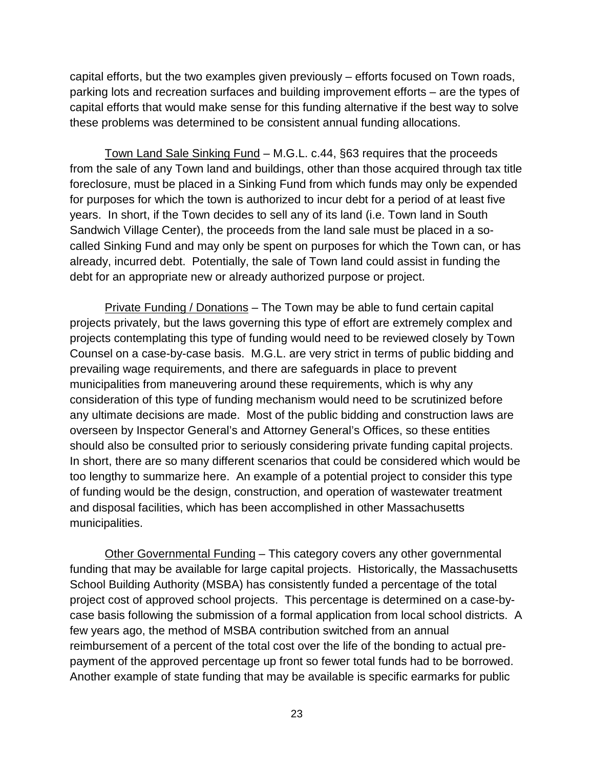capital efforts, but the two examples given previously – efforts focused on Town roads, parking lots and recreation surfaces and building improvement efforts – are the types of capital efforts that would make sense for this funding alternative if the best way to solve these problems was determined to be consistent annual funding allocations.

Town Land Sale Sinking Fund – M.G.L. c.44, §63 requires that the proceeds from the sale of any Town land and buildings, other than those acquired through tax title foreclosure, must be placed in a Sinking Fund from which funds may only be expended for purposes for which the town is authorized to incur debt for a period of at least five years. In short, if the Town decides to sell any of its land (i.e. Town land in South Sandwich Village Center), the proceeds from the land sale must be placed in a so-called Sinking Fund and may only be spent on purposes for which the Town can, or has already, incurred debt. Potentially, the sale of Town land could assist in funding the debt for an appropriate new or already authorized purpose or project.

Private Funding / Donations – The Town may be able to fund certain capital projects privately, but the laws governing this type of effort are extremely complex and projects contemplating this type of funding would need to be reviewed closely by Town Counsel on a case-by-case basis. M.G.L. are very strict in terms of public bidding and prevailing wage requirements, and there are safeguards in place to prevent municipalities from maneuvering around these requirements, which is why any consideration of this type of funding mechanism would need to be scrutinized before any ultimate decisions are made. Most of the public bidding and construction laws are overseen by Inspector General's and Attorney General's Offices, so these entities should also be consulted prior to seriously considering private funding capital projects. In short, there are so many different scenarios that could be considered which would be too lengthy to summarize here. An example of a potential project to consider this type of funding would be the design, construction, and operation of wastewater treatment and disposal facilities, which has been accomplished in other Massachusetts municipalities.

Other Governmental Funding – This category covers any other governmental funding that may be available for large capital projects. Historically, the Massachusetts School Building Authority (MSBA) has consistently funded a percentage of the total project cost of approved school projects. This percentage is determined on a case-by-case basis following the submission of a formal application from local school districts. A few years ago, the method of MSBA contribution switched from an annual reimbursement of a percent of the total cost over the life of the bonding to actual pre-payment of the approved percentage up front so fewer total funds had to be borrowed. Another example of state funding that may be available is specific earmarks for public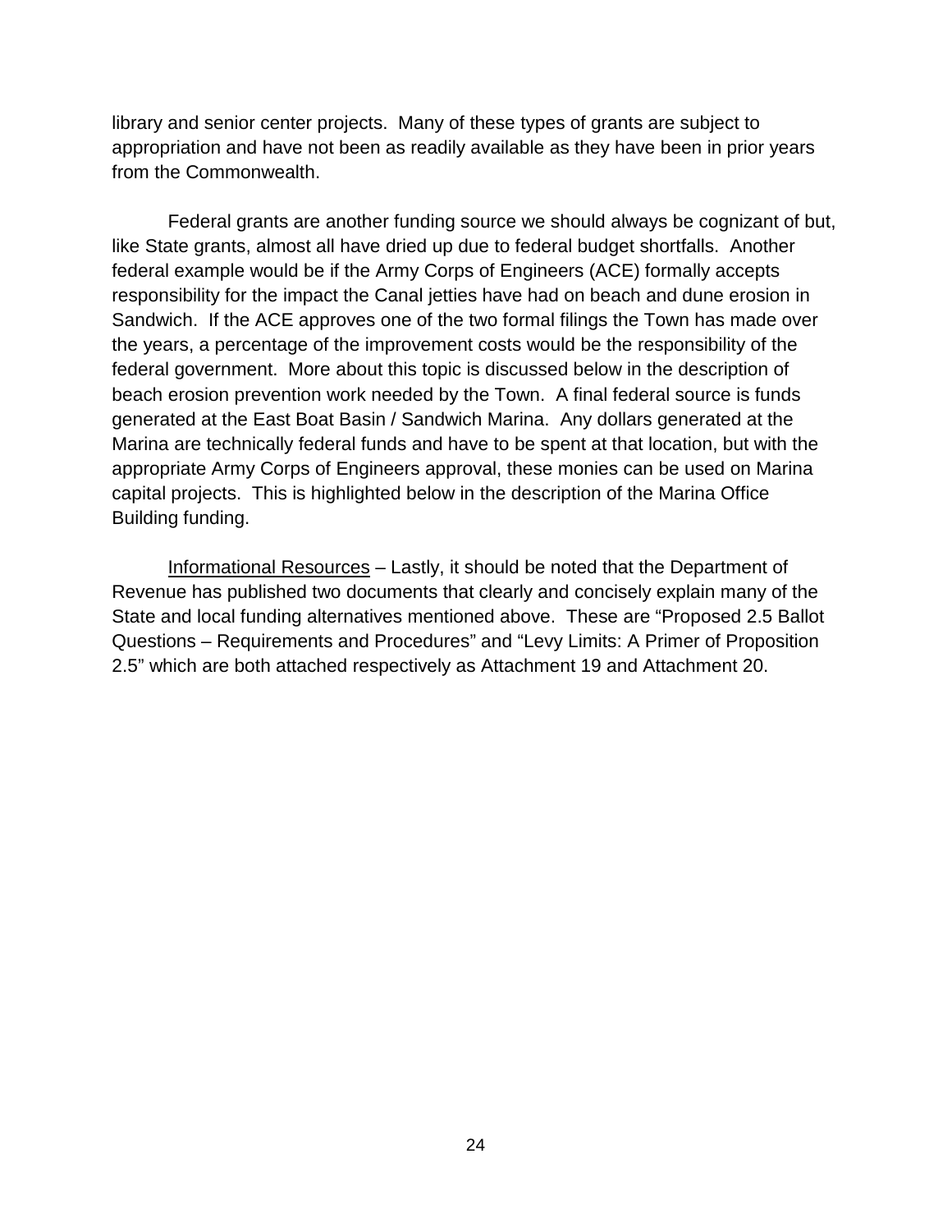library and senior center projects. Many of these types of grants are subject to appropriation and have not been as readily available as they have been in prior years from the Commonwealth.

Federal grants are another funding source we should always be cognizant of but, like State grants, almost all have dried up due to federal budget shortfalls. Another federal example would be if the Army Corps of Engineers (ACE) formally accepts responsibility for the impact the Canal jetties have had on beach and dune erosion in Sandwich. If the ACE approves one of the two formal filings the Town has made over the years, a percentage of the improvement costs would be the responsibility of the federal government. More about this topic is discussed below in the description of beach erosion prevention work needed by the Town. A final federal source is funds generated at the East Boat Basin / Sandwich Marina. Any dollars generated at the Marina are technically federal funds and have to be spent at that location, but with the appropriate Army Corps of Engineers approval, these monies can be used on Marina capital projects. This is highlighted below in the description of the Marina Office Building funding.

<u>Informational Resources</u> – Lastly, it should be noted that the Department of Revenue has published two documents that clearly and concisely explain many of the State and local funding alternatives mentioned above. These are "Proposed 2.5 Ballot Questions – Requirements and Procedures" and "Levy Limits: A Primer of Proposition 2.5" which are both attached respectively as Attachment 19 and Attachment 20.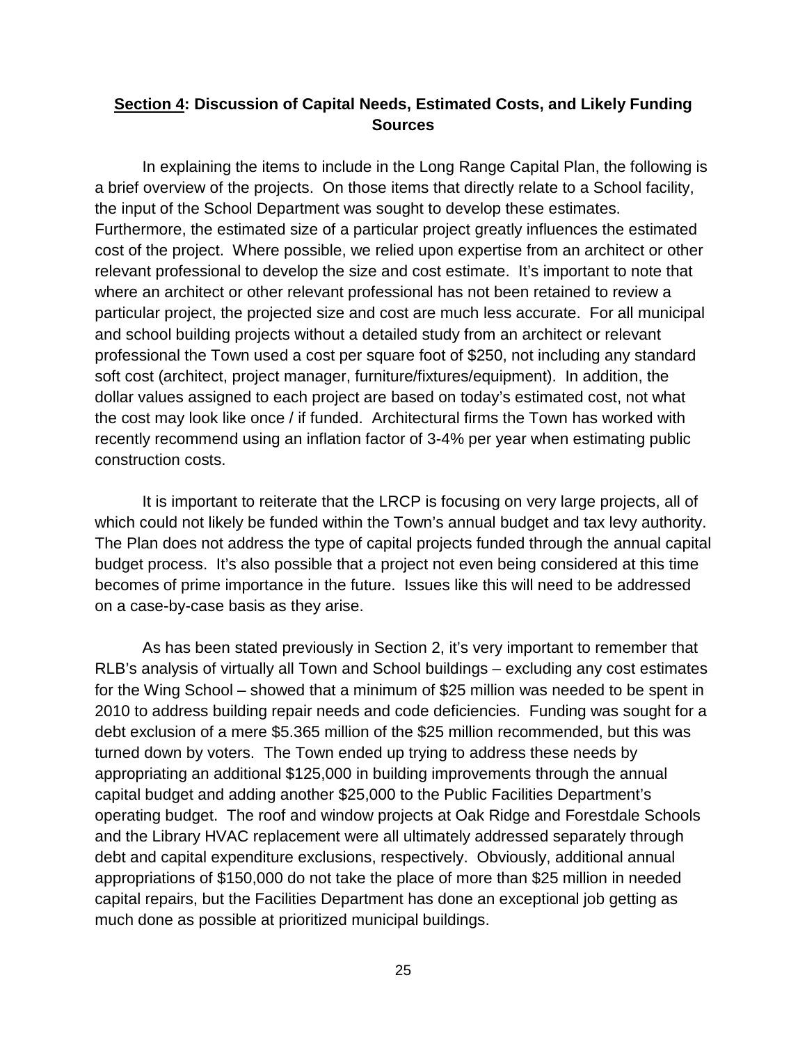## **<u>Section 4</u>: Discussion of Capital Needs, Estimated Costs, and Likely Funding Sources**

In explaining the items to include in the Long Range Capital Plan, the following is a brief overview of the projects. On those items that directly relate to a School facility, the input of the School Department was sought to develop these estimates. Furthermore, the estimated size of a particular project greatly influences the estimated cost of the project. Where possible, we relied upon expertise from an architect or other relevant professional to develop the size and cost estimate. It's important to note that where an architect or other relevant professional has not been retained to review a particular project, the projected size and cost are much less accurate. For all municipal and school building projects without a detailed study from an architect or relevant professional the Town used a cost per square foot of $250, not including any standard soft cost (architect, project manager, furniture/fixtures/equipment). In addition, the dollar values assigned to each project are based on today's estimated cost, not what the cost may look like once / if funded. Architectural firms the Town has worked with recently recommend using an inflation factor of 3-4% per year when estimating public construction costs.

It is important to reiterate that the LRCP is focusing on very large projects, all of which could not likely be funded within the Town's annual budget and tax levy authority. The Plan does not address the type of capital projects funded through the annual capital budget process. It's also possible that a project not even being considered at this time becomes of prime importance in the future. Issues like this will need to be addressed on a case-by-case basis as they arise.

As has been stated previously in Section 2, it's very important to remember that RLB's analysis of virtually all Town and School buildings – excluding any cost estimates for the Wing School – showed that a minimum of $25 million was needed to be spent in 2010 to address building repair needs and code deficiencies. Funding was sought for a debt exclusion of a mere $5.365 million of the $25 million recommended, but this was turned down by voters. The Town ended up trying to address these needs by appropriating an additional $125,000 in building improvements through the annual capital budget and adding another $25,000 to the Public Facilities Department's operating budget. The roof and window projects at Oak Ridge and Forestdale Schools and the Library HVAC replacement were all ultimately addressed separately through debt and capital expenditure exclusions, respectively. Obviously, additional annual appropriations of $150,000 do not take the place of more than $25 million in needed capital repairs, but the Facilities Department has done an exceptional job getting as much done as possible at prioritized municipal buildings.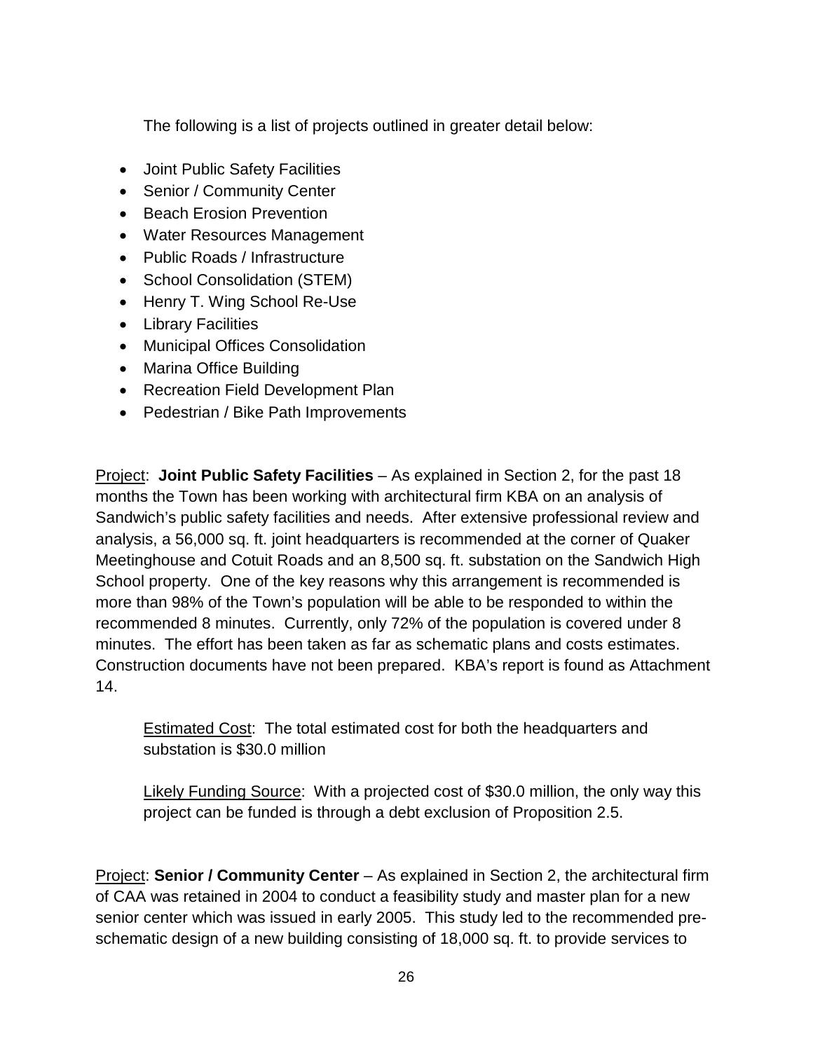The following is a list of projects outlined in greater detail below:

- Joint Public Safety Facilities
- Senior / Community Center
- Beach Erosion Prevention
- Water Resources Management
- Public Roads / Infrastructure
- School Consolidation (STEM)
- Henry T. Wing School Re-Use
- Library Facilities
- Municipal Offices Consolidation
- Marina Office Building
- Recreation Field Development Plan
- Pedestrian / Bike Path Improvements

Project: **Joint Public Safety Facilities** – As explained in Section 2, for the past 18 months the Town has been working with architectural firm KBA on an analysis of Sandwich's public safety facilities and needs. After extensive professional review and analysis, a 56,000 sq. ft. joint headquarters is recommended at the corner of Quaker Meetinghouse and Cotuit Roads and an 8,500 sq. ft. substation on the Sandwich High School property. One of the key reasons why this arrangement is recommended is more than 98% of the Town's population will be able to be responded to within the recommended 8 minutes. Currently, only 72% of the population is covered under 8 minutes. The effort has been taken as far as schematic plans and costs estimates. Construction documents have not been prepared. KBA's report is found as Attachment 14.

> Estimated Cost: The total estimated cost for both the headquarters and substation is $30.0 million
>
> Likely Funding Source: With a projected cost of $30.0 million, the only way this project can be funded is through a debt exclusion of Proposition 2.5.

Project: **Senior / Community Center** – As explained in Section 2, the architectural firm of CAA was retained in 2004 to conduct a feasibility study and master plan for a new senior center which was issued in early 2005. This study led to the recommended pre-schematic design of a new building consisting of 18,000 sq. ft. to provide services to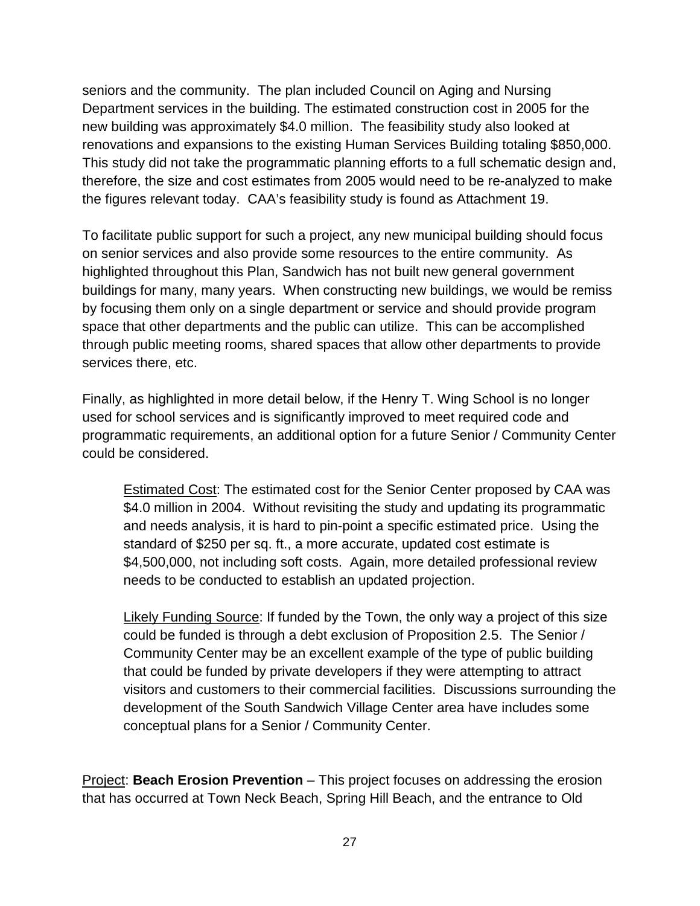seniors and the community. The plan included Council on Aging and Nursing Department services in the building. The estimated construction cost in 2005 for the new building was approximately $4.0 million. The feasibility study also looked at renovations and expansions to the existing Human Services Building totaling $850,000. This study did not take the programmatic planning efforts to a full schematic design and, therefore, the size and cost estimates from 2005 would need to be re-analyzed to make the figures relevant today. CAA's feasibility study is found as Attachment 19.

To facilitate public support for such a project, any new municipal building should focus on senior services and also provide some resources to the entire community. As highlighted throughout this Plan, Sandwich has not built new general government buildings for many, many years. When constructing new buildings, we would be remiss by focusing them only on a single department or service and should provide program space that other departments and the public can utilize. This can be accomplished through public meeting rooms, shared spaces that allow other departments to provide services there, etc.

Finally, as highlighted in more detail below, if the Henry T. Wing School is no longer used for school services and is significantly improved to meet required code and programmatic requirements, an additional option for a future Senior / Community Center could be considered.

> Estimated Cost: The estimated cost for the Senior Center proposed by CAA was $4.0 million in 2004. Without revisiting the study and updating its programmatic and needs analysis, it is hard to pin-point a specific estimated price. Using the standard of $250 per sq. ft., a more accurate, updated cost estimate is $4,500,000, not including soft costs. Again, more detailed professional review needs to be conducted to establish an updated projection.
>
> Likely Funding Source: If funded by the Town, the only way a project of this size could be funded is through a debt exclusion of Proposition 2.5. The Senior / Community Center may be an excellent example of the type of public building that could be funded by private developers if they were attempting to attract visitors and customers to their commercial facilities. Discussions surrounding the development of the South Sandwich Village Center area have includes some conceptual plans for a Senior / Community Center.

Project: **Beach Erosion Prevention** – This project focuses on addressing the erosion that has occurred at Town Neck Beach, Spring Hill Beach, and the entrance to Old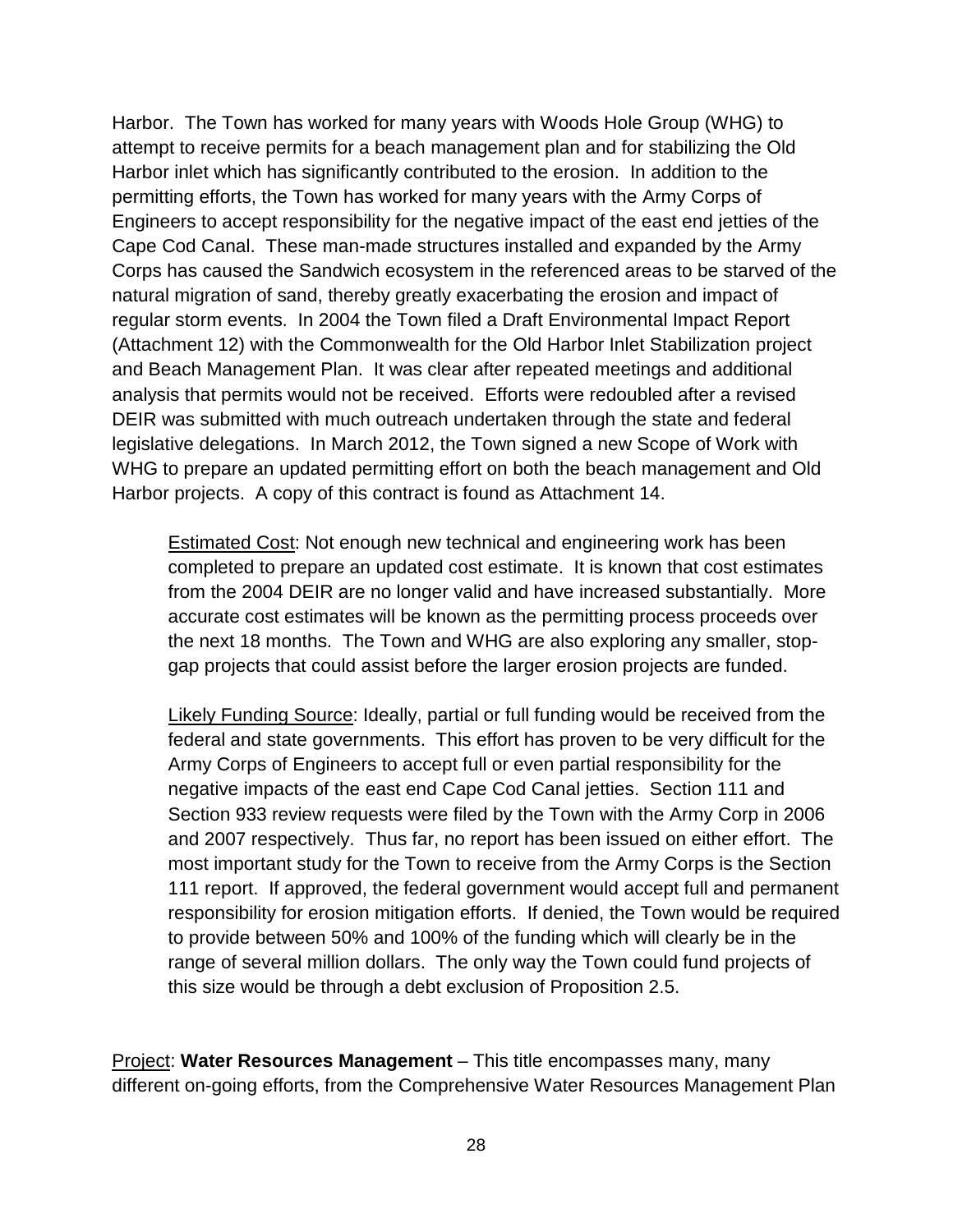Harbor. The Town has worked for many years with Woods Hole Group (WHG) to attempt to receive permits for a beach management plan and for stabilizing the Old Harbor inlet which has significantly contributed to the erosion. In addition to the permitting efforts, the Town has worked for many years with the Army Corps of Engineers to accept responsibility for the negative impact of the east end jetties of the Cape Cod Canal. These man-made structures installed and expanded by the Army Corps has caused the Sandwich ecosystem in the referenced areas to be starved of the natural migration of sand, thereby greatly exacerbating the erosion and impact of regular storm events. In 2004 the Town filed a Draft Environmental Impact Report (Attachment 12) with the Commonwealth for the Old Harbor Inlet Stabilization project and Beach Management Plan. It was clear after repeated meetings and additional analysis that permits would not be received. Efforts were redoubled after a revised DEIR was submitted with much outreach undertaken through the state and federal legislative delegations. In March 2012, the Town signed a new Scope of Work with WHG to prepare an updated permitting effort on both the beach management and Old Harbor projects. A copy of this contract is found as Attachment 14.

> Estimated Cost: Not enough new technical and engineering work has been completed to prepare an updated cost estimate. It is known that cost estimates from the 2004 DEIR are no longer valid and have increased substantially. More accurate cost estimates will be known as the permitting process proceeds over the next 18 months. The Town and WHG are also exploring any smaller, stop-gap projects that could assist before the larger erosion projects are funded.
>
> Likely Funding Source: Ideally, partial or full funding would be received from the federal and state governments. This effort has proven to be very difficult for the Army Corps of Engineers to accept full or even partial responsibility for the negative impacts of the east end Cape Cod Canal jetties. Section 111 and Section 933 review requests were filed by the Town with the Army Corp in 2006 and 2007 respectively. Thus far, no report has been issued on either effort. The most important study for the Town to receive from the Army Corps is the Section 111 report. If approved, the federal government would accept full and permanent responsibility for erosion mitigation efforts. If denied, the Town would be required to provide between 50% and 100% of the funding which will clearly be in the range of several million dollars. The only way the Town could fund projects of this size would be through a debt exclusion of Proposition 2.5.

Project: **Water Resources Management** – This title encompasses many, many different on-going efforts, from the Comprehensive Water Resources Management Plan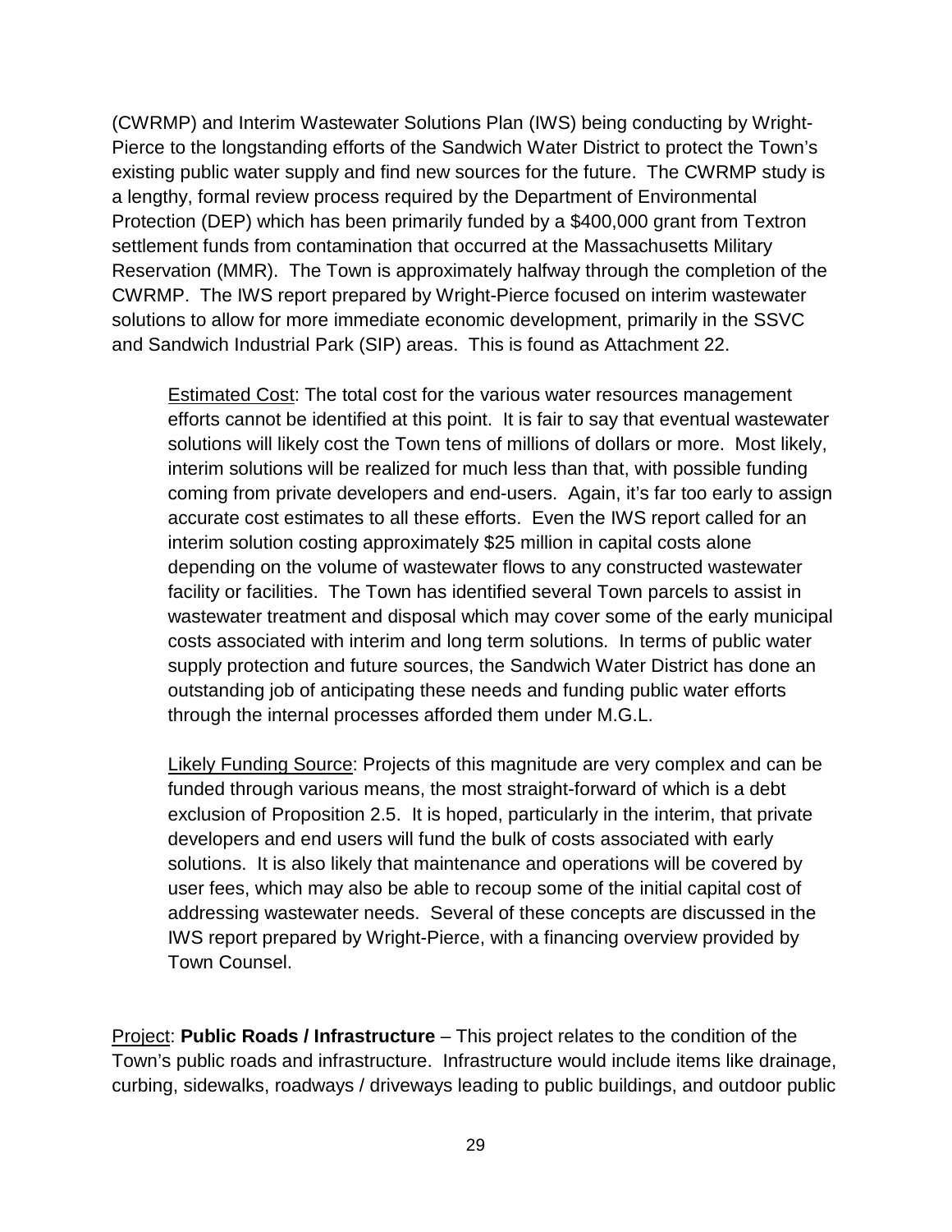(CWRMP) and Interim Wastewater Solutions Plan (IWS) being conducting by Wright-Pierce to the longstanding efforts of the Sandwich Water District to protect the Town's existing public water supply and find new sources for the future. The CWRMP study is a lengthy, formal review process required by the Department of Environmental Protection (DEP) which has been primarily funded by a $400,000 grant from Textron settlement funds from contamination that occurred at the Massachusetts Military Reservation (MMR). The Town is approximately halfway through the completion of the CWRMP. The IWS report prepared by Wright-Pierce focused on interim wastewater solutions to allow for more immediate economic development, primarily in the SSVC and Sandwich Industrial Park (SIP) areas. This is found as Attachment 22.

> Estimated Cost: The total cost for the various water resources management efforts cannot be identified at this point. It is fair to say that eventual wastewater solutions will likely cost the Town tens of millions of dollars or more. Most likely, interim solutions will be realized for much less than that, with possible funding coming from private developers and end-users. Again, it's far too early to assign accurate cost estimates to all these efforts. Even the IWS report called for an interim solution costing approximately $25 million in capital costs alone depending on the volume of wastewater flows to any constructed wastewater facility or facilities. The Town has identified several Town parcels to assist in wastewater treatment and disposal which may cover some of the early municipal costs associated with interim and long term solutions. In terms of public water supply protection and future sources, the Sandwich Water District has done an outstanding job of anticipating these needs and funding public water efforts through the internal processes afforded them under M.G.L.
>
> Likely Funding Source: Projects of this magnitude are very complex and can be funded through various means, the most straight-forward of which is a debt exclusion of Proposition 2.5. It is hoped, particularly in the interim, that private developers and end users will fund the bulk of costs associated with early solutions. It is also likely that maintenance and operations will be covered by user fees, which may also be able to recoup some of the initial capital cost of addressing wastewater needs. Several of these concepts are discussed in the IWS report prepared by Wright-Pierce, with a financing overview provided by Town Counsel.

Project: **Public Roads / Infrastructure** – This project relates to the condition of the Town's public roads and infrastructure. Infrastructure would include items like drainage, curbing, sidewalks, roadways / driveways leading to public buildings, and outdoor public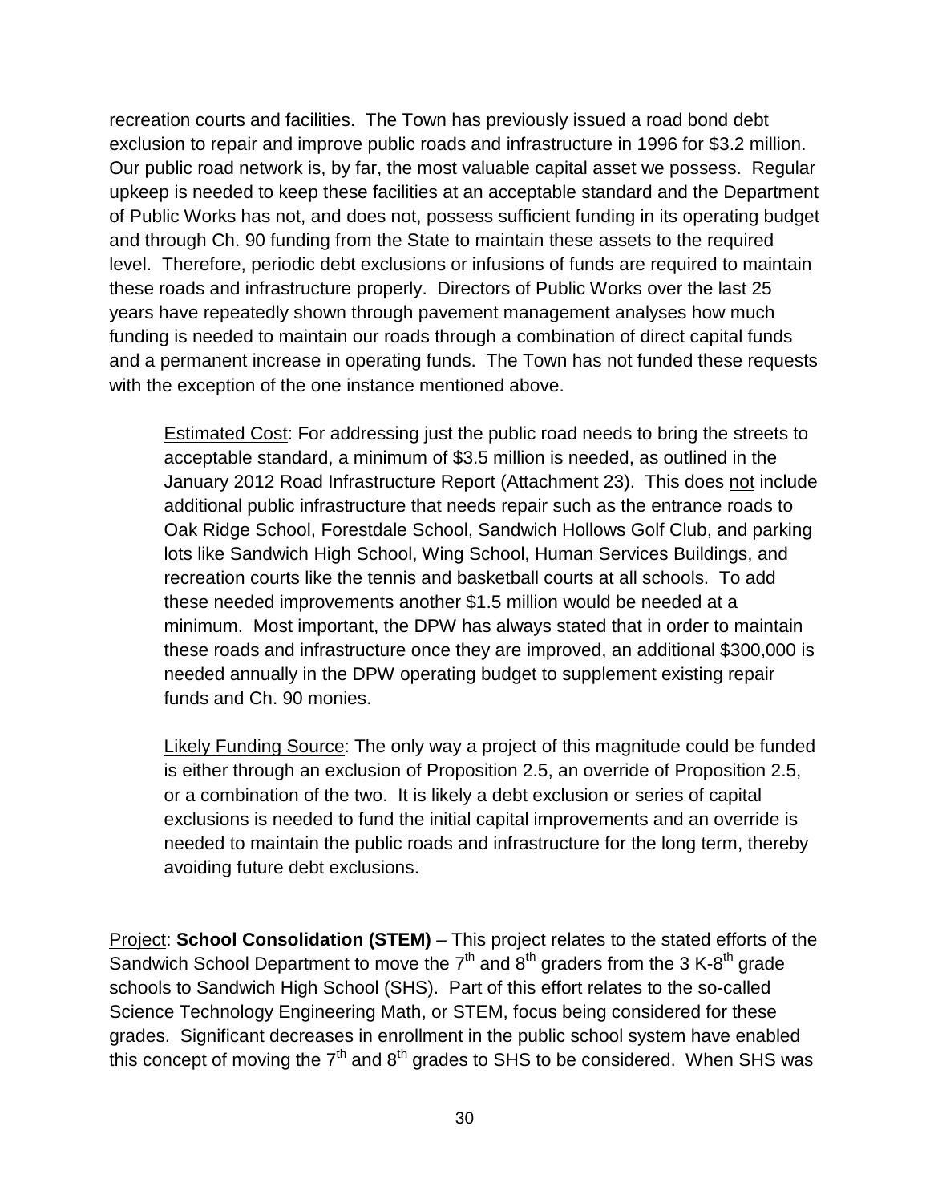recreation courts and facilities. The Town has previously issued a road bond debt exclusion to repair and improve public roads and infrastructure in 1996 for \$3.2 million. Our public road network is, by far, the most valuable capital asset we possess. Regular upkeep is needed to keep these facilities at an acceptable standard and the Department of Public Works has not, and does not, possess sufficient funding in its operating budget and through Ch. 90 funding from the State to maintain these assets to the required level. Therefore, periodic debt exclusions or infusions of funds are required to maintain these roads and infrastructure properly. Directors of Public Works over the last 25 years have repeatedly shown through pavement management analyses how much funding is needed to maintain our roads through a combination of direct capital funds and a permanent increase in operating funds. The Town has not funded these requests with the exception of the one instance mentioned above.

> Estimated Cost: For addressing just the public road needs to bring the streets to acceptable standard, a minimum of \$3.5 million is needed, as outlined in the January 2012 Road Infrastructure Report (Attachment 23). This does not include additional public infrastructure that needs repair such as the entrance roads to Oak Ridge School, Forestdale School, Sandwich Hollows Golf Club, and parking lots like Sandwich High School, Wing School, Human Services Buildings, and recreation courts like the tennis and basketball courts at all schools. To add these needed improvements another \$1.5 million would be needed at a minimum. Most important, the DPW has always stated that in order to maintain these roads and infrastructure once they are improved, an additional \$300,000 is needed annually in the DPW operating budget to supplement existing repair funds and Ch. 90 monies.
>
> Likely Funding Source: The only way a project of this magnitude could be funded is either through an exclusion of Proposition 2.5, an override of Proposition 2.5, or a combination of the two. It is likely a debt exclusion or series of capital exclusions is needed to fund the initial capital improvements and an override is needed to maintain the public roads and infrastructure for the long term, thereby avoiding future debt exclusions.

Project: **School Consolidation (STEM)** – This project relates to the stated efforts of the Sandwich School Department to move the 7th and 8th graders from the 3 K-8th grade schools to Sandwich High School (SHS). Part of this effort relates to the so-called Science Technology Engineering Math, or STEM, focus being considered for these grades. Significant decreases in enrollment in the public school system have enabled this concept of moving the 7th and 8th grades to SHS to be considered. When SHS was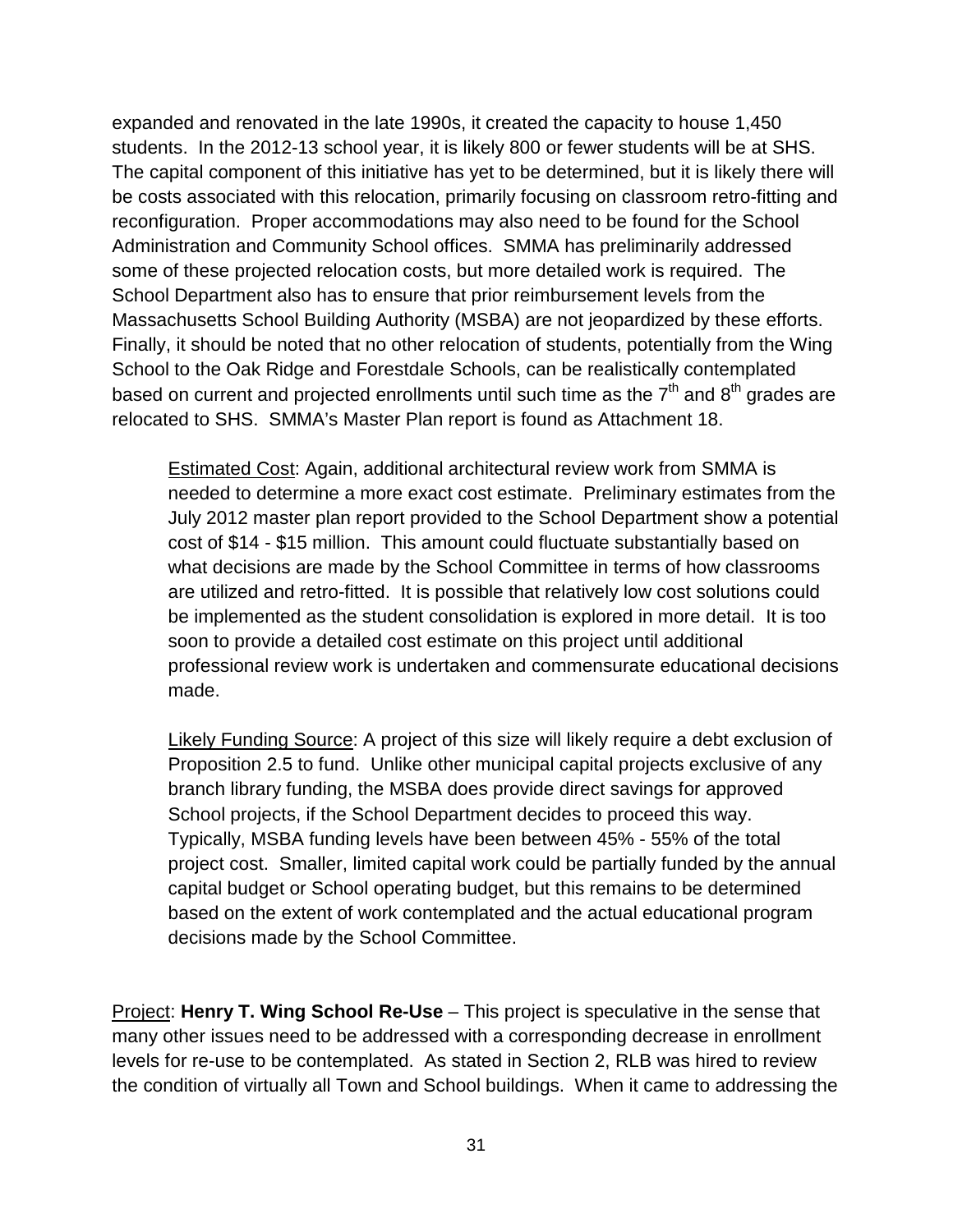expanded and renovated in the late 1990s, it created the capacity to house 1,450 students. In the 2012-13 school year, it is likely 800 or fewer students will be at SHS. The capital component of this initiative has yet to be determined, but it is likely there will be costs associated with this relocation, primarily focusing on classroom retro-fitting and reconfiguration. Proper accommodations may also need to be found for the School Administration and Community School offices. SMMA has preliminarily addressed some of these projected relocation costs, but more detailed work is required. The School Department also has to ensure that prior reimbursement levels from the Massachusetts School Building Authority (MSBA) are not jeopardized by these efforts. Finally, it should be noted that no other relocation of students, potentially from the Wing School to the Oak Ridge and Forestdale Schools, can be realistically contemplated based on current and projected enrollments until such time as the 7th and 8th grades are relocated to SHS. SMMA's Master Plan report is found as Attachment 18.

> Estimated Cost: Again, additional architectural review work from SMMA is needed to determine a more exact cost estimate. Preliminary estimates from the July 2012 master plan report provided to the School Department show a potential cost of $14 - $15 million. This amount could fluctuate substantially based on what decisions are made by the School Committee in terms of how classrooms are utilized and retro-fitted. It is possible that relatively low cost solutions could be implemented as the student consolidation is explored in more detail. It is too soon to provide a detailed cost estimate on this project until additional professional review work is undertaken and commensurate educational decisions made.
>
> Likely Funding Source: A project of this size will likely require a debt exclusion of Proposition 2.5 to fund. Unlike other municipal capital projects exclusive of any branch library funding, the MSBA does provide direct savings for approved School projects, if the School Department decides to proceed this way. Typically, MSBA funding levels have been between 45% - 55% of the total project cost. Smaller, limited capital work could be partially funded by the annual capital budget or School operating budget, but this remains to be determined based on the extent of work contemplated and the actual educational program decisions made by the School Committee.

Project: **Henry T. Wing School Re-Use** – This project is speculative in the sense that many other issues need to be addressed with a corresponding decrease in enrollment levels for re-use to be contemplated. As stated in Section 2, RLB was hired to review the condition of virtually all Town and School buildings. When it came to addressing the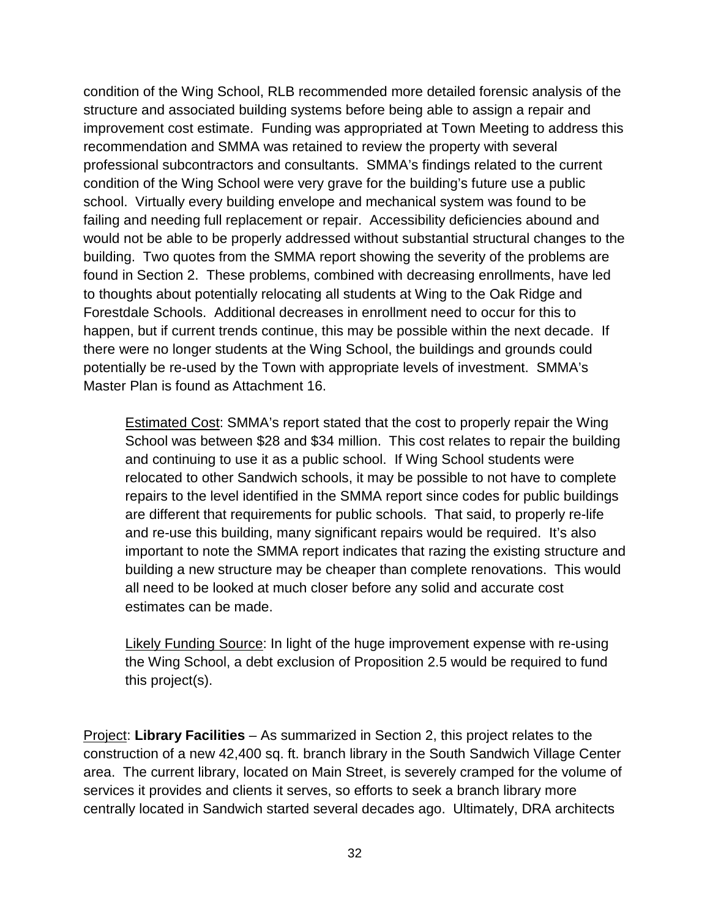condition of the Wing School, RLB recommended more detailed forensic analysis of the structure and associated building systems before being able to assign a repair and improvement cost estimate. Funding was appropriated at Town Meeting to address this recommendation and SMMA was retained to review the property with several professional subcontractors and consultants. SMMA's findings related to the current condition of the Wing School were very grave for the building's future use a public school. Virtually every building envelope and mechanical system was found to be failing and needing full replacement or repair. Accessibility deficiencies abound and would not be able to be properly addressed without substantial structural changes to the building. Two quotes from the SMMA report showing the severity of the problems are found in Section 2. These problems, combined with decreasing enrollments, have led to thoughts about potentially relocating all students at Wing to the Oak Ridge and Forestdale Schools. Additional decreases in enrollment need to occur for this to happen, but if current trends continue, this may be possible within the next decade. If there were no longer students at the Wing School, the buildings and grounds could potentially be re-used by the Town with appropriate levels of investment. SMMA's Master Plan is found as Attachment 16.

> Estimated Cost: SMMA's report stated that the cost to properly repair the Wing School was between $28 and $34 million. This cost relates to repair the building and continuing to use it as a public school. If Wing School students were relocated to other Sandwich schools, it may be possible to not have to complete repairs to the level identified in the SMMA report since codes for public buildings are different that requirements for public schools. That said, to properly re-life and re-use this building, many significant repairs would be required. It's also important to note the SMMA report indicates that razing the existing structure and building a new structure may be cheaper than complete renovations. This would all need to be looked at much closer before any solid and accurate cost estimates can be made.
>
> Likely Funding Source: In light of the huge improvement expense with re-using the Wing School, a debt exclusion of Proposition 2.5 would be required to fund this project(s).

Project: **Library Facilities** – As summarized in Section 2, this project relates to the construction of a new 42,400 sq. ft. branch library in the South Sandwich Village Center area. The current library, located on Main Street, is severely cramped for the volume of services it provides and clients it serves, so efforts to seek a branch library more centrally located in Sandwich started several decades ago. Ultimately, DRA architects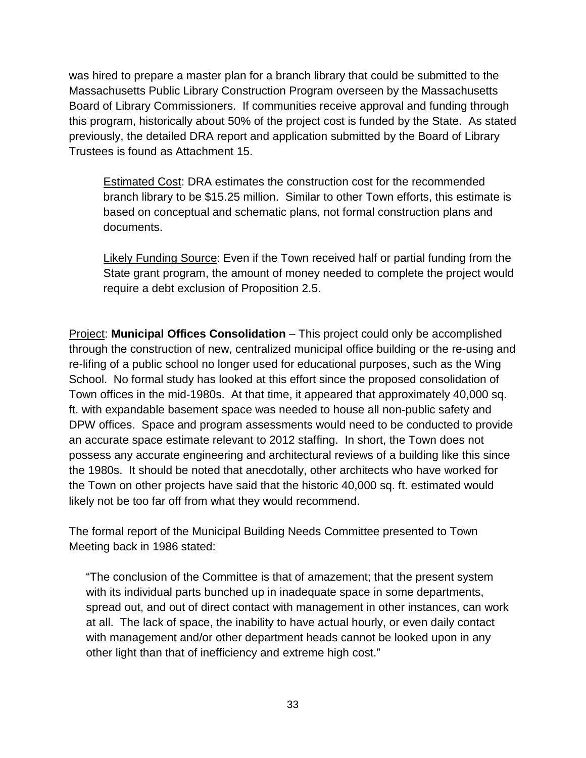was hired to prepare a master plan for a branch library that could be submitted to the Massachusetts Public Library Construction Program overseen by the Massachusetts Board of Library Commissioners. If communities receive approval and funding through this program, historically about 50% of the project cost is funded by the State. As stated previously, the detailed DRA report and application submitted by the Board of Library Trustees is found as Attachment 15.

> Estimated Cost: DRA estimates the construction cost for the recommended branch library to be $15.25 million. Similar to other Town efforts, this estimate is based on conceptual and schematic plans, not formal construction plans and documents.
>
> Likely Funding Source: Even if the Town received half or partial funding from the State grant program, the amount of money needed to complete the project would require a debt exclusion of Proposition 2.5.

Project: **Municipal Offices Consolidation** – This project could only be accomplished through the construction of new, centralized municipal office building or the re-using and re-lifing of a public school no longer used for educational purposes, such as the Wing School. No formal study has looked at this effort since the proposed consolidation of Town offices in the mid-1980s. At that time, it appeared that approximately 40,000 sq. ft. with expandable basement space was needed to house all non-public safety and DPW offices. Space and program assessments would need to be conducted to provide an accurate space estimate relevant to 2012 staffing. In short, the Town does not possess any accurate engineering and architectural reviews of a building like this since the 1980s. It should be noted that anecdotally, other architects who have worked for the Town on other projects have said that the historic 40,000 sq. ft. estimated would likely not be too far off from what they would recommend.

The formal report of the Municipal Building Needs Committee presented to Town Meeting back in 1986 stated:

> "The conclusion of the Committee is that of amazement; that the present system with its individual parts bunched up in inadequate space in some departments, spread out, and out of direct contact with management in other instances, can work at all. The lack of space, the inability to have actual hourly, or even daily contact with management and/or other department heads cannot be looked upon in any other light than that of inefficiency and extreme high cost."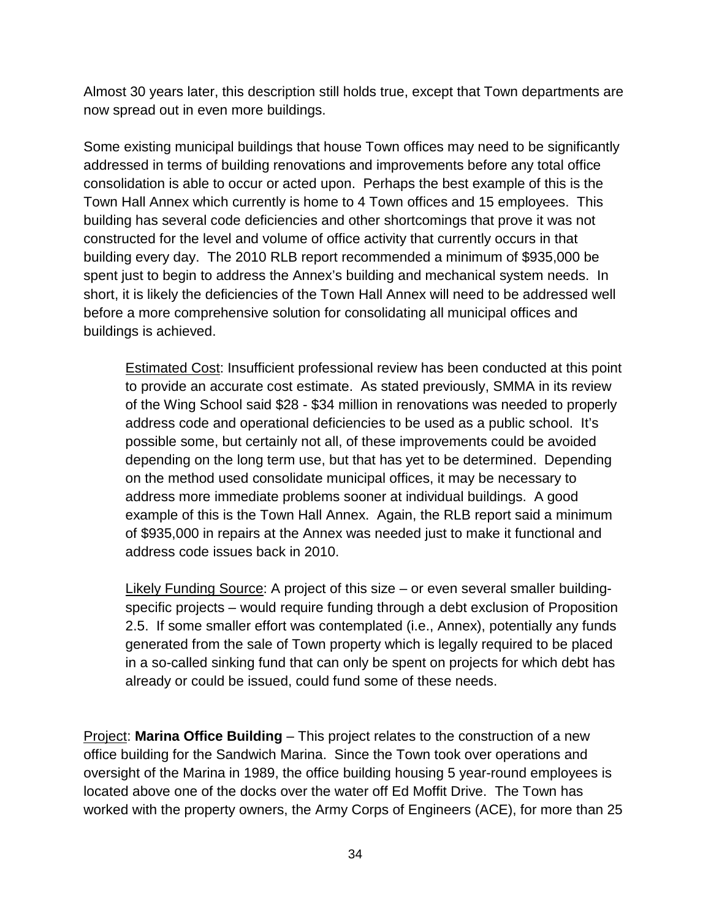Almost 30 years later, this description still holds true, except that Town departments are now spread out in even more buildings.

Some existing municipal buildings that house Town offices may need to be significantly addressed in terms of building renovations and improvements before any total office consolidation is able to occur or acted upon. Perhaps the best example of this is the Town Hall Annex which currently is home to 4 Town offices and 15 employees. This building has several code deficiencies and other shortcomings that prove it was not constructed for the level and volume of office activity that currently occurs in that building every day. The 2010 RLB report recommended a minimum of $935,000 be spent just to begin to address the Annex's building and mechanical system needs. In short, it is likely the deficiencies of the Town Hall Annex will need to be addressed well before a more comprehensive solution for consolidating all municipal offices and buildings is achieved.

> Estimated Cost: Insufficient professional review has been conducted at this point to provide an accurate cost estimate. As stated previously, SMMA in its review of the Wing School said $28 - $34 million in renovations was needed to properly address code and operational deficiencies to be used as a public school. It's possible some, but certainly not all, of these improvements could be avoided depending on the long term use, but that has yet to be determined. Depending on the method used consolidate municipal offices, it may be necessary to address more immediate problems sooner at individual buildings. A good example of this is the Town Hall Annex. Again, the RLB report said a minimum of $935,000 in repairs at the Annex was needed just to make it functional and address code issues back in 2010.
>
> Likely Funding Source: A project of this size – or even several smaller building-specific projects – would require funding through a debt exclusion of Proposition 2.5. If some smaller effort was contemplated (i.e., Annex), potentially any funds generated from the sale of Town property which is legally required to be placed in a so-called sinking fund that can only be spent on projects for which debt has already or could be issued, could fund some of these needs.

Project: **Marina Office Building** – This project relates to the construction of a new office building for the Sandwich Marina. Since the Town took over operations and oversight of the Marina in 1989, the office building housing 5 year-round employees is located above one of the docks over the water off Ed Moffit Drive. The Town has worked with the property owners, the Army Corps of Engineers (ACE), for more than 25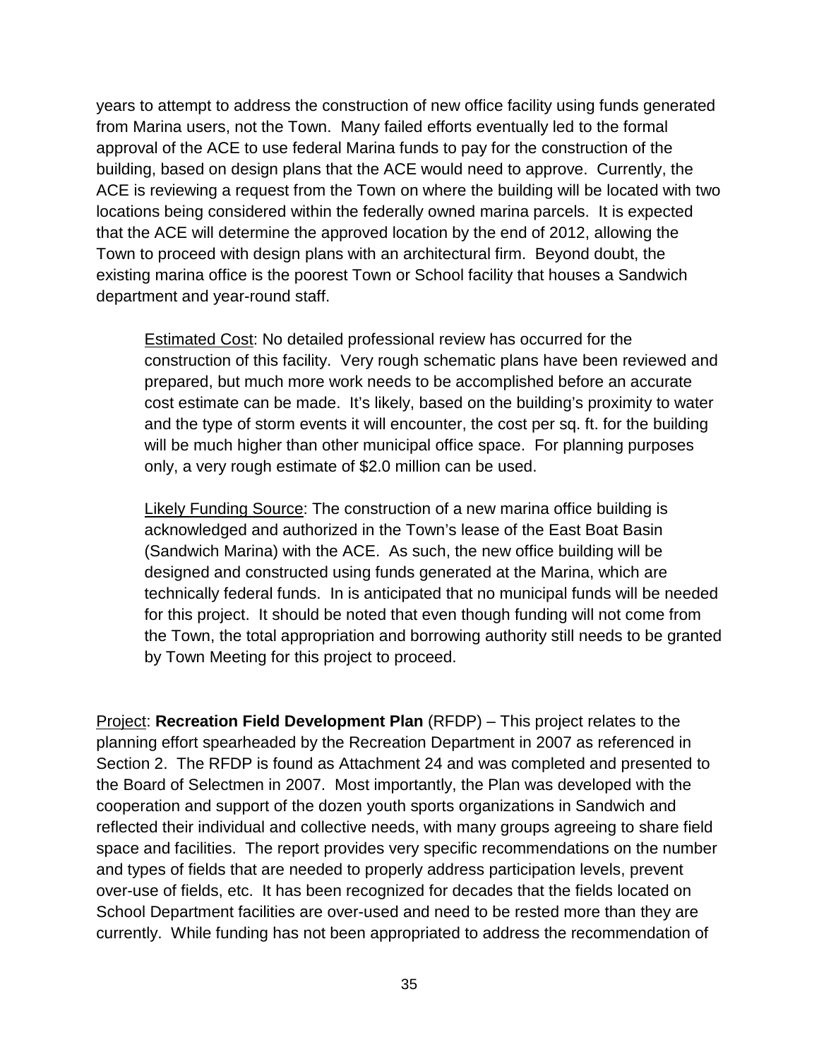years to attempt to address the construction of new office facility using funds generated from Marina users, not the Town. Many failed efforts eventually led to the formal approval of the ACE to use federal Marina funds to pay for the construction of the building, based on design plans that the ACE would need to approve. Currently, the ACE is reviewing a request from the Town on where the building will be located with two locations being considered within the federally owned marina parcels. It is expected that the ACE will determine the approved location by the end of 2012, allowing the Town to proceed with design plans with an architectural firm. Beyond doubt, the existing marina office is the poorest Town or School facility that houses a Sandwich department and year-round staff.

> Estimated Cost: No detailed professional review has occurred for the construction of this facility. Very rough schematic plans have been reviewed and prepared, but much more work needs to be accomplished before an accurate cost estimate can be made. It's likely, based on the building's proximity to water and the type of storm events it will encounter, the cost per sq. ft. for the building will be much higher than other municipal office space. For planning purposes only, a very rough estimate of $2.0 million can be used.
>
> Likely Funding Source: The construction of a new marina office building is acknowledged and authorized in the Town's lease of the East Boat Basin (Sandwich Marina) with the ACE. As such, the new office building will be designed and constructed using funds generated at the Marina, which are technically federal funds. In is anticipated that no municipal funds will be needed for this project. It should be noted that even though funding will not come from the Town, the total appropriation and borrowing authority still needs to be granted by Town Meeting for this project to proceed.

Project: **Recreation Field Development Plan** (RFDP) – This project relates to the planning effort spearheaded by the Recreation Department in 2007 as referenced in Section 2. The RFDP is found as Attachment 24 and was completed and presented to the Board of Selectmen in 2007. Most importantly, the Plan was developed with the cooperation and support of the dozen youth sports organizations in Sandwich and reflected their individual and collective needs, with many groups agreeing to share field space and facilities. The report provides very specific recommendations on the number and types of fields that are needed to properly address participation levels, prevent over-use of fields, etc. It has been recognized for decades that the fields located on School Department facilities are over-used and need to be rested more than they are currently. While funding has not been appropriated to address the recommendation of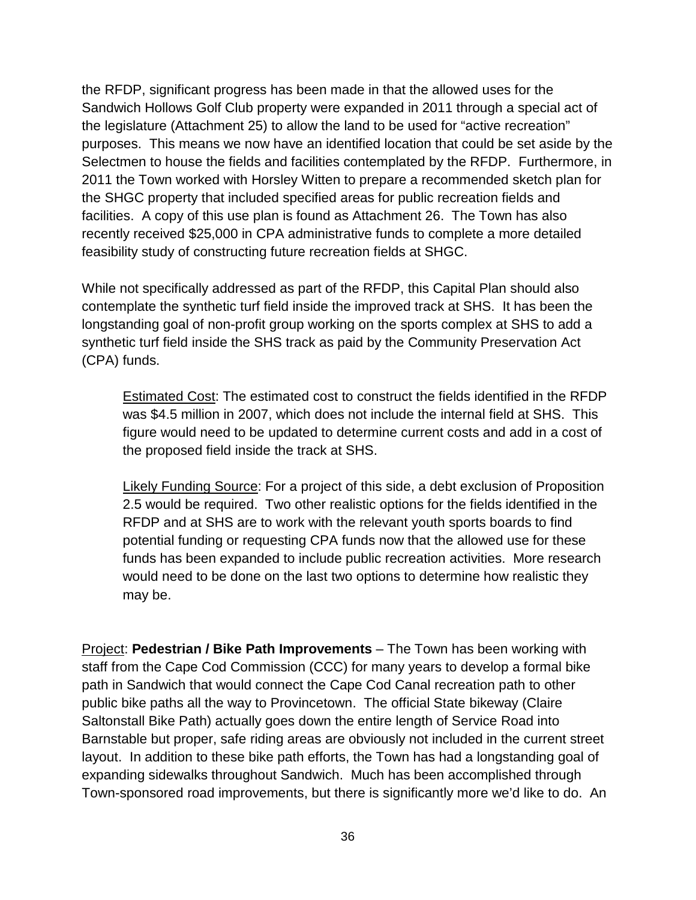the RFDP, significant progress has been made in that the allowed uses for the Sandwich Hollows Golf Club property were expanded in 2011 through a special act of the legislature (Attachment 25) to allow the land to be used for "active recreation" purposes. This means we now have an identified location that could be set aside by the Selectmen to house the fields and facilities contemplated by the RFDP. Furthermore, in 2011 the Town worked with Horsley Witten to prepare a recommended sketch plan for the SHGC property that included specified areas for public recreation fields and facilities. A copy of this use plan is found as Attachment 26. The Town has also recently received $25,000 in CPA administrative funds to complete a more detailed feasibility study of constructing future recreation fields at SHGC.

While not specifically addressed as part of the RFDP, this Capital Plan should also contemplate the synthetic turf field inside the improved track at SHS. It has been the longstanding goal of non-profit group working on the sports complex at SHS to add a synthetic turf field inside the SHS track as paid by the Community Preservation Act (CPA) funds.

> <u>Estimated Cost</u>: The estimated cost to construct the fields identified in the RFDP was $4.5 million in 2007, which does not include the internal field at SHS. This figure would need to be updated to determine current costs and add in a cost of the proposed field inside the track at SHS.
>
> <u>Likely Funding Source</u>: For a project of this side, a debt exclusion of Proposition 2.5 would be required. Two other realistic options for the fields identified in the RFDP and at SHS are to work with the relevant youth sports boards to find potential funding or requesting CPA funds now that the allowed use for these funds has been expanded to include public recreation activities. More research would need to be done on the last two options to determine how realistic they may be.

<u>Project</u>: **Pedestrian / Bike Path Improvements** – The Town has been working with staff from the Cape Cod Commission (CCC) for many years to develop a formal bike path in Sandwich that would connect the Cape Cod Canal recreation path to other public bike paths all the way to Provincetown. The official State bikeway (Claire Saltonstall Bike Path) actually goes down the entire length of Service Road into Barnstable but proper, safe riding areas are obviously not included in the current street layout. In addition to these bike path efforts, the Town has had a longstanding goal of expanding sidewalks throughout Sandwich. Much has been accomplished through Town-sponsored road improvements, but there is significantly more we'd like to do. An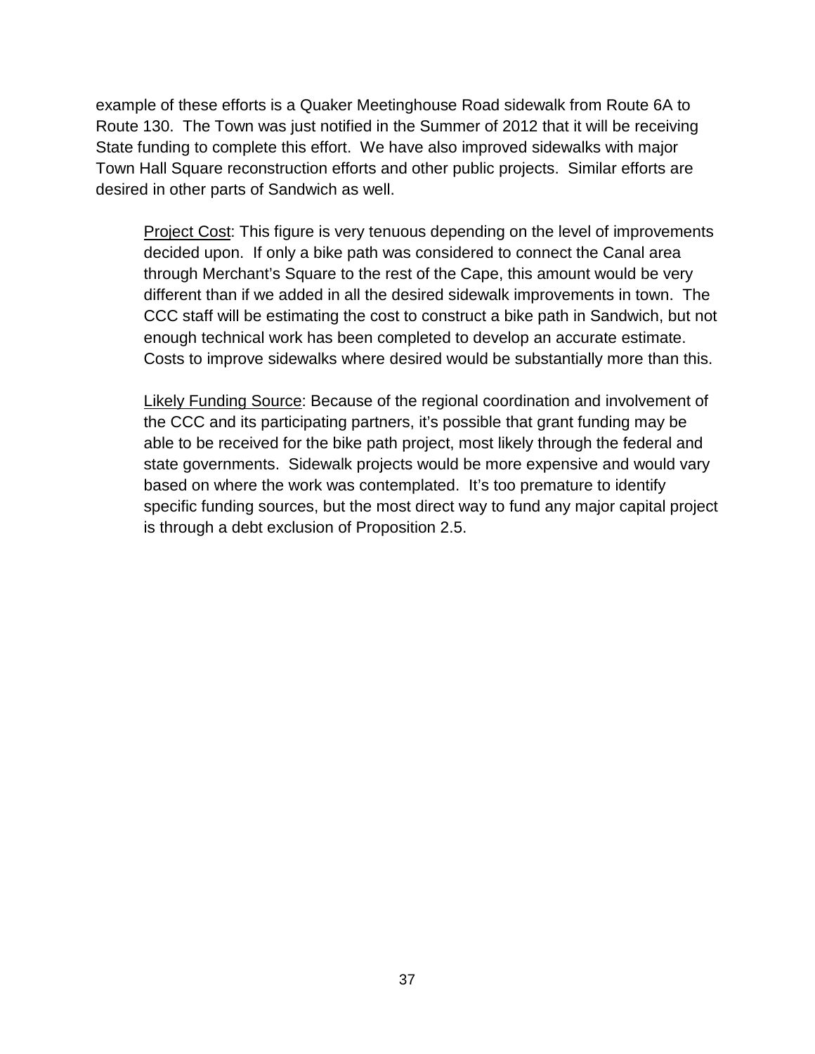example of these efforts is a Quaker Meetinghouse Road sidewalk from Route 6A to Route 130. The Town was just notified in the Summer of 2012 that it will be receiving State funding to complete this effort. We have also improved sidewalks with major Town Hall Square reconstruction efforts and other public projects. Similar efforts are desired in other parts of Sandwich as well.

> Project Cost: This figure is very tenuous depending on the level of improvements decided upon. If only a bike path was considered to connect the Canal area through Merchant's Square to the rest of the Cape, this amount would be very different than if we added in all the desired sidewalk improvements in town. The CCC staff will be estimating the cost to construct a bike path in Sandwich, but not enough technical work has been completed to develop an accurate estimate. Costs to improve sidewalks where desired would be substantially more than this.
>
> Likely Funding Source: Because of the regional coordination and involvement of the CCC and its participating partners, it's possible that grant funding may be able to be received for the bike path project, most likely through the federal and state governments. Sidewalk projects would be more expensive and would vary based on where the work was contemplated. It's too premature to identify specific funding sources, but the most direct way to fund any major capital project is through a debt exclusion of Proposition 2.5.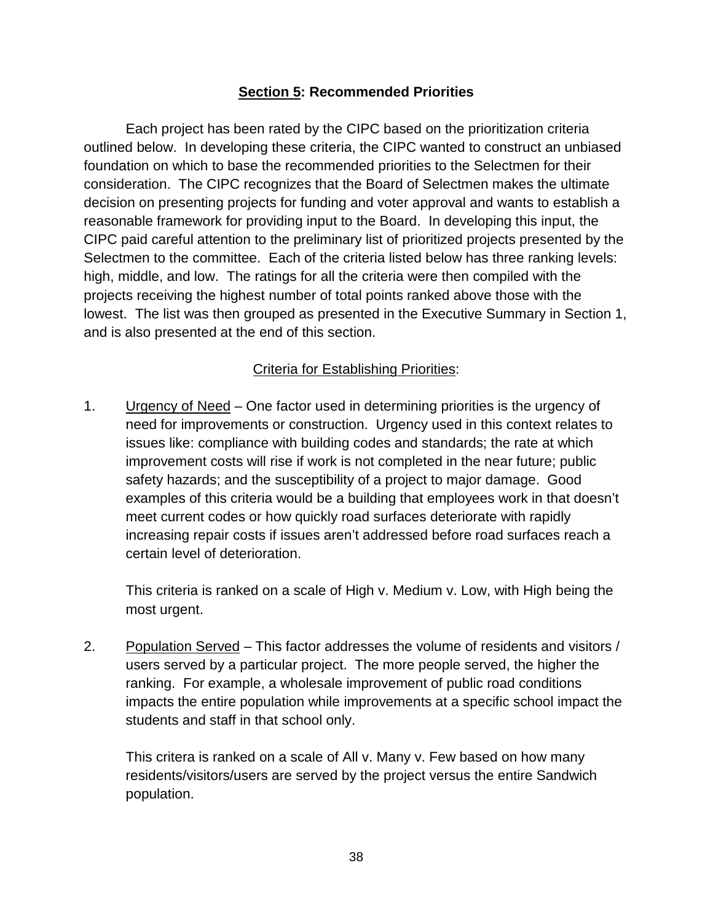## **Section 5: Recommended Priorities**

Each project has been rated by the CIPC based on the prioritization criteria outlined below. In developing these criteria, the CIPC wanted to construct an unbiased foundation on which to base the recommended priorities to the Selectmen for their consideration. The CIPC recognizes that the Board of Selectmen makes the ultimate decision on presenting projects for funding and voter approval and wants to establish a reasonable framework for providing input to the Board. In developing this input, the CIPC paid careful attention to the preliminary list of prioritized projects presented by the Selectmen to the committee. Each of the criteria listed below has three ranking levels: high, middle, and low. The ratings for all the criteria were then compiled with the projects receiving the highest number of total points ranked above those with the lowest. The list was then grouped as presented in the Executive Summary in Section 1, and is also presented at the end of this section.

Criteria for Establishing Priorities:

1. Urgency of Need – One factor used in determining priorities is the urgency of need for improvements or construction. Urgency used in this context relates to issues like: compliance with building codes and standards; the rate at which improvement costs will rise if work is not completed in the near future; public safety hazards; and the susceptibility of a project to major damage. Good examples of this criteria would be a building that employees work in that doesn't meet current codes or how quickly road surfaces deteriorate with rapidly increasing repair costs if issues aren't addressed before road surfaces reach a certain level of deterioration.

   This criteria is ranked on a scale of High v. Medium v. Low, with High being the most urgent.

2. Population Served – This factor addresses the volume of residents and visitors / users served by a particular project. The more people served, the higher the ranking. For example, a wholesale improvement of public road conditions impacts the entire population while improvements at a specific school impact the students and staff in that school only.

   This critera is ranked on a scale of All v. Many v. Few based on how many residents/visitors/users are served by the project versus the entire Sandwich population.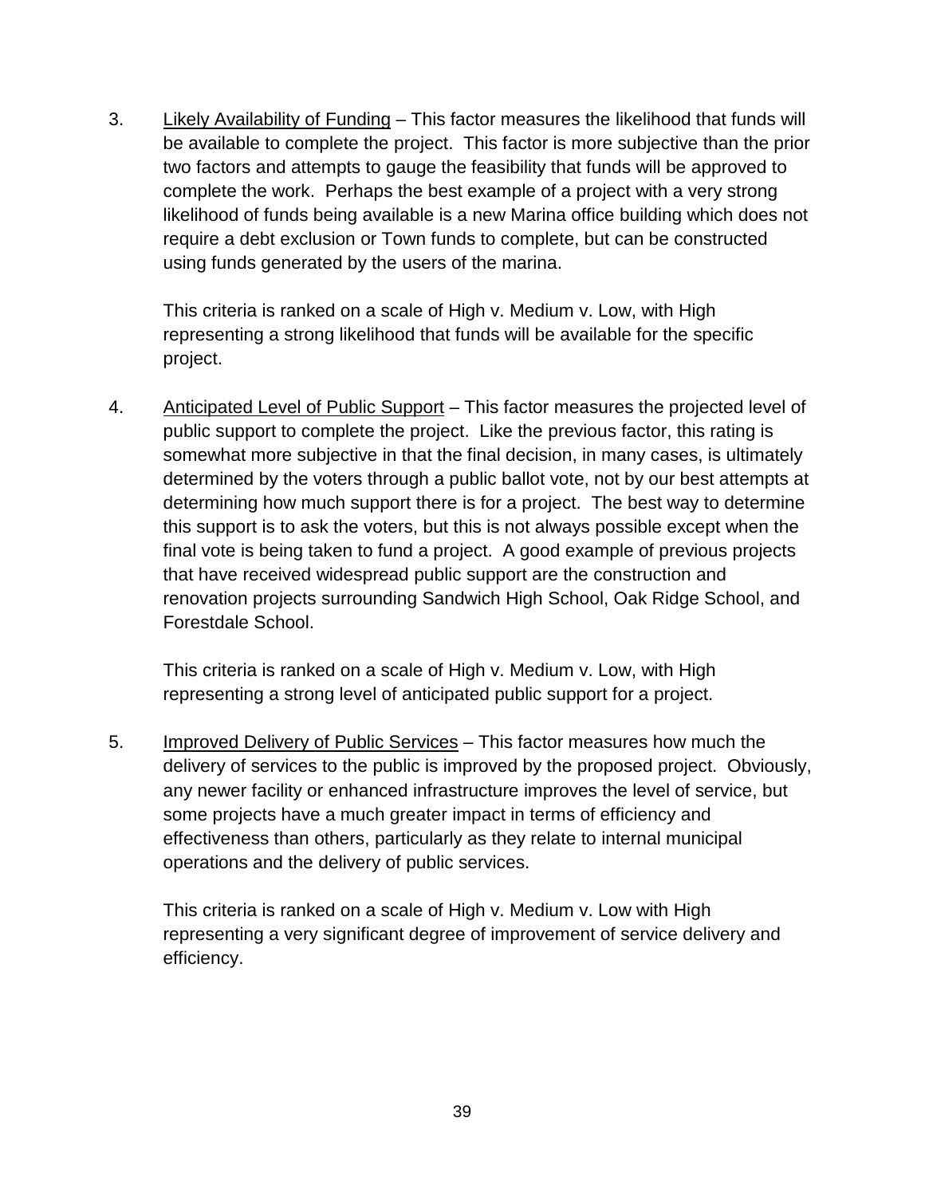3. <u>Likely Availability of Funding</u> – This factor measures the likelihood that funds will be available to complete the project. This factor is more subjective than the prior two factors and attempts to gauge the feasibility that funds will be approved to complete the work. Perhaps the best example of a project with a very strong likelihood of funds being available is a new Marina office building which does not require a debt exclusion or Town funds to complete, but can be constructed using funds generated by the users of the marina.

   This criteria is ranked on a scale of High v. Medium v. Low, with High representing a strong likelihood that funds will be available for the specific project.

4. <u>Anticipated Level of Public Support</u> – This factor measures the projected level of public support to complete the project. Like the previous factor, this rating is somewhat more subjective in that the final decision, in many cases, is ultimately determined by the voters through a public ballot vote, not by our best attempts at determining how much support there is for a project. The best way to determine this support is to ask the voters, but this is not always possible except when the final vote is being taken to fund a project. A good example of previous projects that have received widespread public support are the construction and renovation projects surrounding Sandwich High School, Oak Ridge School, and Forestdale School.

   This criteria is ranked on a scale of High v. Medium v. Low, with High representing a strong level of anticipated public support for a project.

5. <u>Improved Delivery of Public Services</u> – This factor measures how much the delivery of services to the public is improved by the proposed project. Obviously, any newer facility or enhanced infrastructure improves the level of service, but some projects have a much greater impact in terms of efficiency and effectiveness than others, particularly as they relate to internal municipal operations and the delivery of public services.

   This criteria is ranked on a scale of High v. Medium v. Low with High representing a very significant degree of improvement of service delivery and efficiency.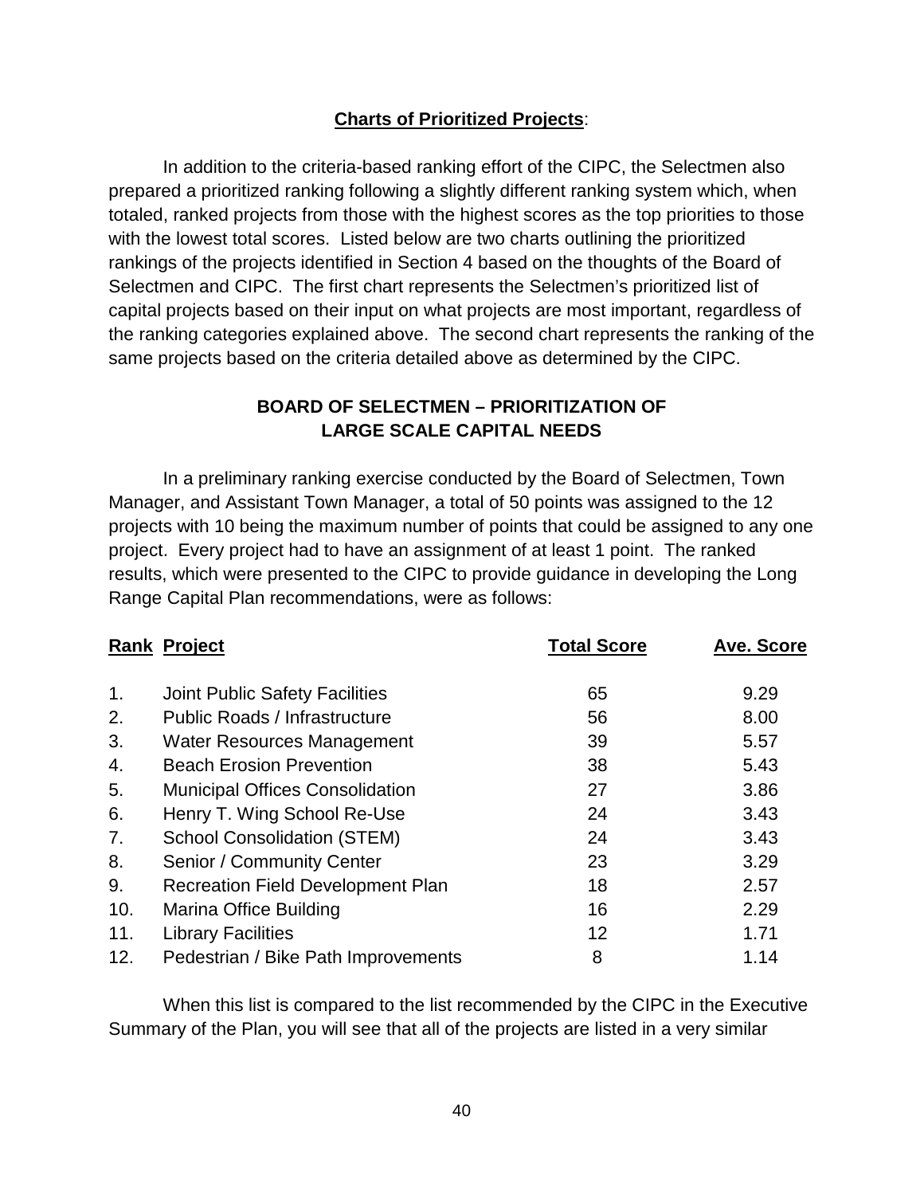## **Charts of Prioritized Projects**:

In addition to the criteria-based ranking effort of the CIPC, the Selectmen also prepared a prioritized ranking following a slightly different ranking system which, when totaled, ranked projects from those with the highest scores as the top priorities to those with the lowest total scores. Listed below are two charts outlining the prioritized rankings of the projects identified in Section 4 based on the thoughts of the Board of Selectmen and CIPC. The first chart represents the Selectmen's prioritized list of capital projects based on their input on what projects are most important, regardless of the ranking categories explained above. The second chart represents the ranking of the same projects based on the criteria detailed above as determined by the CIPC.

### BOARD OF SELECTMEN – PRIORITIZATION OF LARGE SCALE CAPITAL NEEDS

In a preliminary ranking exercise conducted by the Board of Selectmen, Town Manager, and Assistant Town Manager, a total of 50 points was assigned to the 12 projects with 10 being the maximum number of points that could be assigned to any one project. Every project had to have an assignment of at least 1 point. The ranked results, which were presented to the CIPC to provide guidance in developing the Long Range Capital Plan recommendations, were as follows:

| Rank | Project | Total Score | Ave. Score |
|---|---|---|---|
| 1. | Joint Public Safety Facilities | 65 | 9.29 |
| 2. | Public Roads / Infrastructure | 56 | 8.00 |
| 3. | Water Resources Management | 39 | 5.57 |
| 4. | Beach Erosion Prevention | 38 | 5.43 |
| 5. | Municipal Offices Consolidation | 27 | 3.86 |
| 6. | Henry T. Wing School Re-Use | 24 | 3.43 |
| 7. | School Consolidation (STEM) | 24 | 3.43 |
| 8. | Senior / Community Center | 23 | 3.29 |
| 9. | Recreation Field Development Plan | 18 | 2.57 |
| 10. | Marina Office Building | 16 | 2.29 |
| 11. | Library Facilities | 12 | 1.71 |
| 12. | Pedestrian / Bike Path Improvements | 8 | 1.14 |

When this list is compared to the list recommended by the CIPC in the Executive Summary of the Plan, you will see that all of the projects are listed in a very similar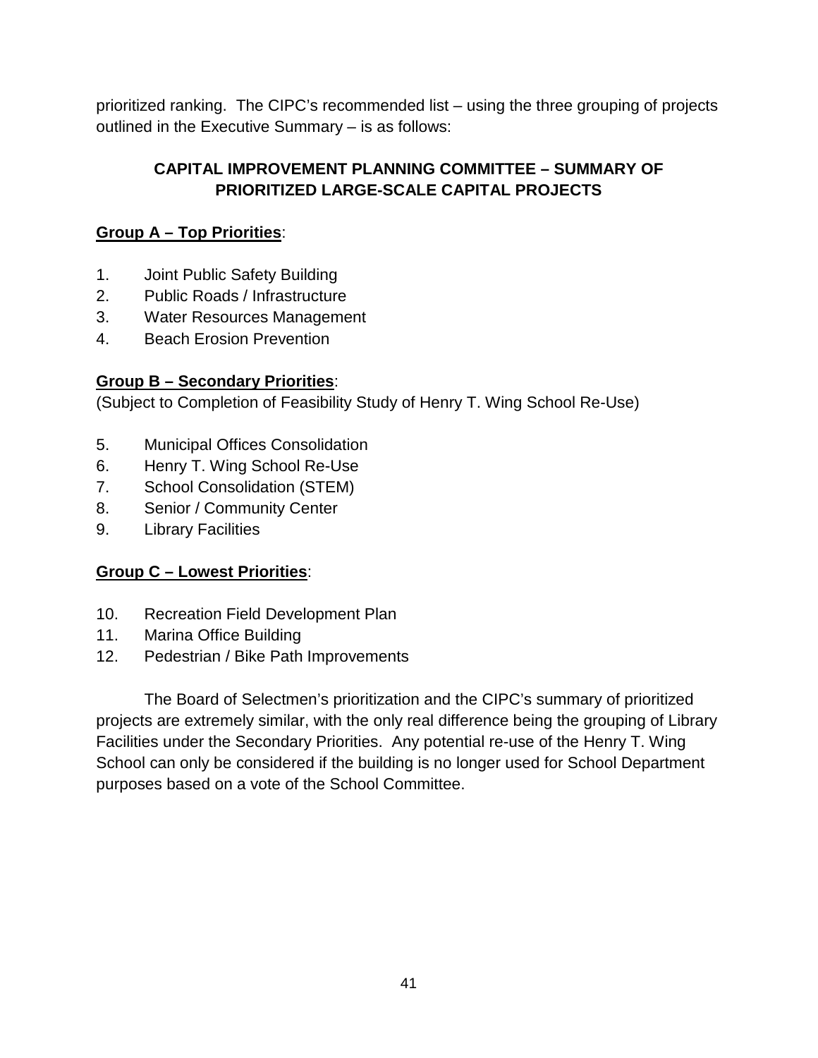prioritized ranking. The CIPC's recommended list – using the three grouping of projects outlined in the Executive Summary – is as follows:

## CAPITAL IMPROVEMENT PLANNING COMMITTEE – SUMMARY OF PRIORITIZED LARGE-SCALE CAPITAL PROJECTS

**<u>Group A – Top Priorities</u>**:

1. Joint Public Safety Building
2. Public Roads / Infrastructure
3. Water Resources Management
4. Beach Erosion Prevention

**<u>Group B – Secondary Priorities</u>**:
(Subject to Completion of Feasibility Study of Henry T. Wing School Re-Use)

5. Municipal Offices Consolidation
6. Henry T. Wing School Re-Use
7. School Consolidation (STEM)
8. Senior / Community Center
9. Library Facilities

**<u>Group C – Lowest Priorities</u>**:

10. Recreation Field Development Plan
11. Marina Office Building
12. Pedestrian / Bike Path Improvements

The Board of Selectmen's prioritization and the CIPC's summary of prioritized projects are extremely similar, with the only real difference being the grouping of Library Facilities under the Secondary Priorities. Any potential re-use of the Henry T. Wing School can only be considered if the building is no longer used for School Department purposes based on a vote of the School Committee.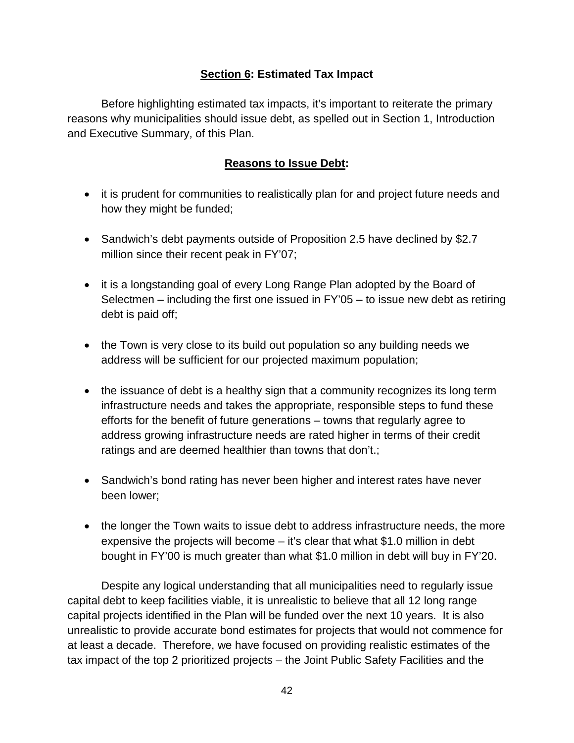## <u>Section 6</u>: Estimated Tax Impact

Before highlighting estimated tax impacts, it's important to reiterate the primary reasons why municipalities should issue debt, as spelled out in Section 1, Introduction and Executive Summary, of this Plan.

### <u>Reasons to Issue Debt</u>:

- it is prudent for communities to realistically plan for and project future needs and how they might be funded;
- Sandwich's debt payments outside of Proposition 2.5 have declined by $2.7 million since their recent peak in FY'07;
- it is a longstanding goal of every Long Range Plan adopted by the Board of Selectmen – including the first one issued in FY'05 – to issue new debt as retiring debt is paid off;
- the Town is very close to its build out population so any building needs we address will be sufficient for our projected maximum population;
- the issuance of debt is a healthy sign that a community recognizes its long term infrastructure needs and takes the appropriate, responsible steps to fund these efforts for the benefit of future generations – towns that regularly agree to address growing infrastructure needs are rated higher in terms of their credit ratings and are deemed healthier than towns that don't.;
- Sandwich's bond rating has never been higher and interest rates have never been lower;
- the longer the Town waits to issue debt to address infrastructure needs, the more expensive the projects will become – it's clear that what $1.0 million in debt bought in FY'00 is much greater than what $1.0 million in debt will buy in FY'20.

Despite any logical understanding that all municipalities need to regularly issue capital debt to keep facilities viable, it is unrealistic to believe that all 12 long range capital projects identified in the Plan will be funded over the next 10 years. It is also unrealistic to provide accurate bond estimates for projects that would not commence for at least a decade. Therefore, we have focused on providing realistic estimates of the tax impact of the top 2 prioritized projects – the Joint Public Safety Facilities and the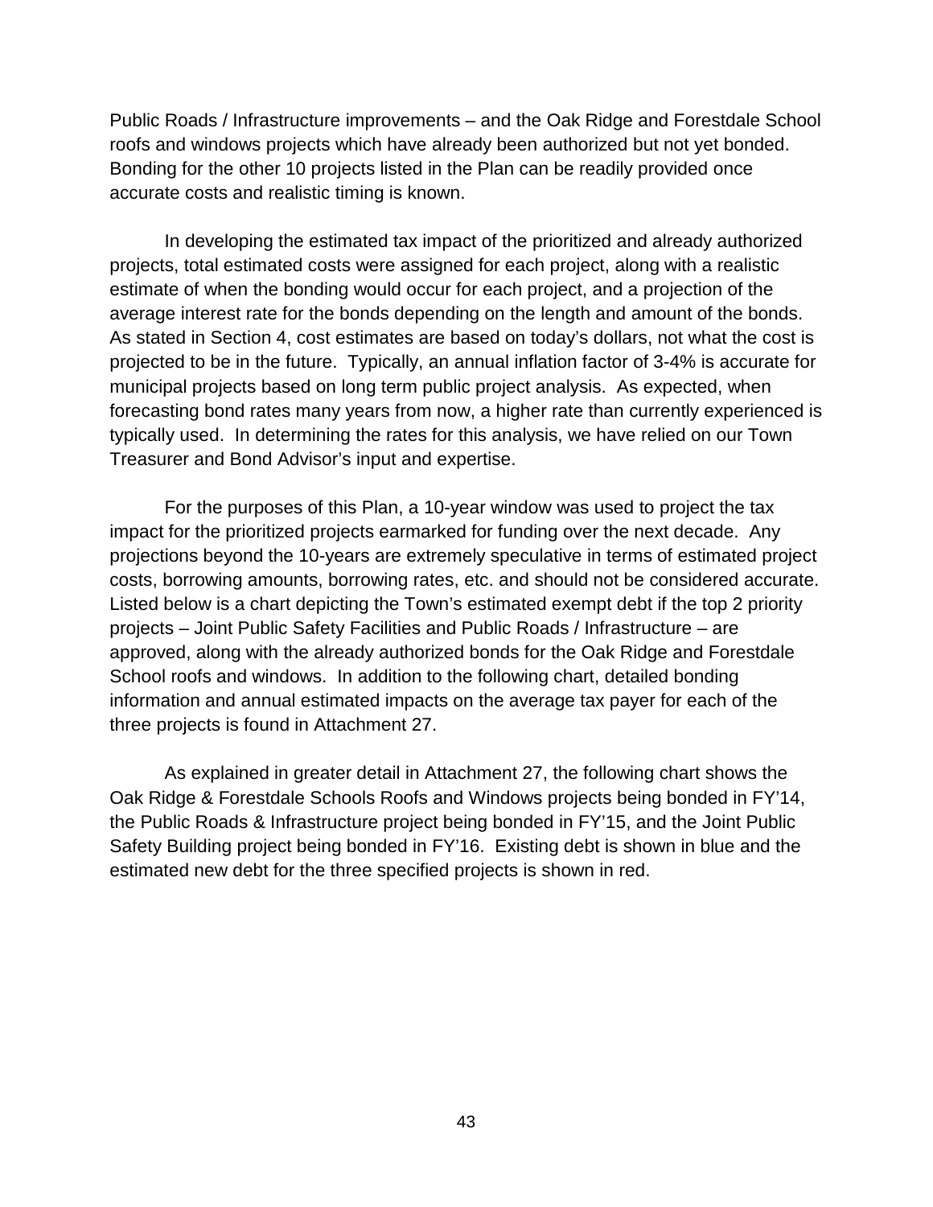Public Roads / Infrastructure improvements – and the Oak Ridge and Forestdale School roofs and windows projects which have already been authorized but not yet bonded. Bonding for the other 10 projects listed in the Plan can be readily provided once accurate costs and realistic timing is known.

In developing the estimated tax impact of the prioritized and already authorized projects, total estimated costs were assigned for each project, along with a realistic estimate of when the bonding would occur for each project, and a projection of the average interest rate for the bonds depending on the length and amount of the bonds. As stated in Section 4, cost estimates are based on today's dollars, not what the cost is projected to be in the future. Typically, an annual inflation factor of 3-4% is accurate for municipal projects based on long term public project analysis. As expected, when forecasting bond rates many years from now, a higher rate than currently experienced is typically used. In determining the rates for this analysis, we have relied on our Town Treasurer and Bond Advisor's input and expertise.

For the purposes of this Plan, a 10-year window was used to project the tax impact for the prioritized projects earmarked for funding over the next decade. Any projections beyond the 10-years are extremely speculative in terms of estimated project costs, borrowing amounts, borrowing rates, etc. and should not be considered accurate. Listed below is a chart depicting the Town's estimated exempt debt if the top 2 priority projects – Joint Public Safety Facilities and Public Roads / Infrastructure – are approved, along with the already authorized bonds for the Oak Ridge and Forestdale School roofs and windows. In addition to the following chart, detailed bonding information and annual estimated impacts on the average tax payer for each of the three projects is found in Attachment 27.

As explained in greater detail in Attachment 27, the following chart shows the Oak Ridge & Forestdale Schools Roofs and Windows projects being bonded in FY'14, the Public Roads & Infrastructure project being bonded in FY'15, and the Joint Public Safety Building project being bonded in FY'16. Existing debt is shown in blue and the estimated new debt for the three specified projects is shown in red.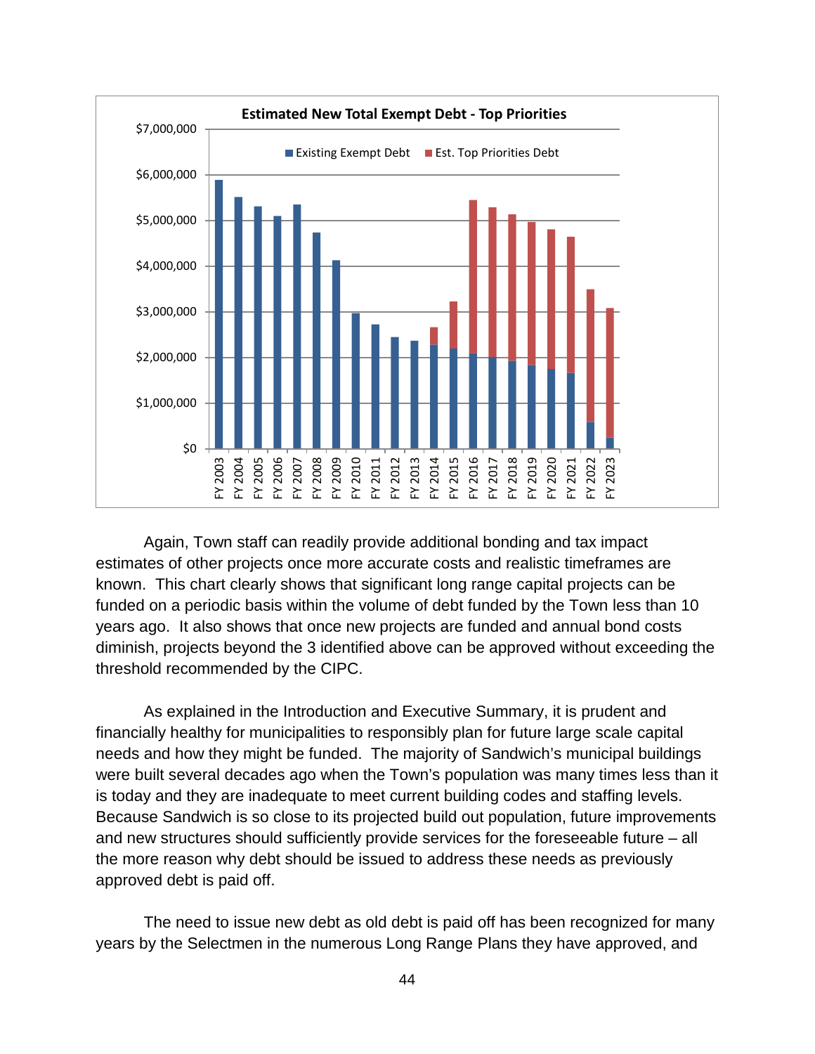**Estimated New Total Exempt Debt - Top Priorities**

Again, Town staff can readily provide additional bonding and tax impact estimates of other projects once more accurate costs and realistic timeframes are known. This chart clearly shows that significant long range capital projects can be funded on a periodic basis within the volume of debt funded by the Town less than 10 years ago. It also shows that once new projects are funded and annual bond costs diminish, projects beyond the 3 identified above can be approved without exceeding the threshold recommended by the CIPC.

As explained in the Introduction and Executive Summary, it is prudent and financially healthy for municipalities to responsibly plan for future large scale capital needs and how they might be funded. The majority of Sandwich's municipal buildings were built several decades ago when the Town's population was many times less than it is today and they are inadequate to meet current building codes and staffing levels. Because Sandwich is so close to its projected build out population, future improvements and new structures should sufficiently provide services for the foreseeable future – all the more reason why debt should be issued to address these needs as previously approved debt is paid off.

The need to issue new debt as old debt is paid off has been recognized for many years by the Selectmen in the numerous Long Range Plans they have approved, and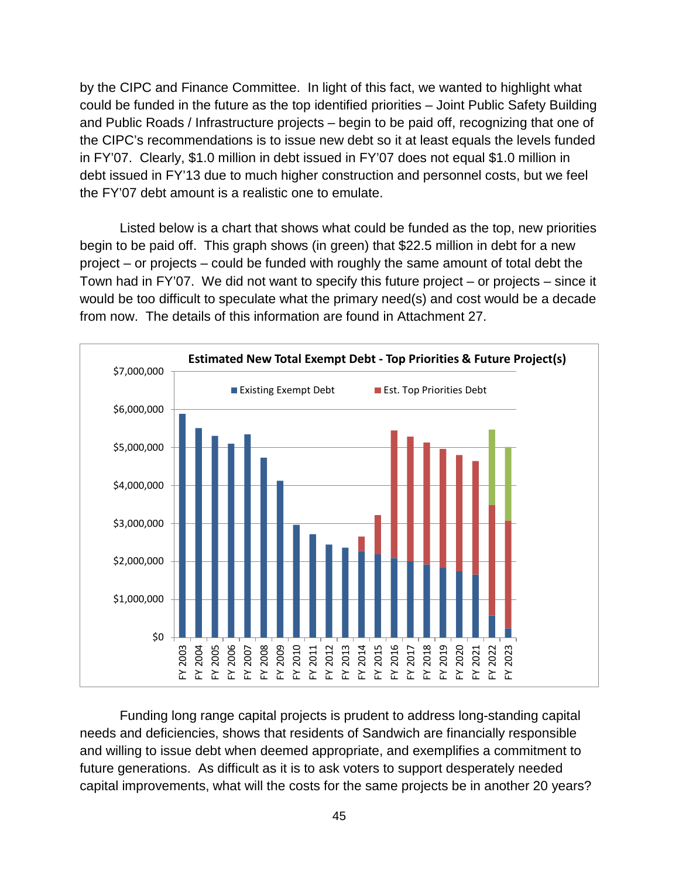by the CIPC and Finance Committee. In light of this fact, we wanted to highlight what could be funded in the future as the top identified priorities – Joint Public Safety Building and Public Roads / Infrastructure projects – begin to be paid off, recognizing that one of the CIPC's recommendations is to issue new debt so it at least equals the levels funded in FY'07. Clearly, $1.0 million in debt issued in FY'07 does not equal $1.0 million in debt issued in FY'13 due to much higher construction and personnel costs, but we feel the FY'07 debt amount is a realistic one to emulate.

Listed below is a chart that shows what could be funded as the top, new priorities begin to be paid off. This graph shows (in green) that $22.5 million in debt for a new project – or projects – could be funded with roughly the same amount of total debt the Town had in FY'07. We did not want to specify this future project – or projects – since it would be too difficult to speculate what the primary need(s) and cost would be a decade from now. The details of this information are found in Attachment 27.

**Estimated New Total Exempt Debt - Top Priorities & Future Project(s)**

Legend: Existing Exempt Debt; Est. Top Priorities Debt

Y-axis: $0 – $7,000,000 (in $1,000,000 increments)

X-axis: FY 2003 through FY 2023

Funding long range capital projects is prudent to address long-standing capital needs and deficiencies, shows that residents of Sandwich are financially responsible and willing to issue debt when deemed appropriate, and exemplifies a commitment to future generations. As difficult as it is to ask voters to support desperately needed capital improvements, what will the costs for the same projects be in another 20 years?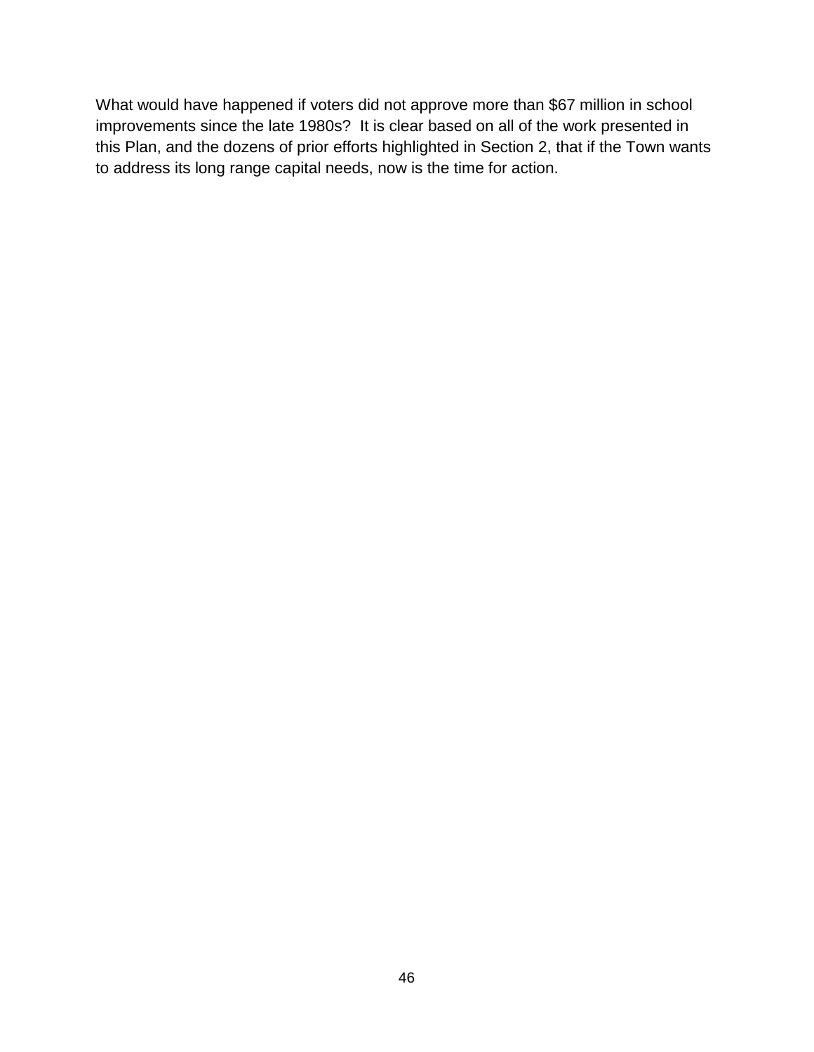What would have happened if voters did not approve more than $67 million in school improvements since the late 1980s?  It is clear based on all of the work presented in this Plan, and the dozens of prior efforts highlighted in Section 2, that if the Town wants to address its long range capital needs, now is the time for action.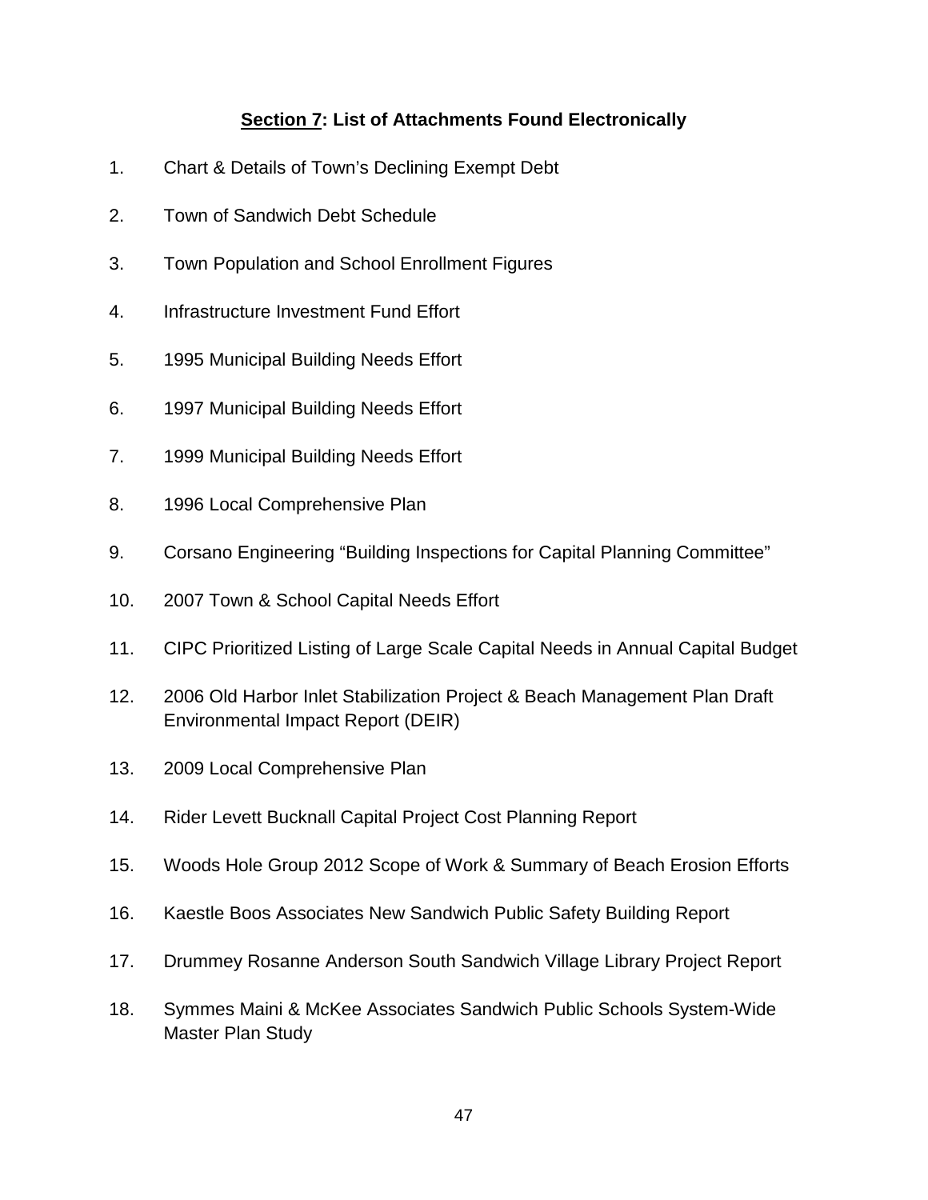## <u>Section 7</u>: List of Attachments Found Electronically

1. Chart & Details of Town's Declining Exempt Debt
2. Town of Sandwich Debt Schedule
3. Town Population and School Enrollment Figures
4. Infrastructure Investment Fund Effort
5. 1995 Municipal Building Needs Effort
6. 1997 Municipal Building Needs Effort
7. 1999 Municipal Building Needs Effort
8. 1996 Local Comprehensive Plan
9. Corsano Engineering "Building Inspections for Capital Planning Committee"
10. 2007 Town & School Capital Needs Effort
11. CIPC Prioritized Listing of Large Scale Capital Needs in Annual Capital Budget
12. 2006 Old Harbor Inlet Stabilization Project & Beach Management Plan Draft Environmental Impact Report (DEIR)
13. 2009 Local Comprehensive Plan
14. Rider Levett Bucknall Capital Project Cost Planning Report
15. Woods Hole Group 2012 Scope of Work & Summary of Beach Erosion Efforts
16. Kaestle Boos Associates New Sandwich Public Safety Building Report
17. Drummey Rosanne Anderson South Sandwich Village Library Project Report
18. Symmes Maini & McKee Associates Sandwich Public Schools System-Wide Master Plan Study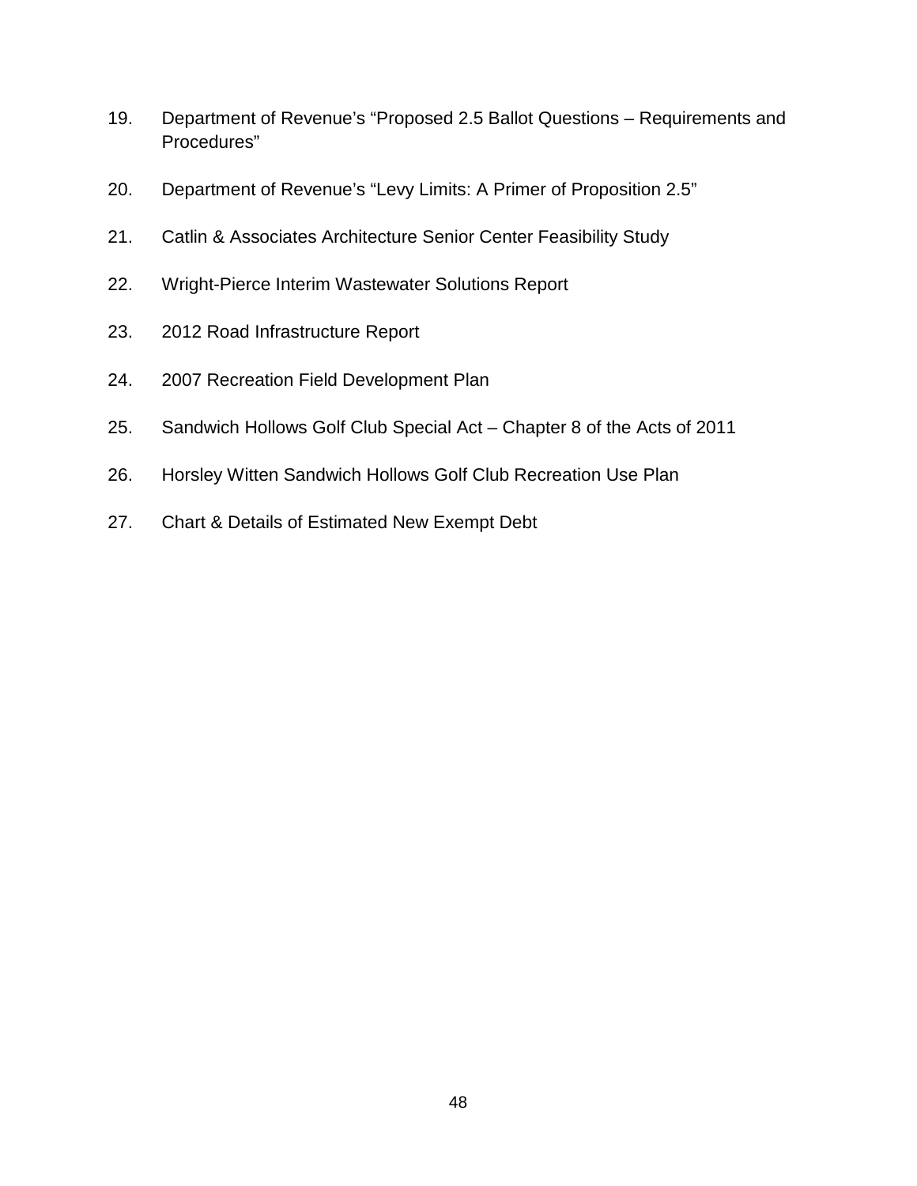19. Department of Revenue's "Proposed 2.5 Ballot Questions – Requirements and Procedures"

20. Department of Revenue's "Levy Limits: A Primer of Proposition 2.5"

21. Catlin & Associates Architecture Senior Center Feasibility Study

22. Wright-Pierce Interim Wastewater Solutions Report

23. 2012 Road Infrastructure Report

24. 2007 Recreation Field Development Plan

25. Sandwich Hollows Golf Club Special Act – Chapter 8 of the Acts of 2011

26. Horsley Witten Sandwich Hollows Golf Club Recreation Use Plan

27. Chart & Details of Estimated New Exempt Debt